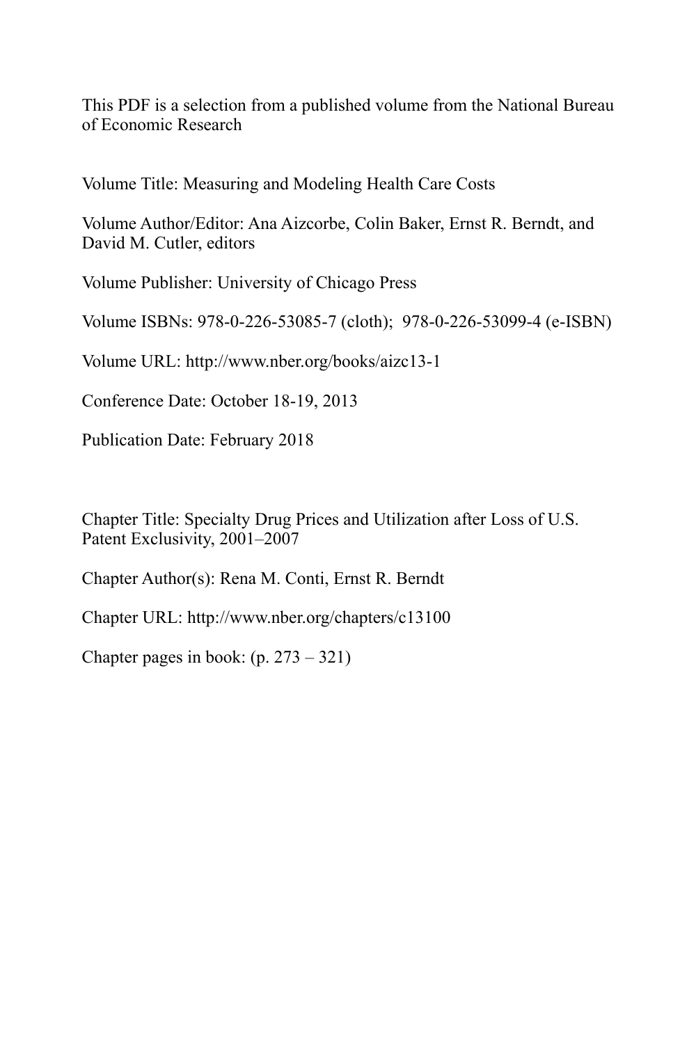This PDF is a selection from a published volume from the National Bureau of Economic Research

Volume Title: Measuring and Modeling Health Care Costs

Volume Author/Editor: Ana Aizcorbe, Colin Baker, Ernst R. Berndt, and David M. Cutler, editors

Volume Publisher: University of Chicago Press

Volume ISBNs: 978-0-226-53085-7 (cloth); 978-0-226-53099-4 (e-ISBN)

Volume URL: http://www.nber.org/books/aizc13-1

Conference Date: October 18-19, 2013

Publication Date: February 2018

Chapter Title: Specialty Drug Prices and Utilization after Loss of U.S. Patent Exclusivity, 2001–2007

Chapter Author(s): Rena M. Conti, Ernst R. Berndt

Chapter URL: http://www.nber.org/chapters/c13100

Chapter pages in book: (p. 273 – 321)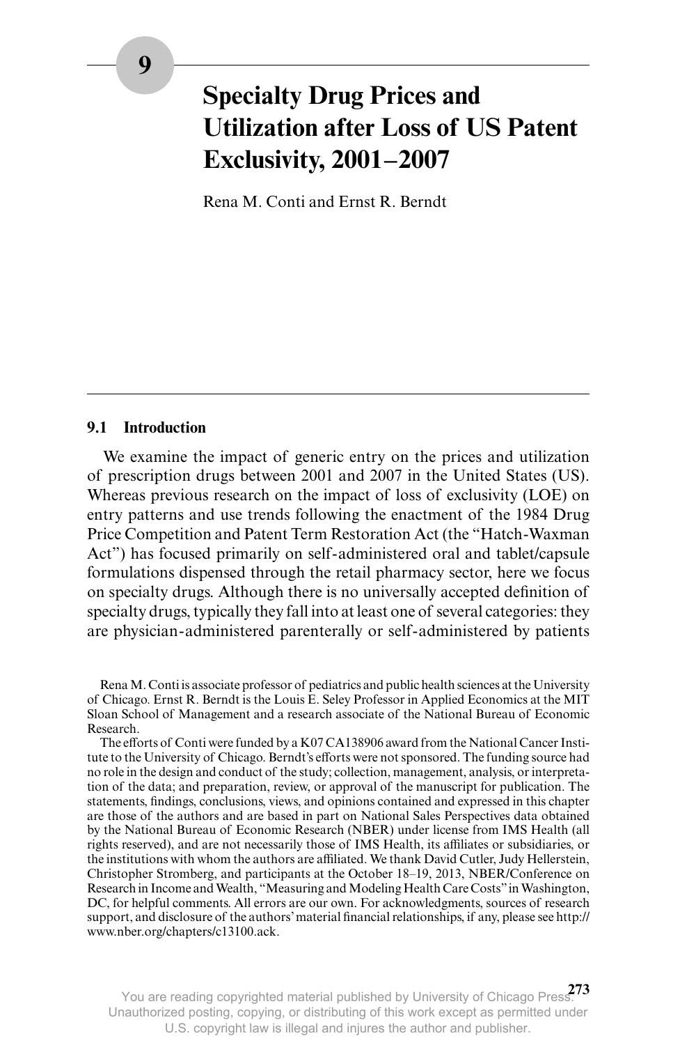# 9 Specialty Drug Prices and Utilization after Loss of US Patent Exclusivity, 2001–2007

Rena M. Conti and Ernst R. Berndt

## 9.1 Introduction

We examine the impact of generic entry on the prices and utilization of prescription drugs between 2001 and 2007 in the United States (US). Whereas previous research on the impact of loss of exclusivity (LOE) on entry patterns and use trends following the enactment of the 1984 Drug Price Competition and Patent Term Restoration Act (the "Hatch-Waxman Act") has focused primarily on self-administered oral and tablet/capsule formulations dispensed through the retail pharmacy sector, here we focus on specialty drugs. Although there is no universally accepted definition of specialty drugs, typically they fall into at least one of several categories: they are physician-administered parenterally or self-administered by patients

Rena M. Conti is associate professor of pediatrics and public health sciences at the University of Chicago. Ernst R. Berndt is the Louis E. Seley Professor in Applied Economics at the MIT Sloan School of Management and a research associate of the National Bureau of Economic Research.

The efforts of Conti were funded by a K07 CA138906 award from the National Cancer Institute to the University of Chicago. Berndt's efforts were not sponsored. The funding source had no role in the design and conduct of the study; collection, management, analysis, or interpretation of the data; and preparation, review, or approval of the manuscript for publication. The statements, findings, conclusions, views, and opinions contained and expressed in this chapter are those of the authors and are based in part on National Sales Perspectives data obtained by the National Bureau of Economic Research (NBER) under license from IMS Health (all rights reserved), and are not necessarily those of IMS Health, its affiliates or subsidiaries, or the institutions with whom the authors are affiliated. We thank David Cutler, Judy Hellerstein, Christopher Stromberg, and participants at the October 18–19, 2013, NBER/Conference on Research in Income and Wealth, "Measuring and Modeling Health Care Costs" in Washington, DC, for helpful comments. All errors are our own. For acknowledgments, sources of research support, and disclosure of the authors' material financial relationships, if any, please see http://www.nber.org/chapters/c13100.ack.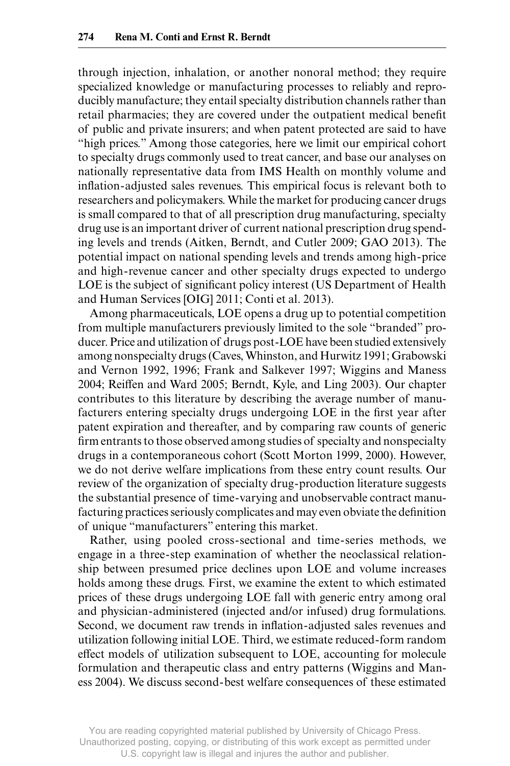through injection, inhalation, or another nonoral method; they require specialized knowledge or manufacturing processes to reliably and reproducibly manufacture; they entail specialty distribution channels rather than retail pharmacies; they are covered under the outpatient medical benefit of public and private insurers; and when patent protected are said to have "high prices." Among those categories, here we limit our empirical cohort to specialty drugs commonly used to treat cancer, and base our analyses on nationally representative data from IMS Health on monthly volume and inflation-adjusted sales revenues. This empirical focus is relevant both to researchers and policymakers. While the market for producing cancer drugs is small compared to that of all prescription drug manufacturing, specialty drug use is an important driver of current national prescription drug spending levels and trends (Aitken, Berndt, and Cutler 2009; GAO 2013). The potential impact on national spending levels and trends among high-price and high-revenue cancer and other specialty drugs expected to undergo LOE is the subject of significant policy interest (US Department of Health and Human Services [OIG] 2011; Conti et al. 2013).

Among pharmaceuticals, LOE opens a drug up to potential competition from multiple manufacturers previously limited to the sole "branded" producer. Price and utilization of drugs post-LOE have been studied extensively among nonspecialty drugs (Caves, Whinston, and Hurwitz 1991; Grabowski and Vernon 1992, 1996; Frank and Salkever 1997; Wiggins and Maness 2004; Reiffen and Ward 2005; Berndt, Kyle, and Ling 2003). Our chapter contributes to this literature by describing the average number of manufacturers entering specialty drugs undergoing LOE in the first year after patent expiration and thereafter, and by comparing raw counts of generic firm entrants to those observed among studies of specialty and nonspecialty drugs in a contemporaneous cohort (Scott Morton 1999, 2000). However, we do not derive welfare implications from these entry count results. Our review of the organization of specialty drug-production literature suggests the substantial presence of time-varying and unobservable contract manufacturing practices seriously complicates and may even obviate the definition of unique "manufacturers" entering this market.

Rather, using pooled cross-sectional and time-series methods, we engage in a three-step examination of whether the neoclassical relationship between presumed price declines upon LOE and volume increases holds among these drugs. First, we examine the extent to which estimated prices of these drugs undergoing LOE fall with generic entry among oral and physician-administered (injected and/or infused) drug formulations. Second, we document raw trends in inflation-adjusted sales revenues and utilization following initial LOE. Third, we estimate reduced-form random effect models of utilization subsequent to LOE, accounting for molecule formulation and therapeutic class and entry patterns (Wiggins and Maness 2004). We discuss second-best welfare consequences of these estimated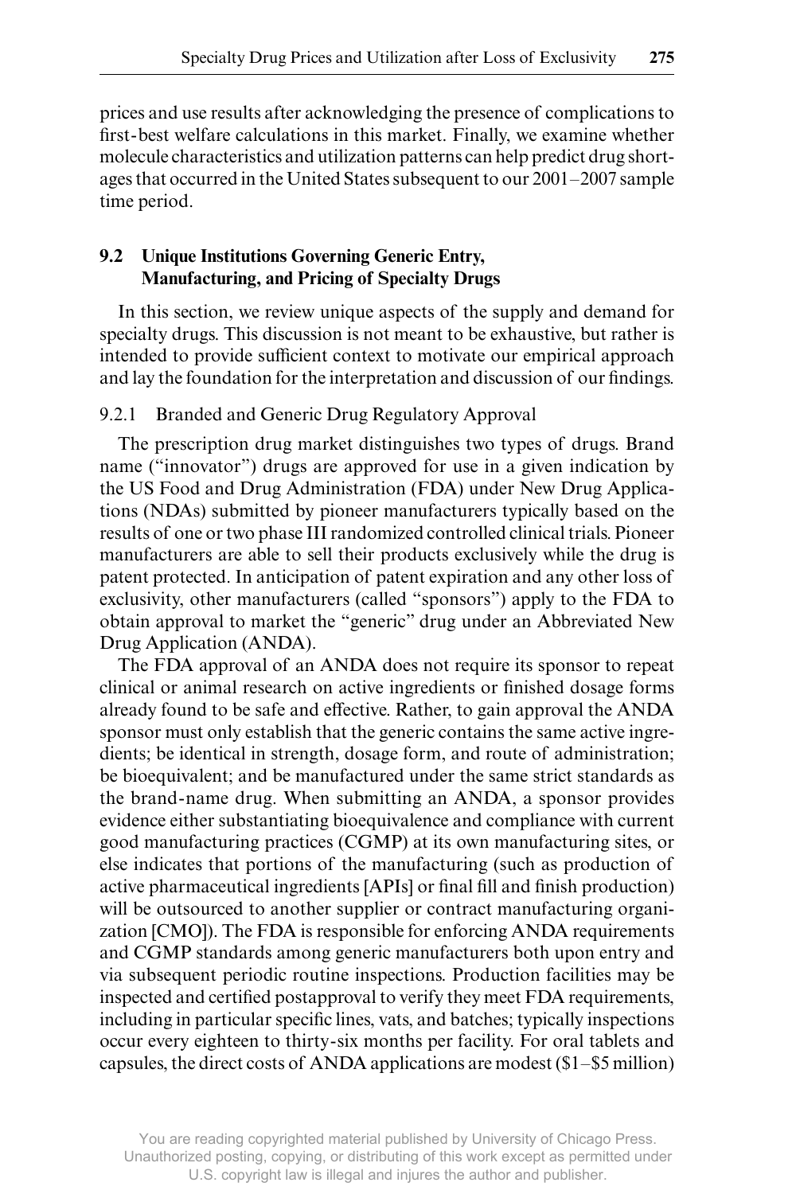prices and use results after acknowledging the presence of complications to first-best welfare calculations in this market. Finally, we examine whether molecule characteristics and utilization patterns can help predict drug shortages that occurred in the United States subsequent to our 2001–2007 sample time period.

## 9.2 Unique Institutions Governing Generic Entry, Manufacturing, and Pricing of Specialty Drugs

In this section, we review unique aspects of the supply and demand for specialty drugs. This discussion is not meant to be exhaustive, but rather is intended to provide sufficient context to motivate our empirical approach and lay the foundation for the interpretation and discussion of our findings.

### 9.2.1 Branded and Generic Drug Regulatory Approval

The prescription drug market distinguishes two types of drugs. Brand name ("innovator") drugs are approved for use in a given indication by the US Food and Drug Administration (FDA) under New Drug Applications (NDAs) submitted by pioneer manufacturers typically based on the results of one or two phase III randomized controlled clinical trials. Pioneer manufacturers are able to sell their products exclusively while the drug is patent protected. In anticipation of patent expiration and any other loss of exclusivity, other manufacturers (called "sponsors") apply to the FDA to obtain approval to market the "generic" drug under an Abbreviated New Drug Application (ANDA).

The FDA approval of an ANDA does not require its sponsor to repeat clinical or animal research on active ingredients or finished dosage forms already found to be safe and effective. Rather, to gain approval the ANDA sponsor must only establish that the generic contains the same active ingredients; be identical in strength, dosage form, and route of administration; be bioequivalent; and be manufactured under the same strict standards as the brand-name drug. When submitting an ANDA, a sponsor provides evidence either substantiating bioequivalence and compliance with current good manufacturing practices (CGMP) at its own manufacturing sites, or else indicates that portions of the manufacturing (such as production of active pharmaceutical ingredients [APIs] or final fill and finish production) will be outsourced to another supplier or contract manufacturing organization [CMO]). The FDA is responsible for enforcing ANDA requirements and CGMP standards among generic manufacturers both upon entry and via subsequent periodic routine inspections. Production facilities may be inspected and certified postapproval to verify they meet FDA requirements, including in particular specific lines, vats, and batches; typically inspections occur every eighteen to thirty-six months per facility. For oral tablets and capsules, the direct costs of ANDA applications are modest ($1–$5 million)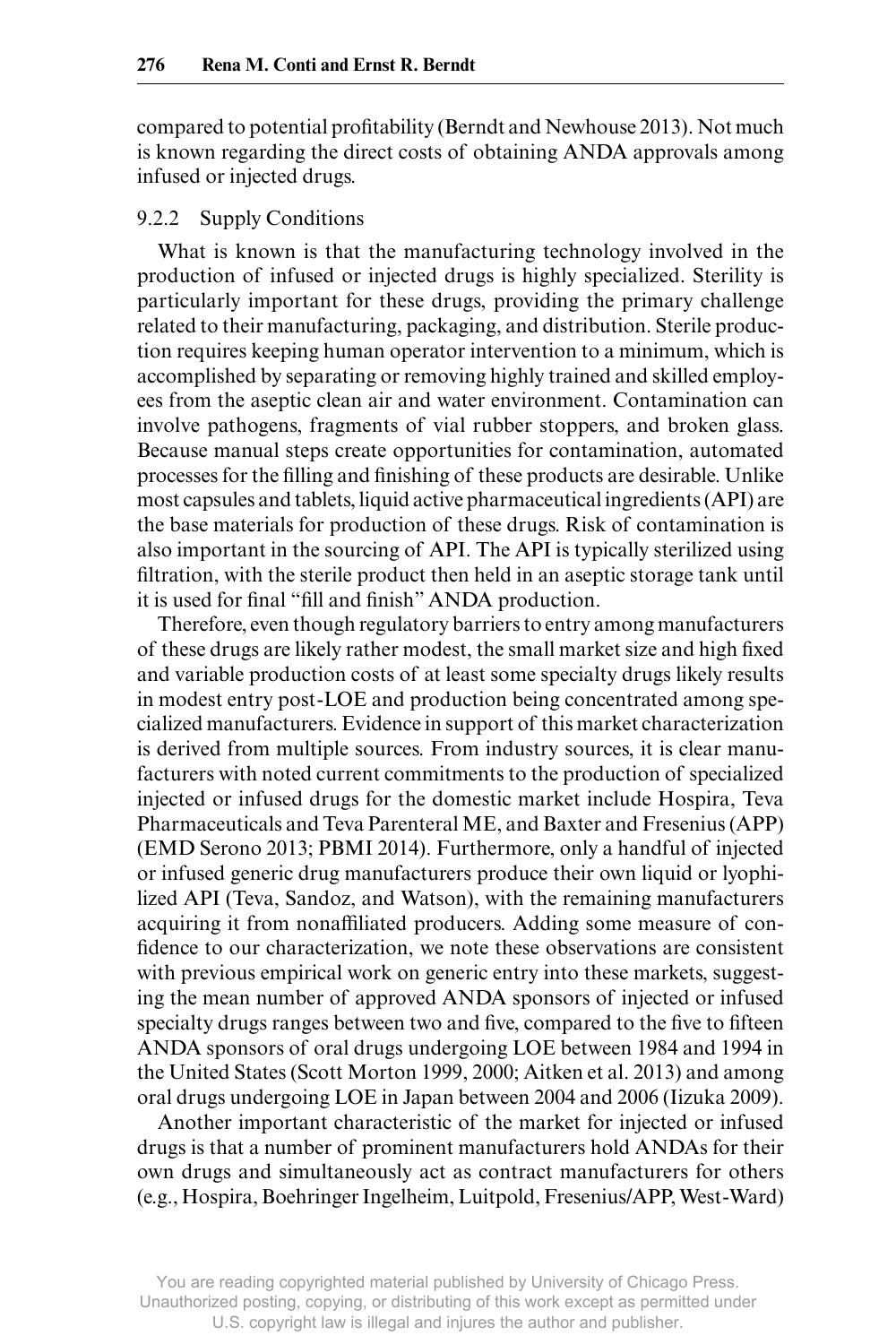compared to potential profitability (Berndt and Newhouse 2013). Not much is known regarding the direct costs of obtaining ANDA approvals among infused or injected drugs.

### 9.2.2 Supply Conditions

What is known is that the manufacturing technology involved in the production of infused or injected drugs is highly specialized. Sterility is particularly important for these drugs, providing the primary challenge related to their manufacturing, packaging, and distribution. Sterile production requires keeping human operator intervention to a minimum, which is accomplished by separating or removing highly trained and skilled employees from the aseptic clean air and water environment. Contamination can involve pathogens, fragments of vial rubber stoppers, and broken glass. Because manual steps create opportunities for contamination, automated processes for the filling and finishing of these products are desirable. Unlike most capsules and tablets, liquid active pharmaceutical ingredients (API) are the base materials for production of these drugs. Risk of contamination is also important in the sourcing of API. The API is typically sterilized using filtration, with the sterile product then held in an aseptic storage tank until it is used for final "fill and finish" ANDA production.

Therefore, even though regulatory barriers to entry among manufacturers of these drugs are likely rather modest, the small market size and high fixed and variable production costs of at least some specialty drugs likely results in modest entry post-LOE and production being concentrated among specialized manufacturers. Evidence in support of this market characterization is derived from multiple sources. From industry sources, it is clear manufacturers with noted current commitments to the production of specialized injected or infused drugs for the domestic market include Hospira, Teva Pharmaceuticals and Teva Parenteral ME, and Baxter and Fresenius (APP) (EMD Serono 2013; PBMI 2014). Furthermore, only a handful of injected or infused generic drug manufacturers produce their own liquid or lyophilized API (Teva, Sandoz, and Watson), with the remaining manufacturers acquiring it from nonaffiliated producers. Adding some measure of confidence to our characterization, we note these observations are consistent with previous empirical work on generic entry into these markets, suggesting the mean number of approved ANDA sponsors of injected or infused specialty drugs ranges between two and five, compared to the five to fifteen ANDA sponsors of oral drugs undergoing LOE between 1984 and 1994 in the United States (Scott Morton 1999, 2000; Aitken et al. 2013) and among oral drugs undergoing LOE in Japan between 2004 and 2006 (Iizuka 2009).

Another important characteristic of the market for injected or infused drugs is that a number of prominent manufacturers hold ANDAs for their own drugs and simultaneously act as contract manufacturers for others (e.g., Hospira, Boehringer Ingelheim, Luitpold, Fresenius/APP, West-Ward)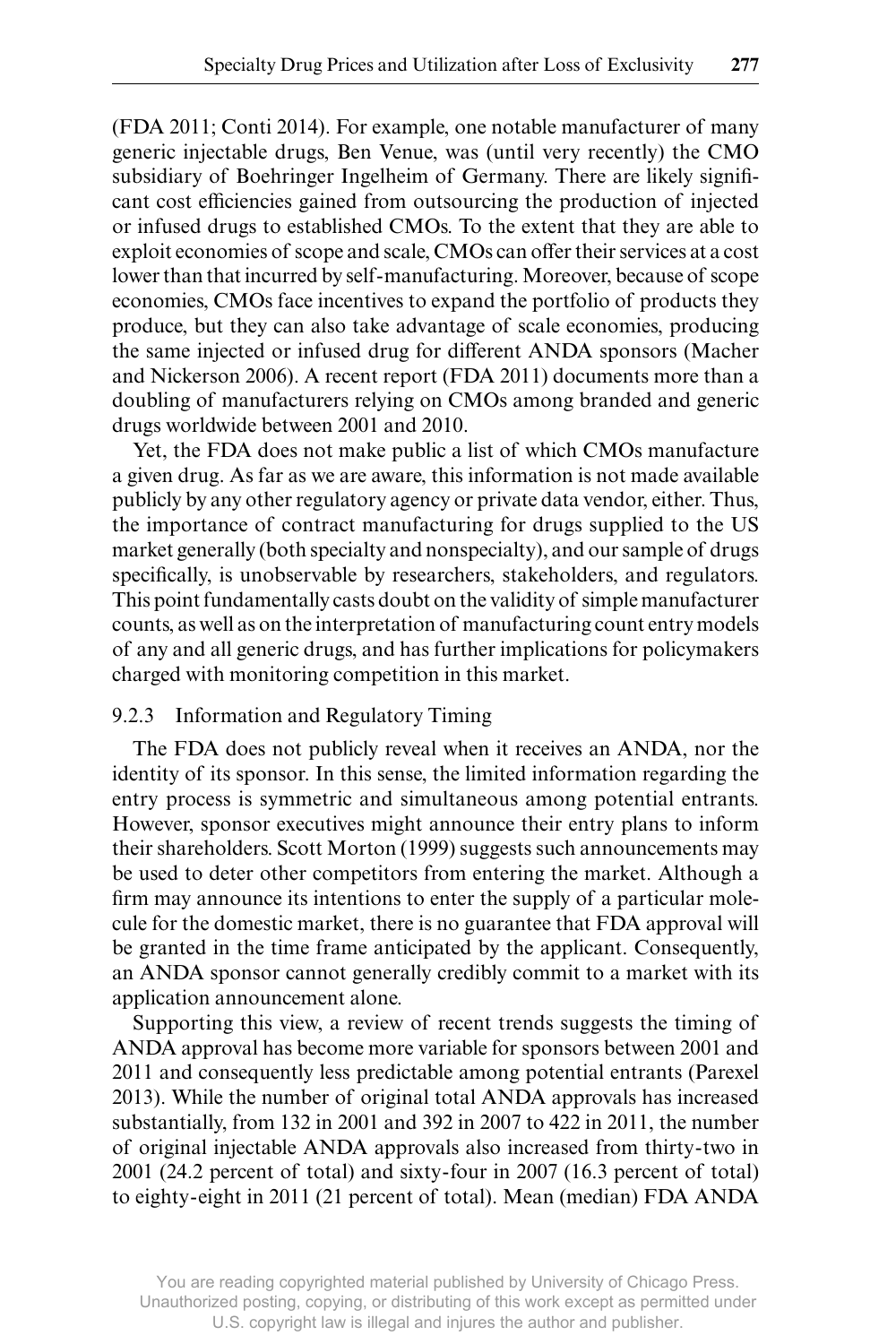(FDA 2011; Conti 2014). For example, one notable manufacturer of many generic injectable drugs, Ben Venue, was (until very recently) the CMO subsidiary of Boehringer Ingelheim of Germany. There are likely significant cost efficiencies gained from outsourcing the production of injected or infused drugs to established CMOs. To the extent that they are able to exploit economies of scope and scale, CMOs can offer their services at a cost lower than that incurred by self-manufacturing. Moreover, because of scope economies, CMOs face incentives to expand the portfolio of products they produce, but they can also take advantage of scale economies, producing the same injected or infused drug for different ANDA sponsors (Macher and Nickerson 2006). A recent report (FDA 2011) documents more than a doubling of manufacturers relying on CMOs among branded and generic drugs worldwide between 2001 and 2010.

Yet, the FDA does not make public a list of which CMOs manufacture a given drug. As far as we are aware, this information is not made available publicly by any other regulatory agency or private data vendor, either. Thus, the importance of contract manufacturing for drugs supplied to the US market generally (both specialty and nonspecialty), and our sample of drugs specifically, is unobservable by researchers, stakeholders, and regulators. This point fundamentally casts doubt on the validity of simple manufacturer counts, as well as on the interpretation of manufacturing count entry models of any and all generic drugs, and has further implications for policymakers charged with monitoring competition in this market.

### 9.2.3 Information and Regulatory Timing

The FDA does not publicly reveal when it receives an ANDA, nor the identity of its sponsor. In this sense, the limited information regarding the entry process is symmetric and simultaneous among potential entrants. However, sponsor executives might announce their entry plans to inform their shareholders. Scott Morton (1999) suggests such announcements may be used to deter other competitors from entering the market. Although a firm may announce its intentions to enter the supply of a particular molecule for the domestic market, there is no guarantee that FDA approval will be granted in the time frame anticipated by the applicant. Consequently, an ANDA sponsor cannot generally credibly commit to a market with its application announcement alone.

Supporting this view, a review of recent trends suggests the timing of ANDA approval has become more variable for sponsors between 2001 and 2011 and consequently less predictable among potential entrants (Parexel 2013). While the number of original total ANDA approvals has increased substantially, from 132 in 2001 and 392 in 2007 to 422 in 2011, the number of original injectable ANDA approvals also increased from thirty-two in 2001 (24.2 percent of total) and sixty-four in 2007 (16.3 percent of total) to eighty-eight in 2011 (21 percent of total). Mean (median) FDA ANDA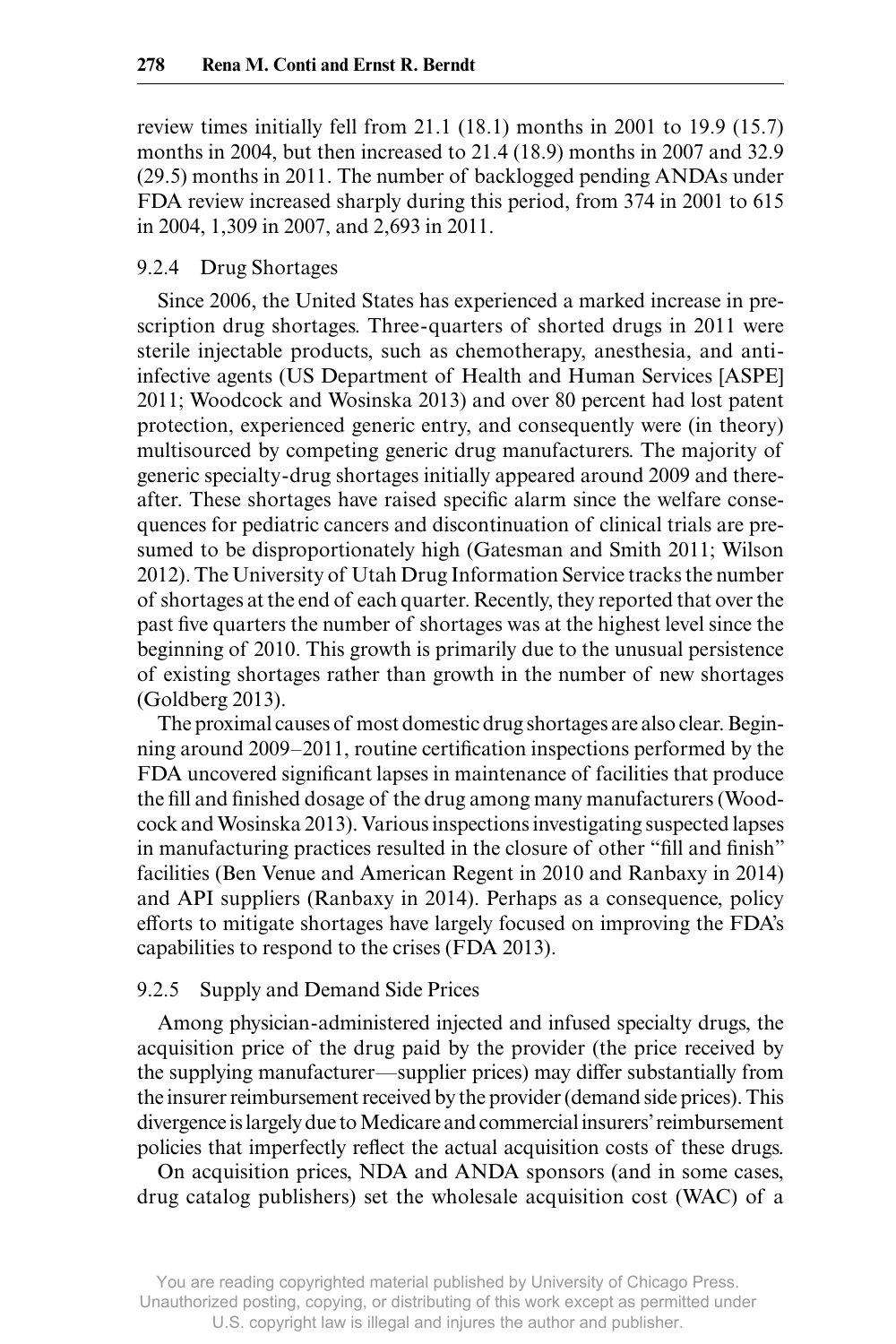review times initially fell from 21.1 (18.1) months in 2001 to 19.9 (15.7) months in 2004, but then increased to 21.4 (18.9) months in 2007 and 32.9 (29.5) months in 2011. The number of backlogged pending ANDAs under FDA review increased sharply during this period, from 374 in 2001 to 615 in 2004, 1,309 in 2007, and 2,693 in 2011.

### 9.2.4 Drug Shortages

Since 2006, the United States has experienced a marked increase in prescription drug shortages. Three-quarters of shorted drugs in 2011 were sterile injectable products, such as chemotherapy, anesthesia, and anti-infective agents (US Department of Health and Human Services [ASPE] 2011; Woodcock and Wosinska 2013) and over 80 percent had lost patent protection, experienced generic entry, and consequently were (in theory) multisourced by competing generic drug manufacturers. The majority of generic specialty-drug shortages initially appeared around 2009 and thereafter. These shortages have raised specific alarm since the welfare consequences for pediatric cancers and discontinuation of clinical trials are presumed to be disproportionately high (Gatesman and Smith 2011; Wilson 2012). The University of Utah Drug Information Service tracks the number of shortages at the end of each quarter. Recently, they reported that over the past five quarters the number of shortages was at the highest level since the beginning of 2010. This growth is primarily due to the unusual persistence of existing shortages rather than growth in the number of new shortages (Goldberg 2013).

The proximal causes of most domestic drug shortages are also clear. Beginning around 2009–2011, routine certification inspections performed by the FDA uncovered significant lapses in maintenance of facilities that produce the fill and finished dosage of the drug among many manufacturers (Woodcock and Wosinska 2013). Various inspections investigating suspected lapses in manufacturing practices resulted in the closure of other "fill and finish" facilities (Ben Venue and American Regent in 2010 and Ranbaxy in 2014) and API suppliers (Ranbaxy in 2014). Perhaps as a consequence, policy efforts to mitigate shortages have largely focused on improving the FDA's capabilities to respond to the crises (FDA 2013).

### 9.2.5 Supply and Demand Side Prices

Among physician-administered injected and infused specialty drugs, the acquisition price of the drug paid by the provider (the price received by the supplying manufacturer—supplier prices) may differ substantially from the insurer reimbursement received by the provider (demand side prices). This divergence is largely due to Medicare and commercial insurers' reimbursement policies that imperfectly reflect the actual acquisition costs of these drugs.

On acquisition prices, NDA and ANDA sponsors (and in some cases, drug catalog publishers) set the wholesale acquisition cost (WAC) of a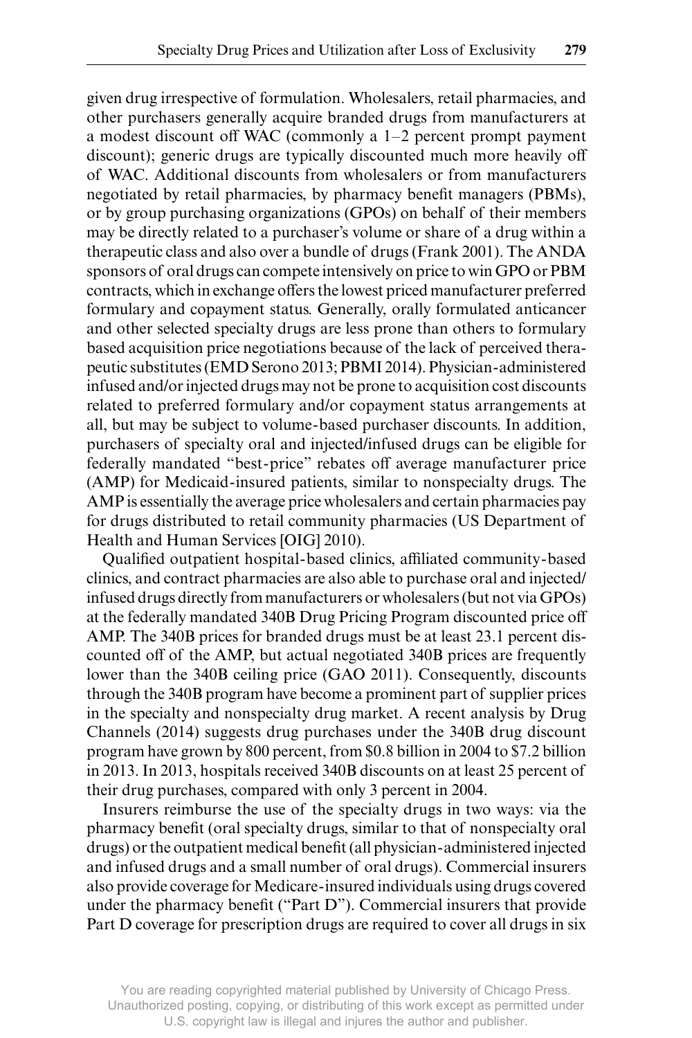given drug irrespective of formulation. Wholesalers, retail pharmacies, and other purchasers generally acquire branded drugs from manufacturers at a modest discount off WAC (commonly a 1–2 percent prompt payment discount); generic drugs are typically discounted much more heavily off of WAC. Additional discounts from wholesalers or from manufacturers negotiated by retail pharmacies, by pharmacy benefit managers (PBMs), or by group purchasing organizations (GPOs) on behalf of their members may be directly related to a purchaser's volume or share of a drug within a therapeutic class and also over a bundle of drugs (Frank 2001). The ANDA sponsors of oral drugs can compete intensively on price to win GPO or PBM contracts, which in exchange offers the lowest priced manufacturer preferred formulary and copayment status. Generally, orally formulated anticancer and other selected specialty drugs are less prone than others to formulary based acquisition price negotiations because of the lack of perceived therapeutic substitutes (EMD Serono 2013; PBMI 2014). Physician-administered infused and/or injected drugs may not be prone to acquisition cost discounts related to preferred formulary and/or copayment status arrangements at all, but may be subject to volume-based purchaser discounts. In addition, purchasers of specialty oral and injected/infused drugs can be eligible for federally mandated "best-price" rebates off average manufacturer price (AMP) for Medicaid-insured patients, similar to nonspecialty drugs. The AMP is essentially the average price wholesalers and certain pharmacies pay for drugs distributed to retail community pharmacies (US Department of Health and Human Services [OIG] 2010).

Qualified outpatient hospital-based clinics, affiliated community-based clinics, and contract pharmacies are also able to purchase oral and injected/infused drugs directly from manufacturers or wholesalers (but not via GPOs) at the federally mandated 340B Drug Pricing Program discounted price off AMP. The 340B prices for branded drugs must be at least 23.1 percent discounted off of the AMP, but actual negotiated 340B prices are frequently lower than the 340B ceiling price (GAO 2011). Consequently, discounts through the 340B program have become a prominent part of supplier prices in the specialty and nonspecialty drug market. A recent analysis by Drug Channels (2014) suggests drug purchases under the 340B drug discount program have grown by 800 percent, from \$0.8 billion in 2004 to \$7.2 billion in 2013. In 2013, hospitals received 340B discounts on at least 25 percent of their drug purchases, compared with only 3 percent in 2004.

Insurers reimburse the use of the specialty drugs in two ways: via the pharmacy benefit (oral specialty drugs, similar to that of nonspecialty oral drugs) or the outpatient medical benefit (all physician-administered injected and infused drugs and a small number of oral drugs). Commercial insurers also provide coverage for Medicare-insured individuals using drugs covered under the pharmacy benefit ("Part D"). Commercial insurers that provide Part D coverage for prescription drugs are required to cover all drugs in six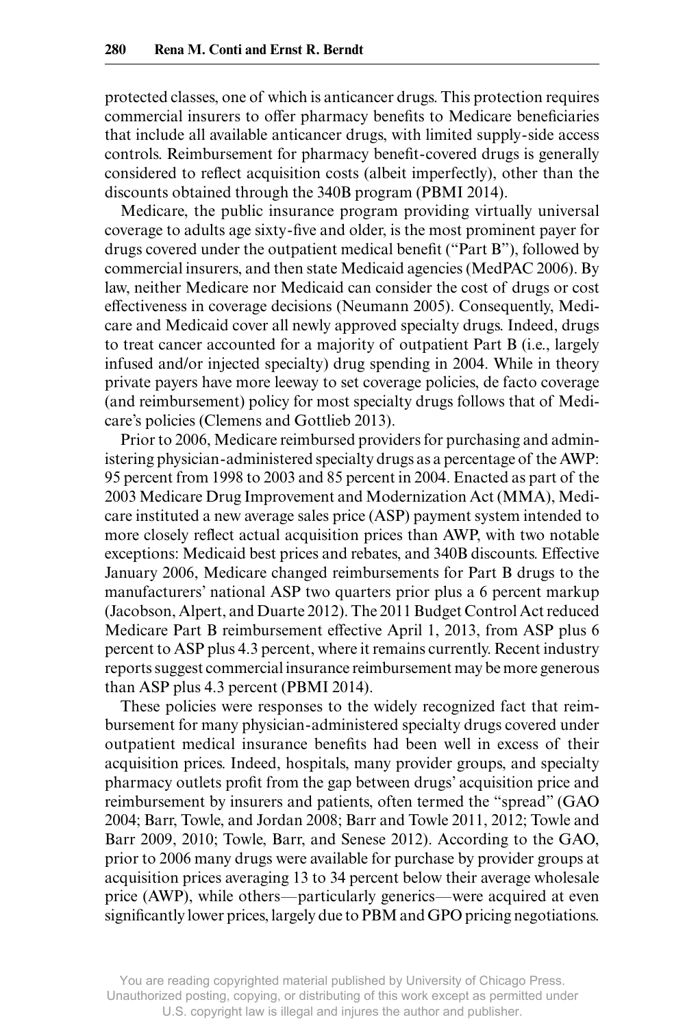protected classes, one of which is anticancer drugs. This protection requires commercial insurers to offer pharmacy benefits to Medicare beneficiaries that include all available anticancer drugs, with limited supply-side access controls. Reimbursement for pharmacy benefit-covered drugs is generally considered to reflect acquisition costs (albeit imperfectly), other than the discounts obtained through the 340B program (PBMI 2014).

Medicare, the public insurance program providing virtually universal coverage to adults age sixty-five and older, is the most prominent payer for drugs covered under the outpatient medical benefit ("Part B"), followed by commercial insurers, and then state Medicaid agencies (MedPAC 2006). By law, neither Medicare nor Medicaid can consider the cost of drugs or cost effectiveness in coverage decisions (Neumann 2005). Consequently, Medicare and Medicaid cover all newly approved specialty drugs. Indeed, drugs to treat cancer accounted for a majority of outpatient Part B (i.e., largely infused and/or injected specialty) drug spending in 2004. While in theory private payers have more leeway to set coverage policies, de facto coverage (and reimbursement) policy for most specialty drugs follows that of Medicare's policies (Clemens and Gottlieb 2013).

Prior to 2006, Medicare reimbursed providers for purchasing and administering physician-administered specialty drugs as a percentage of the AWP: 95 percent from 1998 to 2003 and 85 percent in 2004. Enacted as part of the 2003 Medicare Drug Improvement and Modernization Act (MMA), Medicare instituted a new average sales price (ASP) payment system intended to more closely reflect actual acquisition prices than AWP, with two notable exceptions: Medicaid best prices and rebates, and 340B discounts. Effective January 2006, Medicare changed reimbursements for Part B drugs to the manufacturers' national ASP two quarters prior plus a 6 percent markup (Jacobson, Alpert, and Duarte 2012). The 2011 Budget Control Act reduced Medicare Part B reimbursement effective April 1, 2013, from ASP plus 6 percent to ASP plus 4.3 percent, where it remains currently. Recent industry reports suggest commercial insurance reimbursement may be more generous than ASP plus 4.3 percent (PBMI 2014).

These policies were responses to the widely recognized fact that reimbursement for many physician-administered specialty drugs covered under outpatient medical insurance benefits had been well in excess of their acquisition prices. Indeed, hospitals, many provider groups, and specialty pharmacy outlets profit from the gap between drugs' acquisition price and reimbursement by insurers and patients, often termed the "spread" (GAO 2004; Barr, Towle, and Jordan 2008; Barr and Towle 2011, 2012; Towle and Barr 2009, 2010; Towle, Barr, and Senese 2012). According to the GAO, prior to 2006 many drugs were available for purchase by provider groups at acquisition prices averaging 13 to 34 percent below their average wholesale price (AWP), while others—particularly generics—were acquired at even significantly lower prices, largely due to PBM and GPO pricing negotiations.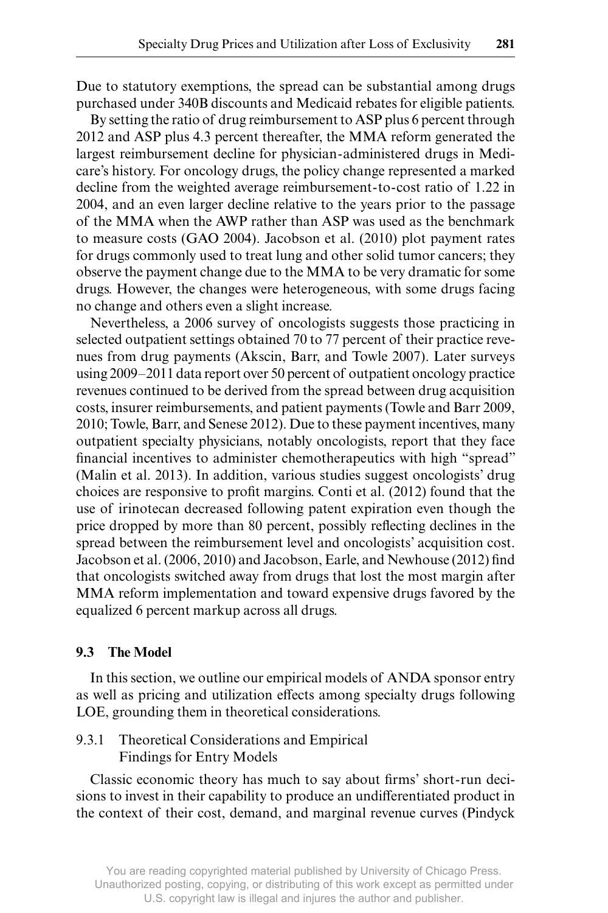Due to statutory exemptions, the spread can be substantial among drugs purchased under 340B discounts and Medicaid rebates for eligible patients.

By setting the ratio of drug reimbursement to ASP plus 6 percent through 2012 and ASP plus 4.3 percent thereafter, the MMA reform generated the largest reimbursement decline for physician-administered drugs in Medicare's history. For oncology drugs, the policy change represented a marked decline from the weighted average reimbursement-to-cost ratio of 1.22 in 2004, and an even larger decline relative to the years prior to the passage of the MMA when the AWP rather than ASP was used as the benchmark to measure costs (GAO 2004). Jacobson et al. (2010) plot payment rates for drugs commonly used to treat lung and other solid tumor cancers; they observe the payment change due to the MMA to be very dramatic for some drugs. However, the changes were heterogeneous, with some drugs facing no change and others even a slight increase.

Nevertheless, a 2006 survey of oncologists suggests those practicing in selected outpatient settings obtained 70 to 77 percent of their practice revenues from drug payments (Akscin, Barr, and Towle 2007). Later surveys using 2009–2011 data report over 50 percent of outpatient oncology practice revenues continued to be derived from the spread between drug acquisition costs, insurer reimbursements, and patient payments (Towle and Barr 2009, 2010; Towle, Barr, and Senese 2012). Due to these payment incentives, many outpatient specialty physicians, notably oncologists, report that they face financial incentives to administer chemotherapeutics with high "spread" (Malin et al. 2013). In addition, various studies suggest oncologists' drug choices are responsive to profit margins. Conti et al. (2012) found that the use of irinotecan decreased following patent expiration even though the price dropped by more than 80 percent, possibly reflecting declines in the spread between the reimbursement level and oncologists' acquisition cost. Jacobson et al. (2006, 2010) and Jacobson, Earle, and Newhouse (2012) find that oncologists switched away from drugs that lost the most margin after MMA reform implementation and toward expensive drugs favored by the equalized 6 percent markup across all drugs.

### 9.3 The Model

In this section, we outline our empirical models of ANDA sponsor entry as well as pricing and utilization effects among specialty drugs following LOE, grounding them in theoretical considerations.

#### 9.3.1 Theoretical Considerations and Empirical Findings for Entry Models

Classic economic theory has much to say about firms' short-run decisions to invest in their capability to produce an undifferentiated product in the context of their cost, demand, and marginal revenue curves (Pindyck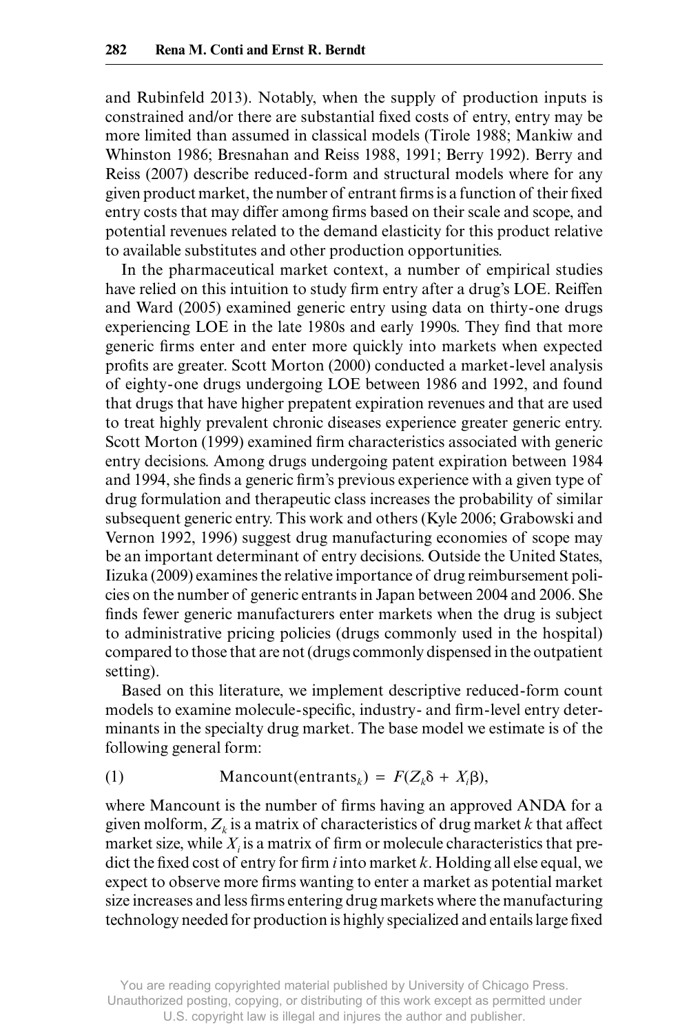and Rubinfeld 2013). Notably, when the supply of production inputs is constrained and/or there are substantial fixed costs of entry, entry may be more limited than assumed in classical models (Tirole 1988; Mankiw and Whinston 1986; Bresnahan and Reiss 1988, 1991; Berry 1992). Berry and Reiss (2007) describe reduced-form and structural models where for any given product market, the number of entrant firms is a function of their fixed entry costs that may differ among firms based on their scale and scope, and potential revenues related to the demand elasticity for this product relative to available substitutes and other production opportunities.

In the pharmaceutical market context, a number of empirical studies have relied on this intuition to study firm entry after a drug's LOE. Reiffen and Ward (2005) examined generic entry using data on thirty-one drugs experiencing LOE in the late 1980s and early 1990s. They find that more generic firms enter and enter more quickly into markets when expected profits are greater. Scott Morton (2000) conducted a market-level analysis of eighty-one drugs undergoing LOE between 1986 and 1992, and found that drugs that have higher prepatent expiration revenues and that are used to treat highly prevalent chronic diseases experience greater generic entry. Scott Morton (1999) examined firm characteristics associated with generic entry decisions. Among drugs undergoing patent expiration between 1984 and 1994, she finds a generic firm's previous experience with a given type of drug formulation and therapeutic class increases the probability of similar subsequent generic entry. This work and others (Kyle 2006; Grabowski and Vernon 1992, 1996) suggest drug manufacturing economies of scope may be an important determinant of entry decisions. Outside the United States, Iizuka (2009) examines the relative importance of drug reimbursement policies on the number of generic entrants in Japan between 2004 and 2006. She finds fewer generic manufacturers enter markets when the drug is subject to administrative pricing policies (drugs commonly used in the hospital) compared to those that are not (drugs commonly dispensed in the outpatient setting).

Based on this literature, we implement descriptive reduced-form count models to examine molecule-specific, industry- and firm-level entry determinants in the specialty drug market. The base model we estimate is of the following general form:

$$\text{Mancount}(\text{entrants}_k) = F(Z_k\delta + X_i\beta), \qquad (1)$$

where Mancount is the number of firms having an approved ANDA for a given molform, $Z_k$ is a matrix of characteristics of drug market $k$ that affect market size, while $X_i$ is a matrix of firm or molecule characteristics that predict the fixed cost of entry for firm $i$ into market $k$. Holding all else equal, we expect to observe more firms wanting to enter a market as potential market size increases and less firms entering drug markets where the manufacturing technology needed for production is highly specialized and entails large fixed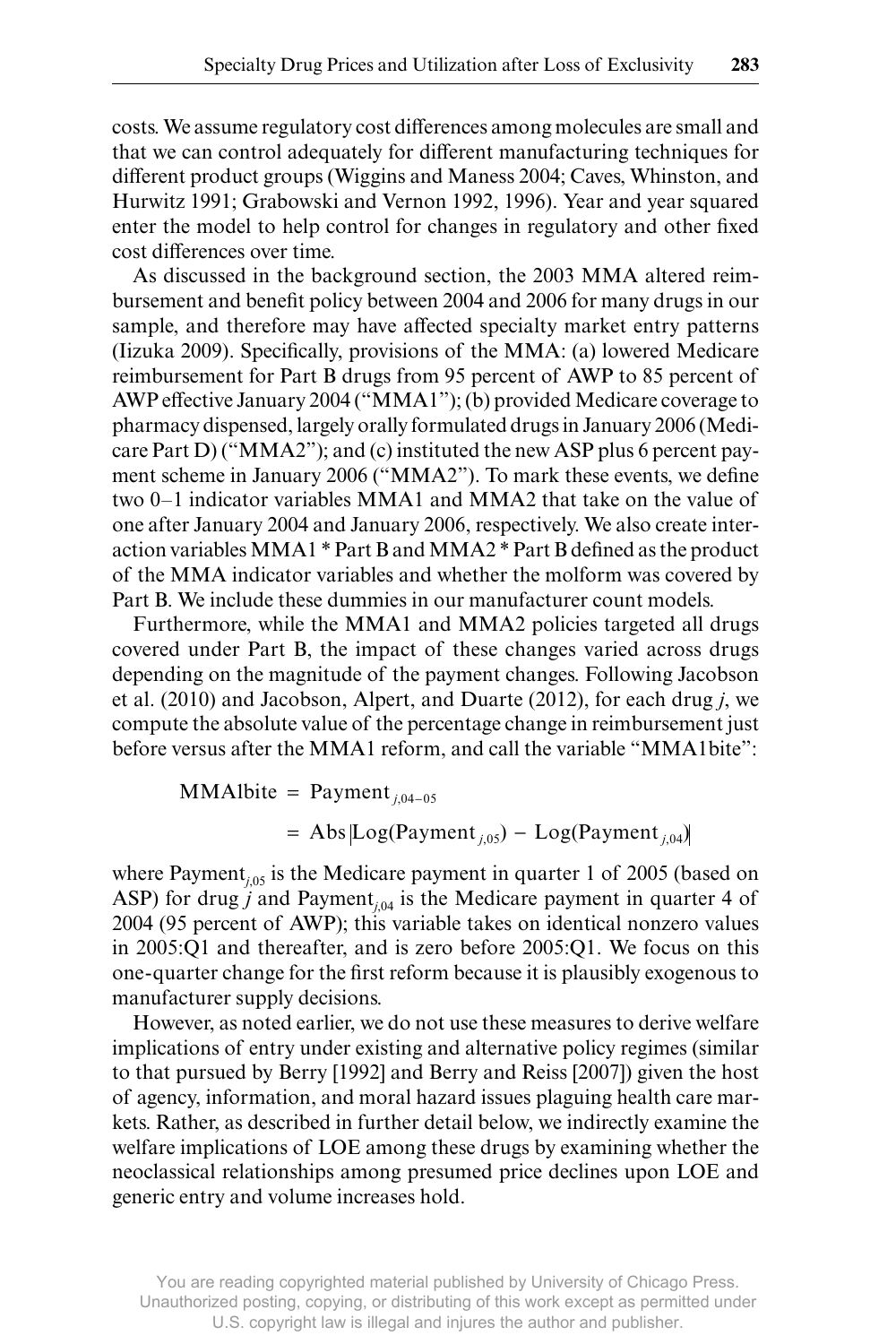costs. We assume regulatory cost differences among molecules are small and that we can control adequately for different manufacturing techniques for different product groups (Wiggins and Maness 2004; Caves, Whinston, and Hurwitz 1991; Grabowski and Vernon 1992, 1996). Year and year squared enter the model to help control for changes in regulatory and other fixed cost differences over time.

As discussed in the background section, the 2003 MMA altered reimbursement and benefit policy between 2004 and 2006 for many drugs in our sample, and therefore may have affected specialty market entry patterns (Iizuka 2009). Specifically, provisions of the MMA: (a) lowered Medicare reimbursement for Part B drugs from 95 percent of AWP to 85 percent of AWP effective January 2004 ("MMA1"); (b) provided Medicare coverage to pharmacy dispensed, largely orally formulated drugs in January 2006 (Medicare Part D) ("MMA2"); and (c) instituted the new ASP plus 6 percent payment scheme in January 2006 ("MMA2"). To mark these events, we define two 0–1 indicator variables MMA1 and MMA2 that take on the value of one after January 2004 and January 2006, respectively. We also create interaction variables MMA1 * Part B and MMA2 * Part B defined as the product of the MMA indicator variables and whether the molform was covered by Part B. We include these dummies in our manufacturer count models.

Furthermore, while the MMA1 and MMA2 policies targeted all drugs covered under Part B, the impact of these changes varied across drugs depending on the magnitude of the payment changes. Following Jacobson et al. (2010) and Jacobson, Alpert, and Duarte (2012), for each drug *j*, we compute the absolute value of the percentage change in reimbursement just before versus after the MMA1 reform, and call the variable "MMA1bite":

$$\begin{aligned} \text{MMA1bite} &= \text{Payment}_{j,04-05} \\ &= \text{Abs}\left|\text{Log}(\text{Payment}_{j,05}) - \text{Log}(\text{Payment}_{j,04})\right| \end{aligned}$$

where $\text{Payment}_{j,05}$ is the Medicare payment in quarter 1 of 2005 (based on ASP) for drug $j$ and $\text{Payment}_{j,04}$ is the Medicare payment in quarter 4 of 2004 (95 percent of AWP); this variable takes on identical nonzero values in 2005:Q1 and thereafter, and is zero before 2005:Q1. We focus on this one-quarter change for the first reform because it is plausibly exogenous to manufacturer supply decisions.

However, as noted earlier, we do not use these measures to derive welfare implications of entry under existing and alternative policy regimes (similar to that pursued by Berry [1992] and Berry and Reiss [2007]) given the host of agency, information, and moral hazard issues plaguing health care markets. Rather, as described in further detail below, we indirectly examine the welfare implications of LOE among these drugs by examining whether the neoclassical relationships among presumed price declines upon LOE and generic entry and volume increases hold.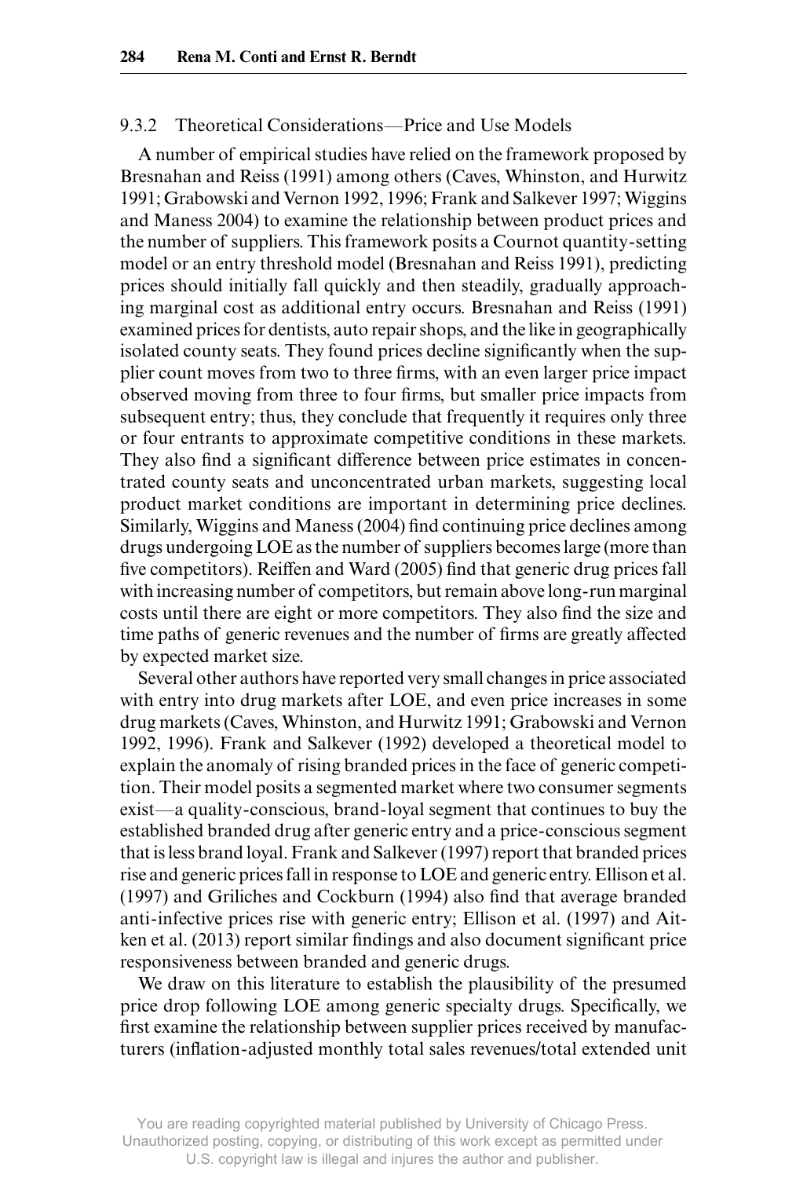### 9.3.2 Theoretical Considerations—Price and Use Models

A number of empirical studies have relied on the framework proposed by Bresnahan and Reiss (1991) among others (Caves, Whinston, and Hurwitz 1991; Grabowski and Vernon 1992, 1996; Frank and Salkever 1997; Wiggins and Maness 2004) to examine the relationship between product prices and the number of suppliers. This framework posits a Cournot quantity-setting model or an entry threshold model (Bresnahan and Reiss 1991), predicting prices should initially fall quickly and then steadily, gradually approaching marginal cost as additional entry occurs. Bresnahan and Reiss (1991) examined prices for dentists, auto repair shops, and the like in geographically isolated county seats. They found prices decline significantly when the supplier count moves from two to three firms, with an even larger price impact observed moving from three to four firms, but smaller price impacts from subsequent entry; thus, they conclude that frequently it requires only three or four entrants to approximate competitive conditions in these markets. They also find a significant difference between price estimates in concentrated county seats and unconcentrated urban markets, suggesting local product market conditions are important in determining price declines. Similarly, Wiggins and Maness (2004) find continuing price declines among drugs undergoing LOE as the number of suppliers becomes large (more than five competitors). Reiffen and Ward (2005) find that generic drug prices fall with increasing number of competitors, but remain above long-run marginal costs until there are eight or more competitors. They also find the size and time paths of generic revenues and the number of firms are greatly affected by expected market size.

Several other authors have reported very small changes in price associated with entry into drug markets after LOE, and even price increases in some drug markets (Caves, Whinston, and Hurwitz 1991; Grabowski and Vernon 1992, 1996). Frank and Salkever (1992) developed a theoretical model to explain the anomaly of rising branded prices in the face of generic competition. Their model posits a segmented market where two consumer segments exist—a quality-conscious, brand-loyal segment that continues to buy the established branded drug after generic entry and a price-conscious segment that is less brand loyal. Frank and Salkever (1997) report that branded prices rise and generic prices fall in response to LOE and generic entry. Ellison et al. (1997) and Griliches and Cockburn (1994) also find that average branded anti-infective prices rise with generic entry; Ellison et al. (1997) and Aitken et al. (2013) report similar findings and also document significant price responsiveness between branded and generic drugs.

We draw on this literature to establish the plausibility of the presumed price drop following LOE among generic specialty drugs. Specifically, we first examine the relationship between supplier prices received by manufacturers (inflation-adjusted monthly total sales revenues/total extended unit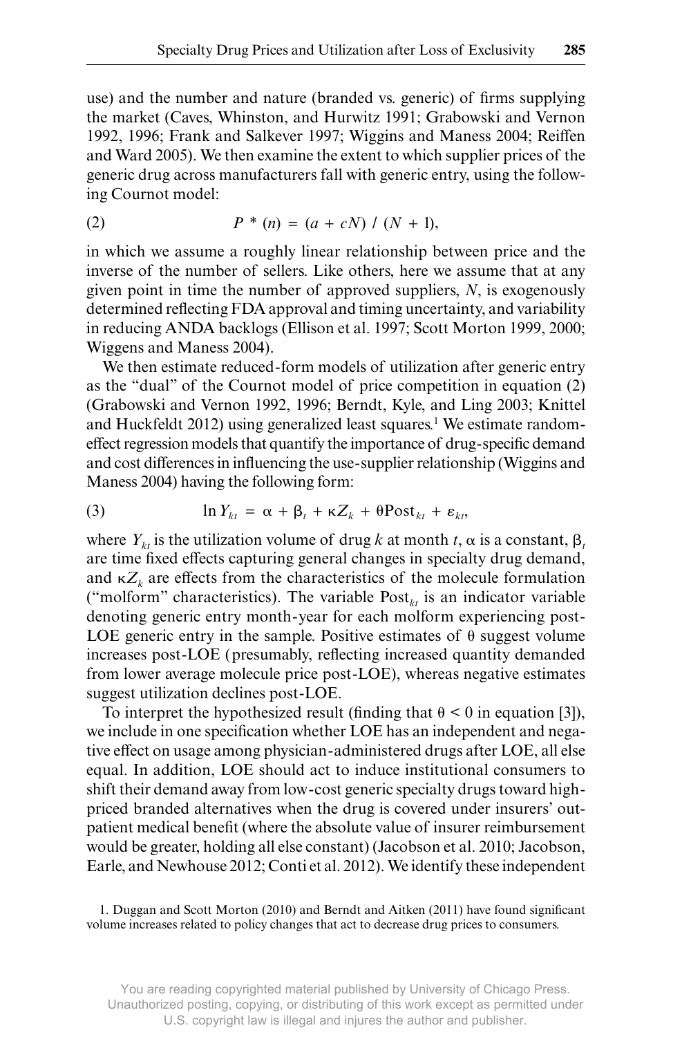use) and the number and nature (branded vs. generic) of firms supplying the market (Caves, Whinston, and Hurwitz 1991; Grabowski and Vernon 1992, 1996; Frank and Salkever 1997; Wiggins and Maness 2004; Reiffen and Ward 2005). We then examine the extent to which supplier prices of the generic drug across manufacturers fall with generic entry, using the following Cournot model:

$$P^*(n) = (a + cN) / (N + 1), \quad (2)$$

in which we assume a roughly linear relationship between price and the inverse of the number of sellers. Like others, here we assume that at any given point in time the number of approved suppliers, $N$, is exogenously determined reflecting FDA approval and timing uncertainty, and variability in reducing ANDA backlogs (Ellison et al. 1997; Scott Morton 1999, 2000; Wiggens and Maness 2004).

We then estimate reduced-form models of utilization after generic entry as the "dual" of the Cournot model of price competition in equation (2) (Grabowski and Vernon 1992, 1996; Berndt, Kyle, and Ling 2003; Knittel and Huckfeldt 2012) using generalized least squares.[1] We estimate random-effect regression models that quantify the importance of drug-specific demand and cost differences in influencing the use-supplier relationship (Wiggins and Maness 2004) having the following form:

$$\ln Y_{kt} = \alpha + \beta_t + \kappa Z_k + \theta \text{Post}_{kt} + \varepsilon_{kt}, \quad (3)$$

where $Y_{kt}$ is the utilization volume of drug $k$ at month $t$, $\alpha$ is a constant, $\beta_t$ are time fixed effects capturing general changes in specialty drug demand, and $\kappa Z_k$ are effects from the characteristics of the molecule formulation ("molform" characteristics). The variable $\text{Post}_{kt}$ is an indicator variable denoting generic entry month-year for each molform experiencing post-LOE generic entry in the sample. Positive estimates of $\theta$ suggest volume increases post-LOE (presumably, reflecting increased quantity demanded from lower average molecule price post-LOE), whereas negative estimates suggest utilization declines post-LOE.

To interpret the hypothesized result (finding that $\theta < 0$ in equation [3]), we include in one specification whether LOE has an independent and negative effect on usage among physician-administered drugs after LOE, all else equal. In addition, LOE should act to induce institutional consumers to shift their demand away from low-cost generic specialty drugs toward high-priced branded alternatives when the drug is covered under insurers' outpatient medical benefit (where the absolute value of insurer reimbursement would be greater, holding all else constant) (Jacobson et al. 2010; Jacobson, Earle, and Newhouse 2012; Conti et al. 2012). We identify these independent

1. Duggan and Scott Morton (2010) and Berndt and Aitken (2011) have found significant volume increases related to policy changes that act to decrease drug prices to consumers.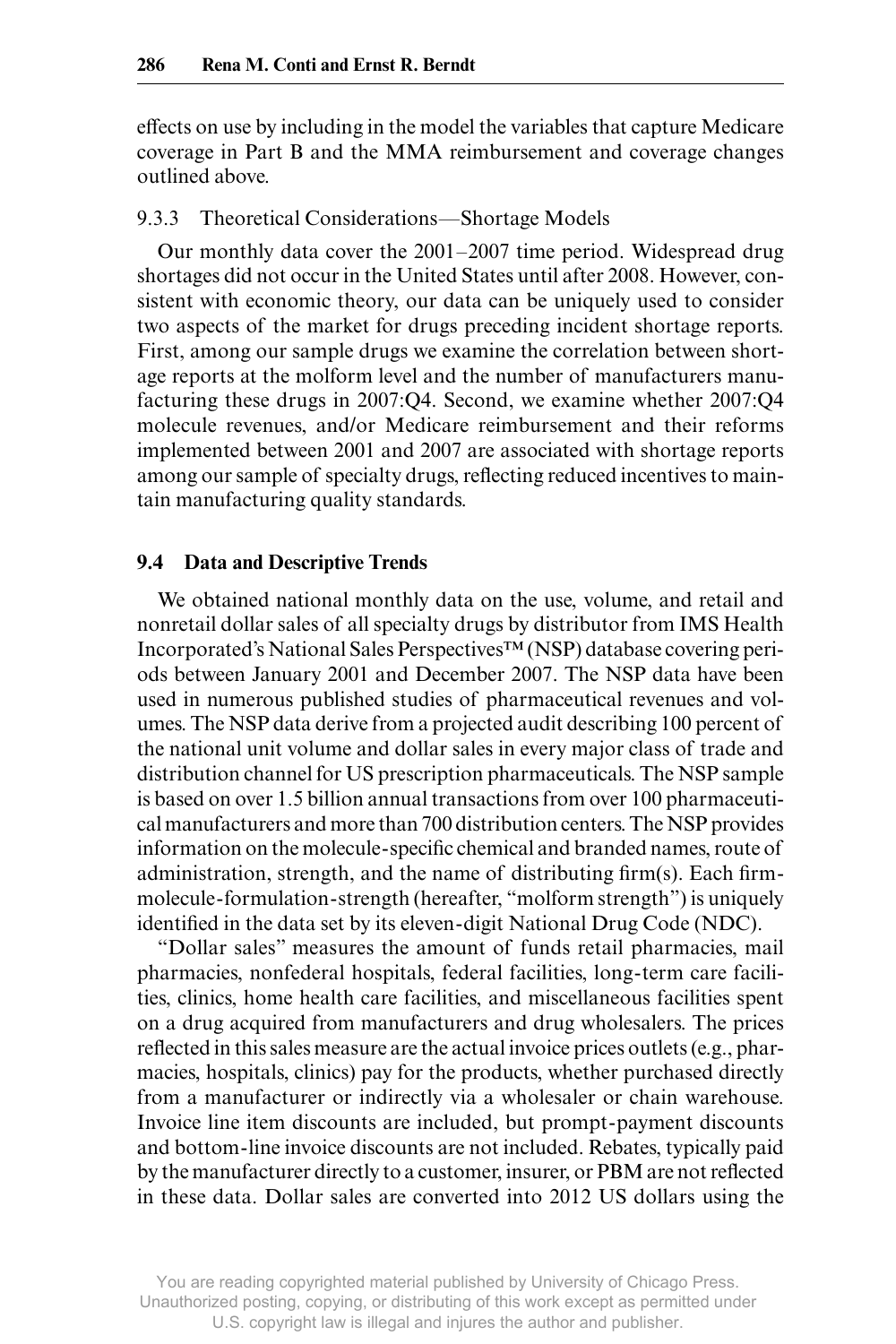effects on use by including in the model the variables that capture Medicare coverage in Part B and the MMA reimbursement and coverage changes outlined above.

### 9.3.3 Theoretical Considerations—Shortage Models

Our monthly data cover the 2001–2007 time period. Widespread drug shortages did not occur in the United States until after 2008. However, consistent with economic theory, our data can be uniquely used to consider two aspects of the market for drugs preceding incident shortage reports. First, among our sample drugs we examine the correlation between shortage reports at the molform level and the number of manufacturers manufacturing these drugs in 2007:Q4. Second, we examine whether 2007:Q4 molecule revenues, and/or Medicare reimbursement and their reforms implemented between 2001 and 2007 are associated with shortage reports among our sample of specialty drugs, reflecting reduced incentives to maintain manufacturing quality standards.

## 9.4 Data and Descriptive Trends

We obtained national monthly data on the use, volume, and retail and nonretail dollar sales of all specialty drugs by distributor from IMS Health Incorporated's National Sales Perspectives™ (NSP) database covering periods between January 2001 and December 2007. The NSP data have been used in numerous published studies of pharmaceutical revenues and volumes. The NSP data derive from a projected audit describing 100 percent of the national unit volume and dollar sales in every major class of trade and distribution channel for US prescription pharmaceuticals. The NSP sample is based on over 1.5 billion annual transactions from over 100 pharmaceutical manufacturers and more than 700 distribution centers. The NSP provides information on the molecule-specific chemical and branded names, route of administration, strength, and the name of distributing firm(s). Each firm-molecule-formulation-strength (hereafter, "molform strength") is uniquely identified in the data set by its eleven-digit National Drug Code (NDC).

"Dollar sales" measures the amount of funds retail pharmacies, mail pharmacies, nonfederal hospitals, federal facilities, long-term care facilities, clinics, home health care facilities, and miscellaneous facilities spent on a drug acquired from manufacturers and drug wholesalers. The prices reflected in this sales measure are the actual invoice prices outlets (e.g., pharmacies, hospitals, clinics) pay for the products, whether purchased directly from a manufacturer or indirectly via a wholesaler or chain warehouse. Invoice line item discounts are included, but prompt-payment discounts and bottom-line invoice discounts are not included. Rebates, typically paid by the manufacturer directly to a customer, insurer, or PBM are not reflected in these data. Dollar sales are converted into 2012 US dollars using the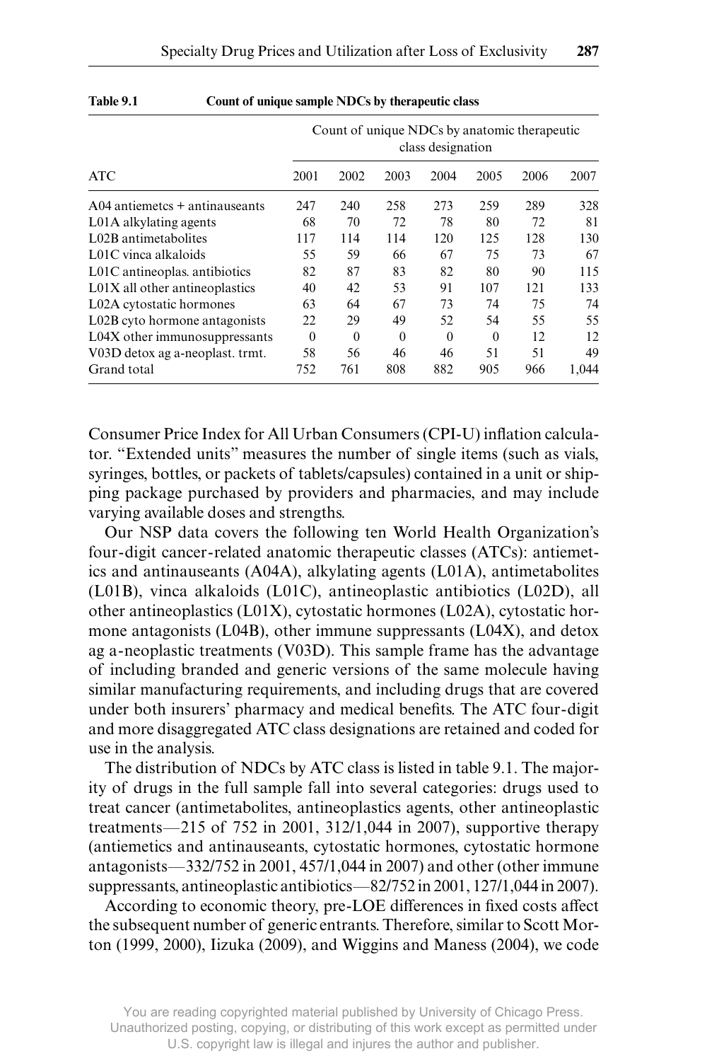**Table 9.1 Count of unique sample NDCs by therapeutic class**

| ATC | Count of unique NDCs by anatomic therapeutic class designation | | | | | | |
|---|---|---|---|---|---|---|---|
| | 2001 | 2002 | 2003 | 2004 | 2005 | 2006 | 2007 |
| A04 antiemetcs + antinauseants | 247 | 240 | 258 | 273 | 259 | 289 | 328 |
| L01A alkylating agents | 68 | 70 | 72 | 78 | 80 | 72 | 81 |
| L02B antimetabolites | 117 | 114 | 114 | 120 | 125 | 128 | 130 |
| L01C vinca alkaloids | 55 | 59 | 66 | 67 | 75 | 73 | 67 |
| L01C antineoplas. antibiotics | 82 | 87 | 83 | 82 | 80 | 90 | 115 |
| L01X all other antineoplastics | 40 | 42 | 53 | 91 | 107 | 121 | 133 |
| L02A cytostatic hormones | 63 | 64 | 67 | 73 | 74 | 75 | 74 |
| L02B cyto hormone antagonists | 22 | 29 | 49 | 52 | 54 | 55 | 55 |
| L04X other immunosuppressants | 0 | 0 | 0 | 0 | 0 | 12 | 12 |
| V03D detox ag a-neoplast. trmt. | 58 | 56 | 46 | 46 | 51 | 51 | 49 |
| Grand total | 752 | 761 | 808 | 882 | 905 | 966 | 1,044 |

Consumer Price Index for All Urban Consumers (CPI-U) inflation calculator. "Extended units" measures the number of single items (such as vials, syringes, bottles, or packets of tablets/capsules) contained in a unit or shipping package purchased by providers and pharmacies, and may include varying available doses and strengths.

Our NSP data covers the following ten World Health Organization's four-digit cancer-related anatomic therapeutic classes (ATCs): antiemetics and antinauseants (A04A), alkylating agents (L01A), antimetabolites (L01B), vinca alkaloids (L01C), antineoplastic antibiotics (L02D), all other antineoplastics (L01X), cytostatic hormones (L02A), cytostatic hormone antagonists (L04B), other immune suppressants (L04X), and detox ag a-neoplastic treatments (V03D). This sample frame has the advantage of including branded and generic versions of the same molecule having similar manufacturing requirements, and including drugs that are covered under both insurers' pharmacy and medical benefits. The ATC four-digit and more disaggregated ATC class designations are retained and coded for use in the analysis.

The distribution of NDCs by ATC class is listed in table 9.1. The majority of drugs in the full sample fall into several categories: drugs used to treat cancer (antimetabolites, antineoplastics agents, other antineoplastic treatments—215 of 752 in 2001, 312/1,044 in 2007), supportive therapy (antiemetics and antinauseants, cytostatic hormones, cytostatic hormone antagonists—332/752 in 2001, 457/1,044 in 2007) and other (other immune suppressants, antineoplastic antibiotics—82/752 in 2001, 127/1,044 in 2007).

According to economic theory, pre-LOE differences in fixed costs affect the subsequent number of generic entrants. Therefore, similar to Scott Morton (1999, 2000), Iizuka (2009), and Wiggins and Maness (2004), we code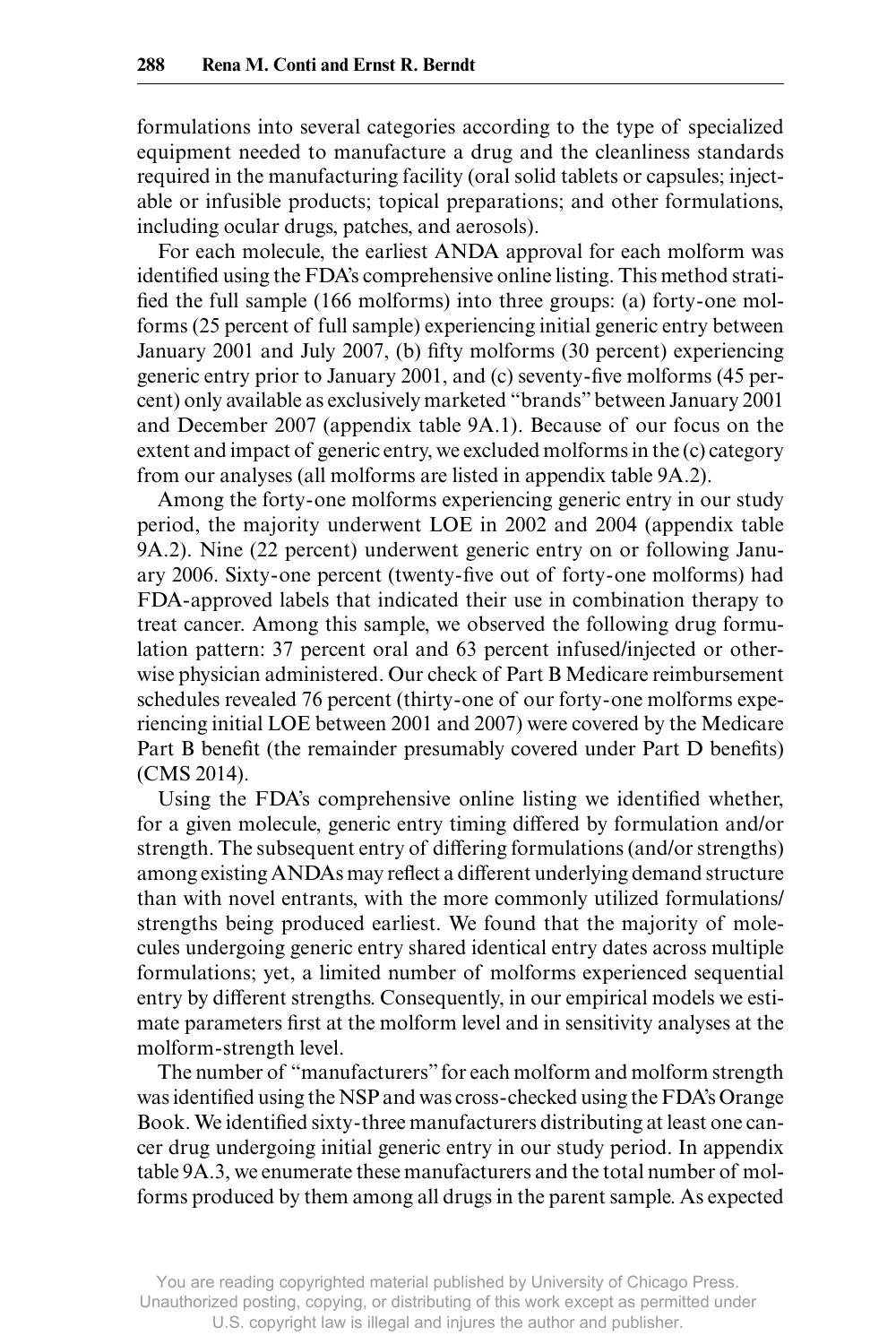formulations into several categories according to the type of specialized equipment needed to manufacture a drug and the cleanliness standards required in the manufacturing facility (oral solid tablets or capsules; injectable or infusible products; topical preparations; and other formulations, including ocular drugs, patches, and aerosols).

For each molecule, the earliest ANDA approval for each molform was identified using the FDA's comprehensive online listing. This method stratified the full sample (166 molforms) into three groups: (a) forty-one molforms (25 percent of full sample) experiencing initial generic entry between January 2001 and July 2007, (b) fifty molforms (30 percent) experiencing generic entry prior to January 2001, and (c) seventy-five molforms (45 percent) only available as exclusively marketed "brands" between January 2001 and December 2007 (appendix table 9A.1). Because of our focus on the extent and impact of generic entry, we excluded molforms in the (c) category from our analyses (all molforms are listed in appendix table 9A.2).

Among the forty-one molforms experiencing generic entry in our study period, the majority underwent LOE in 2002 and 2004 (appendix table 9A.2). Nine (22 percent) underwent generic entry on or following January 2006. Sixty-one percent (twenty-five out of forty-one molforms) had FDA-approved labels that indicated their use in combination therapy to treat cancer. Among this sample, we observed the following drug formulation pattern: 37 percent oral and 63 percent infused/injected or otherwise physician administered. Our check of Part B Medicare reimbursement schedules revealed 76 percent (thirty-one of our forty-one molforms experiencing initial LOE between 2001 and 2007) were covered by the Medicare Part B benefit (the remainder presumably covered under Part D benefits) (CMS 2014).

Using the FDA's comprehensive online listing we identified whether, for a given molecule, generic entry timing differed by formulation and/or strength. The subsequent entry of differing formulations (and/or strengths) among existing ANDAs may reflect a different underlying demand structure than with novel entrants, with the more commonly utilized formulations/strengths being produced earliest. We found that the majority of molecules undergoing generic entry shared identical entry dates across multiple formulations; yet, a limited number of molforms experienced sequential entry by different strengths. Consequently, in our empirical models we estimate parameters first at the molform level and in sensitivity analyses at the molform-strength level.

The number of "manufacturers" for each molform and molform strength was identified using the NSP and was cross-checked using the FDA's Orange Book. We identified sixty-three manufacturers distributing at least one cancer drug undergoing initial generic entry in our study period. In appendix table 9A.3, we enumerate these manufacturers and the total number of molforms produced by them among all drugs in the parent sample. As expected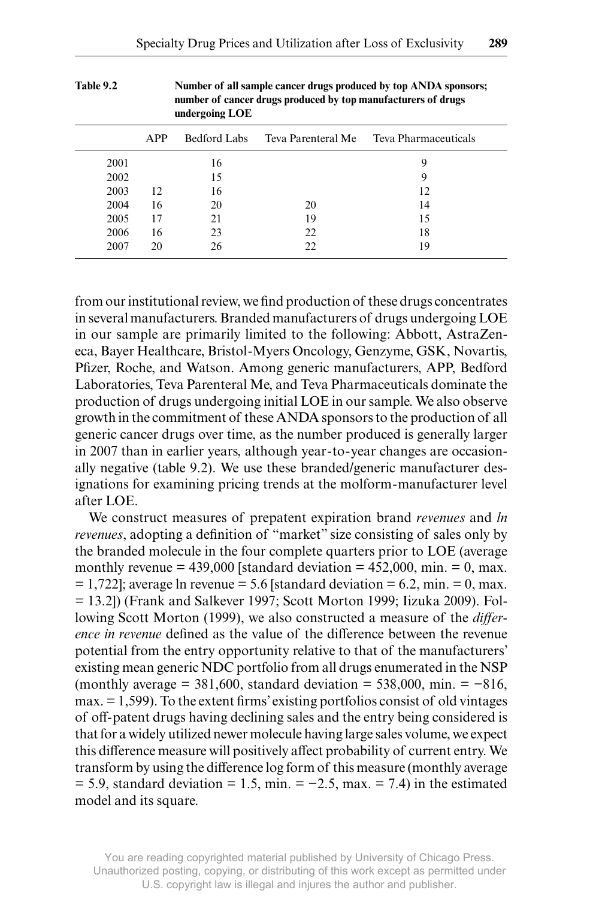**Table 9.2 Number of all sample cancer drugs produced by top ANDA sponsors; number of cancer drugs produced by top manufacturers of drugs undergoing LOE**

| | APP | Bedford Labs | Teva Parenteral Me | Teva Pharmaceuticals |
|---|---|---|---|---|
| 2001 | | 16 | | 9 |
| 2002 | | 15 | | 9 |
| 2003 | 12 | 16 | | 12 |
| 2004 | 16 | 20 | 20 | 14 |
| 2005 | 17 | 21 | 19 | 15 |
| 2006 | 16 | 23 | 22 | 18 |
| 2007 | 20 | 26 | 22 | 19 |

from our institutional review, we find production of these drugs concentrates in several manufacturers. Branded manufacturers of drugs undergoing LOE in our sample are primarily limited to the following: Abbott, AstraZeneca, Bayer Healthcare, Bristol-Myers Oncology, Genzyme, GSK, Novartis, Pfizer, Roche, and Watson. Among generic manufacturers, APP, Bedford Laboratories, Teva Parenteral Me, and Teva Pharmaceuticals dominate the production of drugs undergoing initial LOE in our sample. We also observe growth in the commitment of these ANDA sponsors to the production of all generic cancer drugs over time, as the number produced is generally larger in 2007 than in earlier years, although year-to-year changes are occasionally negative (table 9.2). We use these branded/generic manufacturer designations for examining pricing trends at the molform-manufacturer level after LOE.

We construct measures of prepatent expiration brand *revenues* and *ln revenues*, adopting a definition of "market" size consisting of sales only by the branded molecule in the four complete quarters prior to LOE (average monthly revenue = 439,000 [standard deviation = 452,000, min. = 0, max. = 1,722]; average ln revenue = 5.6 [standard deviation = 6.2, min. = 0, max. = 13.2]) (Frank and Salkever 1997; Scott Morton 1999; Iizuka 2009). Following Scott Morton (1999), we also constructed a measure of the *difference in revenue* defined as the value of the difference between the revenue potential from the entry opportunity relative to that of the manufacturers' existing mean generic NDC portfolio from all drugs enumerated in the NSP (monthly average = 381,600, standard deviation = 538,000, min. = −816, max. = 1,599). To the extent firms' existing portfolios consist of old vintages of off-patent drugs having declining sales and the entry being considered is that for a widely utilized newer molecule having large sales volume, we expect this difference measure will positively affect probability of current entry. We transform by using the difference log form of this measure (monthly average = 5.9, standard deviation = 1.5, min. = −2.5, max. = 7.4) in the estimated model and its square.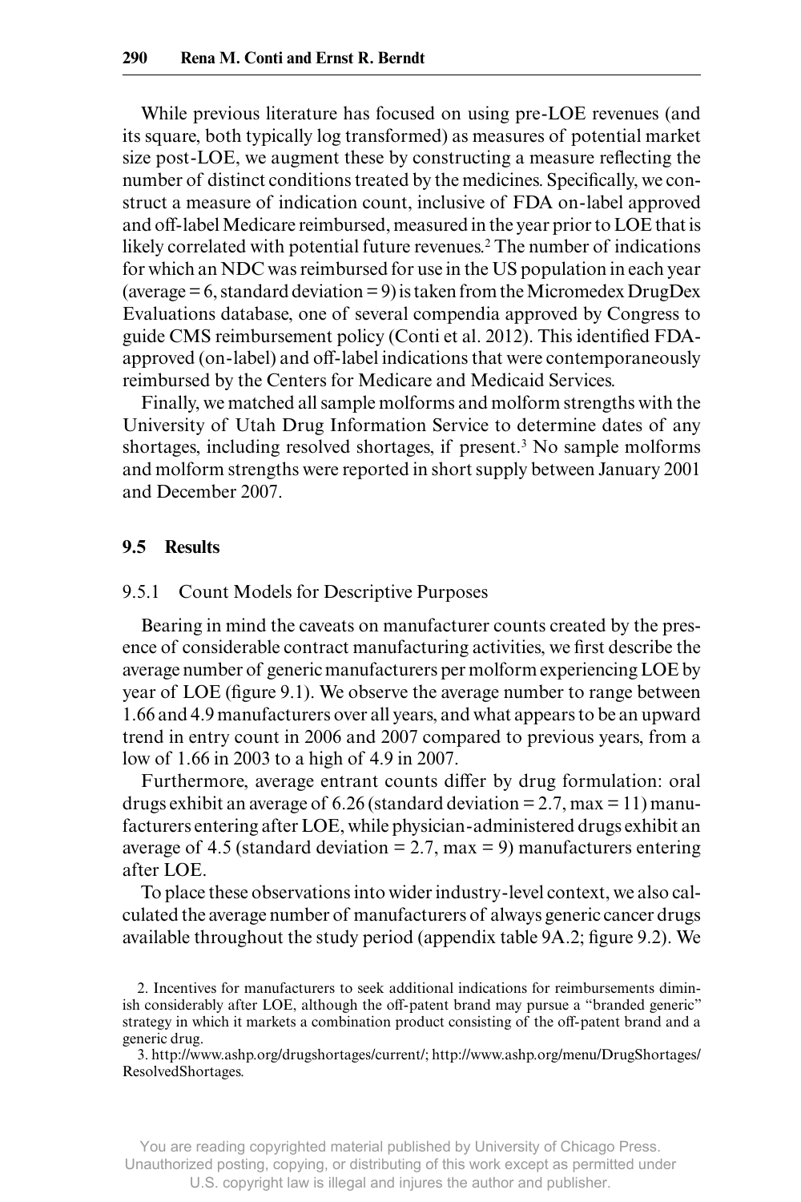While previous literature has focused on using pre-LOE revenues (and its square, both typically log transformed) as measures of potential market size post-LOE, we augment these by constructing a measure reflecting the number of distinct conditions treated by the medicines. Specifically, we construct a measure of indication count, inclusive of FDA on-label approved and off-label Medicare reimbursed, measured in the year prior to LOE that is likely correlated with potential future revenues.[2] The number of indications for which an NDC was reimbursed for use in the US population in each year (average = 6, standard deviation = 9) is taken from the Micromedex DrugDex Evaluations database, one of several compendia approved by Congress to guide CMS reimbursement policy (Conti et al. 2012). This identified FDA-approved (on-label) and off-label indications that were contemporaneously reimbursed by the Centers for Medicare and Medicaid Services.

Finally, we matched all sample molforms and molform strengths with the University of Utah Drug Information Service to determine dates of any shortages, including resolved shortages, if present.[3] No sample molforms and molform strengths were reported in short supply between January 2001 and December 2007.

## 9.5 Results

### 9.5.1 Count Models for Descriptive Purposes

Bearing in mind the caveats on manufacturer counts created by the presence of considerable contract manufacturing activities, we first describe the average number of generic manufacturers per molform experiencing LOE by year of LOE (figure 9.1). We observe the average number to range between 1.66 and 4.9 manufacturers over all years, and what appears to be an upward trend in entry count in 2006 and 2007 compared to previous years, from a low of 1.66 in 2003 to a high of 4.9 in 2007.

Furthermore, average entrant counts differ by drug formulation: oral drugs exhibit an average of 6.26 (standard deviation = 2.7, max = 11) manufacturers entering after LOE, while physician-administered drugs exhibit an average of 4.5 (standard deviation = 2.7, max = 9) manufacturers entering after LOE.

To place these observations into wider industry-level context, we also calculated the average number of manufacturers of always generic cancer drugs available throughout the study period (appendix table 9A.2; figure 9.2). We

2. Incentives for manufacturers to seek additional indications for reimbursements diminish considerably after LOE, although the off-patent brand may pursue a "branded generic" strategy in which it markets a combination product consisting of the off-patent brand and a generic drug.

3. http://www.ashp.org/drugshortages/current/; http://www.ashp.org/menu/DrugShortages/ResolvedShortages.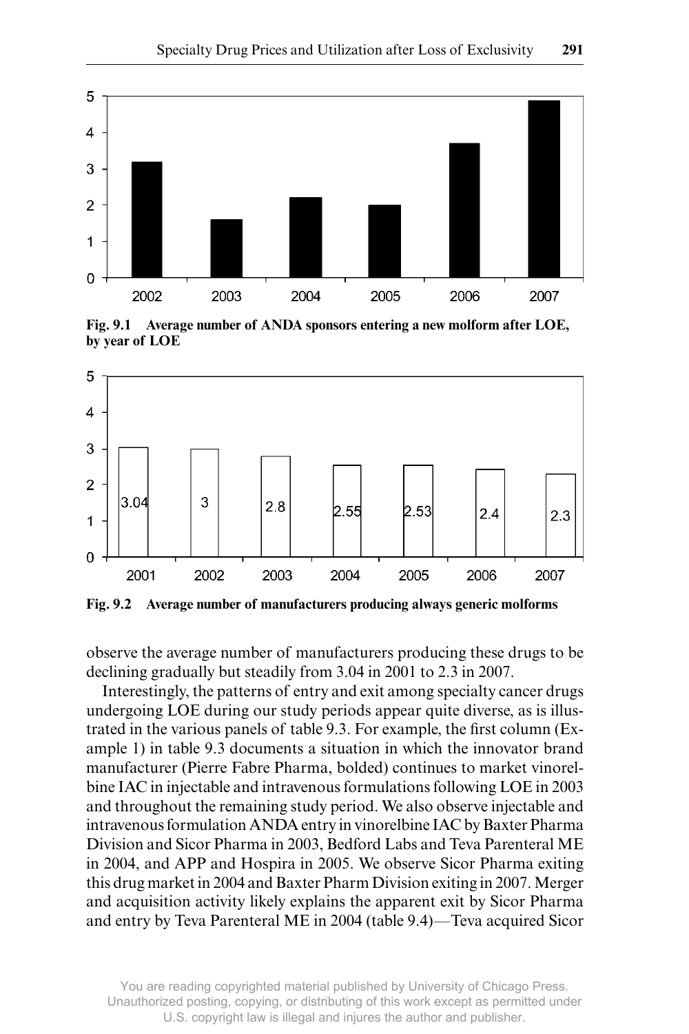Fig. 9.1 Average number of ANDA sponsors entering a new molform after LOE, by year of LOE

Fig. 9.2 Average number of manufacturers producing always generic molforms

observe the average number of manufacturers producing these drugs to be declining gradually but steadily from 3.04 in 2001 to 2.3 in 2007.

Interestingly, the patterns of entry and exit among specialty cancer drugs undergoing LOE during our study periods appear quite diverse, as is illustrated in the various panels of table 9.3. For example, the first column (Example 1) in table 9.3 documents a situation in which the innovator brand manufacturer (Pierre Fabre Pharma, bolded) continues to market vinorelbine IAC in injectable and intravenous formulations following LOE in 2003 and throughout the remaining study period. We also observe injectable and intravenous formulation ANDA entry in vinorelbine IAC by Baxter Pharma Division and Sicor Pharma in 2003, Bedford Labs and Teva Parenteral ME in 2004, and APP and Hospira in 2005. We observe Sicor Pharma exiting this drug market in 2004 and Baxter Pharm Division exiting in 2007. Merger and acquisition activity likely explains the apparent exit by Sicor Pharma and entry by Teva Parenteral ME in 2004 (table 9.4)—Teva acquired Sicor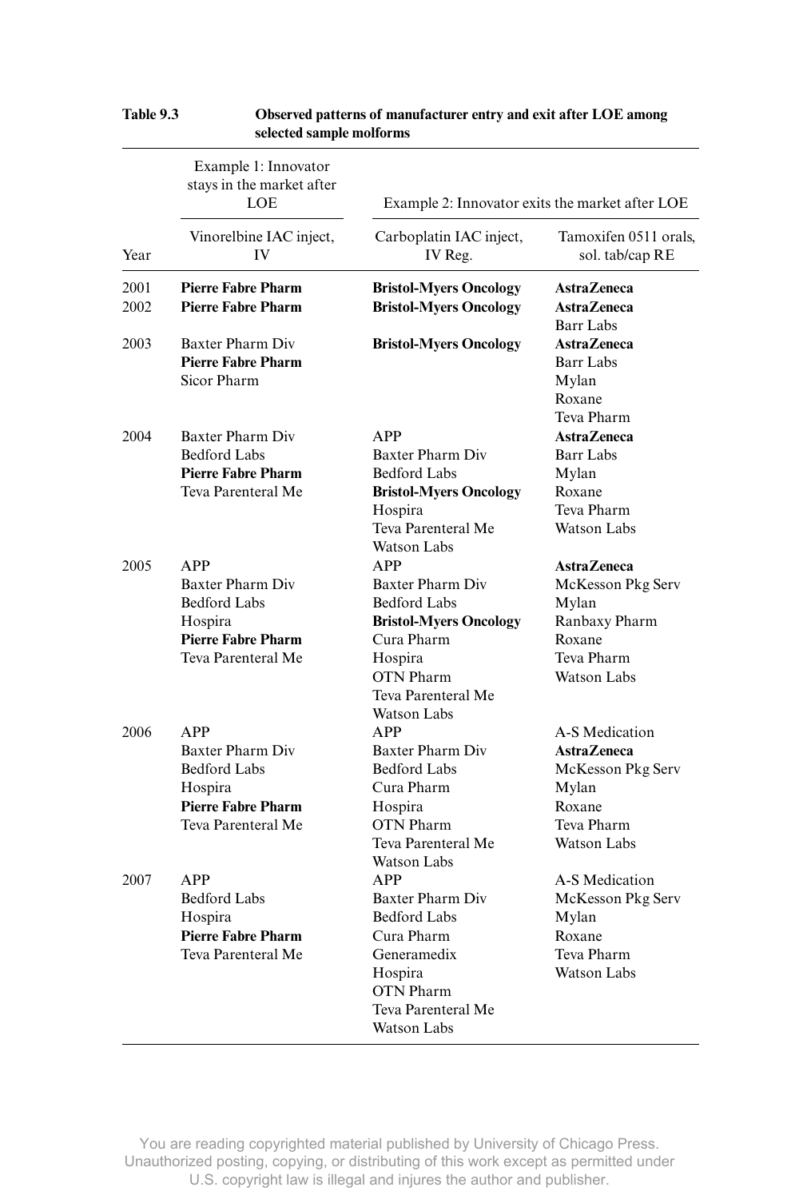**Table 9.3 Observed patterns of manufacturer entry and exit after LOE among selected sample molforms**

| | Example 1: Innovator stays in the market after LOE | Example 2: Innovator exits the market after LOE | |
|---|---|---|---|
| Year | Vinorelbine IAC inject, IV | Carboplatin IAC inject, IV Reg. | Tamoxifen 0511 orals, sol. tab/cap RE |
| 2001 | **Pierre Fabre Pharm** | **Bristol-Myers Oncology** | **AstraZeneca** |
| 2002 | **Pierre Fabre Pharm** | **Bristol-Myers Oncology** | **AstraZeneca**<br>Barr Labs |
| 2003 | Baxter Pharm Div<br>**Pierre Fabre Pharm**<br>Sicor Pharm | **Bristol-Myers Oncology** | **AstraZeneca**<br>Barr Labs<br>Mylan<br>Roxane<br>Teva Pharm |
| 2004 | Baxter Pharm Div<br>Bedford Labs<br>**Pierre Fabre Pharm**<br>Teva Parenteral Me | APP<br>Baxter Pharm Div<br>Bedford Labs<br>**Bristol-Myers Oncology**<br>Hospira<br>Teva Parenteral Me<br>Watson Labs | **AstraZeneca**<br>Barr Labs<br>Mylan<br>Roxane<br>Teva Pharm<br>Watson Labs |
| 2005 | APP<br>Baxter Pharm Div<br>Bedford Labs<br>Hospira<br>**Pierre Fabre Pharm**<br>Teva Parenteral Me | APP<br>Baxter Pharm Div<br>Bedford Labs<br>**Bristol-Myers Oncology**<br>Cura Pharm<br>Hospira<br>OTN Pharm<br>Teva Parenteral Me<br>Watson Labs | **AstraZeneca**<br>McKesson Pkg Serv<br>Mylan<br>Ranbaxy Pharm<br>Roxane<br>Teva Pharm<br>Watson Labs |
| 2006 | APP<br>Baxter Pharm Div<br>Bedford Labs<br>Hospira<br>**Pierre Fabre Pharm**<br>Teva Parenteral Me | APP<br>Baxter Pharm Div<br>Bedford Labs<br>Cura Pharm<br>Hospira<br>OTN Pharm<br>Teva Parenteral Me<br>Watson Labs | A-S Medication<br>**AstraZeneca**<br>McKesson Pkg Serv<br>Mylan<br>Roxane<br>Teva Pharm<br>Watson Labs |
| 2007 | APP<br>Bedford Labs<br>Hospira<br>**Pierre Fabre Pharm**<br>Teva Parenteral Me | APP<br>Baxter Pharm Div<br>Bedford Labs<br>Cura Pharm<br>Generamedix<br>Hospira<br>OTN Pharm<br>Teva Parenteral Me<br>Watson Labs | A-S Medication<br>McKesson Pkg Serv<br>Mylan<br>Roxane<br>Teva Pharm<br>Watson Labs |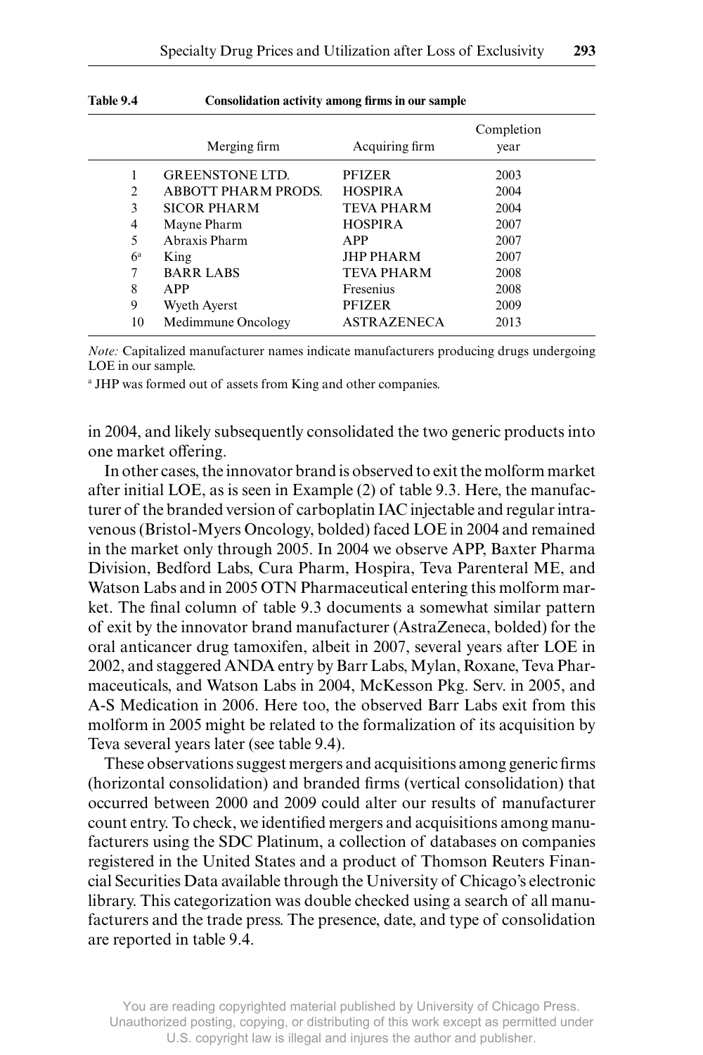**Table 9.4 Consolidation activity among firms in our sample**

| | Merging firm | Acquiring firm | Completion year |
|---|---|---|---|
| 1 | GREENSTONE LTD. | PFIZER | 2003 |
| 2 | ABBOTT PHARM PRODS. | HOSPIRA | 2004 |
| 3 | SICOR PHARM | TEVA PHARM | 2004 |
| 4 | Mayne Pharm | HOSPIRA | 2007 |
| 5 | Abraxis Pharm | APP | 2007 |
| 6[a] | King | JHP PHARM | 2007 |
| 7 | BARR LABS | TEVA PHARM | 2008 |
| 8 | APP | Fresenius | 2008 |
| 9 | Wyeth Ayerst | PFIZER | 2009 |
| 10 | Medimmune Oncology | ASTRAZENECA | 2013 |

*Note:* Capitalized manufacturer names indicate manufacturers producing drugs undergoing LOE in our sample.

[a] JHP was formed out of assets from King and other companies.

in 2004, and likely subsequently consolidated the two generic products into one market offering.

In other cases, the innovator brand is observed to exit the molform market after initial LOE, as is seen in Example (2) of table 9.3. Here, the manufacturer of the branded version of carboplatin IAC injectable and regular intravenous (Bristol-Myers Oncology, bolded) faced LOE in 2004 and remained in the market only through 2005. In 2004 we observe APP, Baxter Pharma Division, Bedford Labs, Cura Pharm, Hospira, Teva Parenteral ME, and Watson Labs and in 2005 OTN Pharmaceutical entering this molform market. The final column of table 9.3 documents a somewhat similar pattern of exit by the innovator brand manufacturer (AstraZeneca, bolded) for the oral anticancer drug tamoxifen, albeit in 2007, several years after LOE in 2002, and staggered ANDA entry by Barr Labs, Mylan, Roxane, Teva Pharmaceuticals, and Watson Labs in 2004, McKesson Pkg. Serv. in 2005, and A-S Medication in 2006. Here too, the observed Barr Labs exit from this molform in 2005 might be related to the formalization of its acquisition by Teva several years later (see table 9.4).

These observations suggest mergers and acquisitions among generic firms (horizontal consolidation) and branded firms (vertical consolidation) that occurred between 2000 and 2009 could alter our results of manufacturer count entry. To check, we identified mergers and acquisitions among manufacturers using the SDC Platinum, a collection of databases on companies registered in the United States and a product of Thomson Reuters Financial Securities Data available through the University of Chicago's electronic library. This categorization was double checked using a search of all manufacturers and the trade press. The presence, date, and type of consolidation are reported in table 9.4.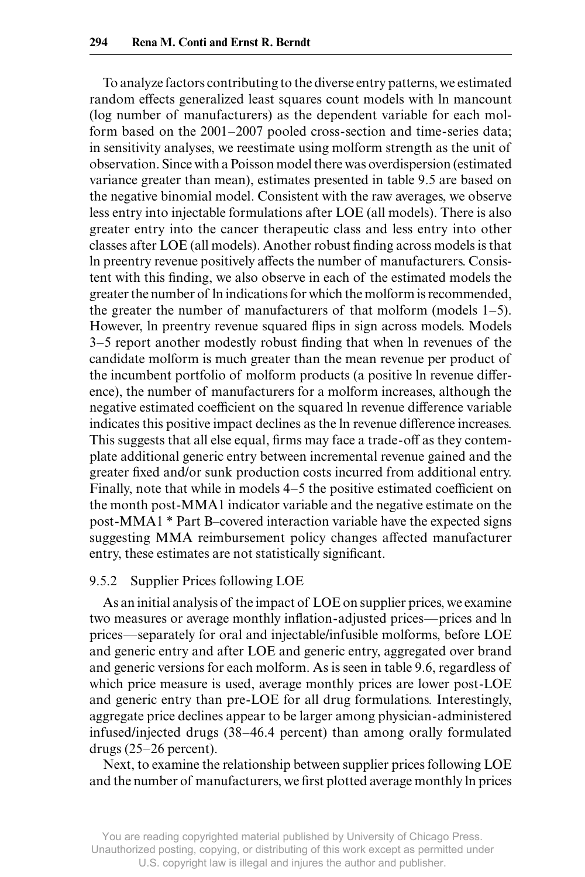To analyze factors contributing to the diverse entry patterns, we estimated random effects generalized least squares count models with ln mancount (log number of manufacturers) as the dependent variable for each molform based on the 2001–2007 pooled cross-section and time-series data; in sensitivity analyses, we reestimate using molform strength as the unit of observation. Since with a Poisson model there was overdispersion (estimated variance greater than mean), estimates presented in table 9.5 are based on the negative binomial model. Consistent with the raw averages, we observe less entry into injectable formulations after LOE (all models). There is also greater entry into the cancer therapeutic class and less entry into other classes after LOE (all models). Another robust finding across models is that ln preentry revenue positively affects the number of manufacturers. Consistent with this finding, we also observe in each of the estimated models the greater the number of ln indications for which the molform is recommended, the greater the number of manufacturers of that molform (models 1–5). However, ln preentry revenue squared flips in sign across models. Models 3–5 report another modestly robust finding that when ln revenues of the candidate molform is much greater than the mean revenue per product of the incumbent portfolio of molform products (a positive ln revenue difference), the number of manufacturers for a molform increases, although the negative estimated coefficient on the squared ln revenue difference variable indicates this positive impact declines as the ln revenue difference increases. This suggests that all else equal, firms may face a trade-off as they contemplate additional generic entry between incremental revenue gained and the greater fixed and/or sunk production costs incurred from additional entry. Finally, note that while in models 4–5 the positive estimated coefficient on the month post-MMA1 indicator variable and the negative estimate on the post-MMA1 * Part B–covered interaction variable have the expected signs suggesting MMA reimbursement policy changes affected manufacturer entry, these estimates are not statistically significant.

### 9.5.2 Supplier Prices following LOE

As an initial analysis of the impact of LOE on supplier prices, we examine two measures or average monthly inflation-adjusted prices—prices and ln prices—separately for oral and injectable/infusible molforms, before LOE and generic entry and after LOE and generic entry, aggregated over brand and generic versions for each molform. As is seen in table 9.6, regardless of which price measure is used, average monthly prices are lower post-LOE and generic entry than pre-LOE for all drug formulations. Interestingly, aggregate price declines appear to be larger among physician-administered infused/injected drugs (38–46.4 percent) than among orally formulated drugs (25–26 percent).

Next, to examine the relationship between supplier prices following LOE and the number of manufacturers, we first plotted average monthly ln prices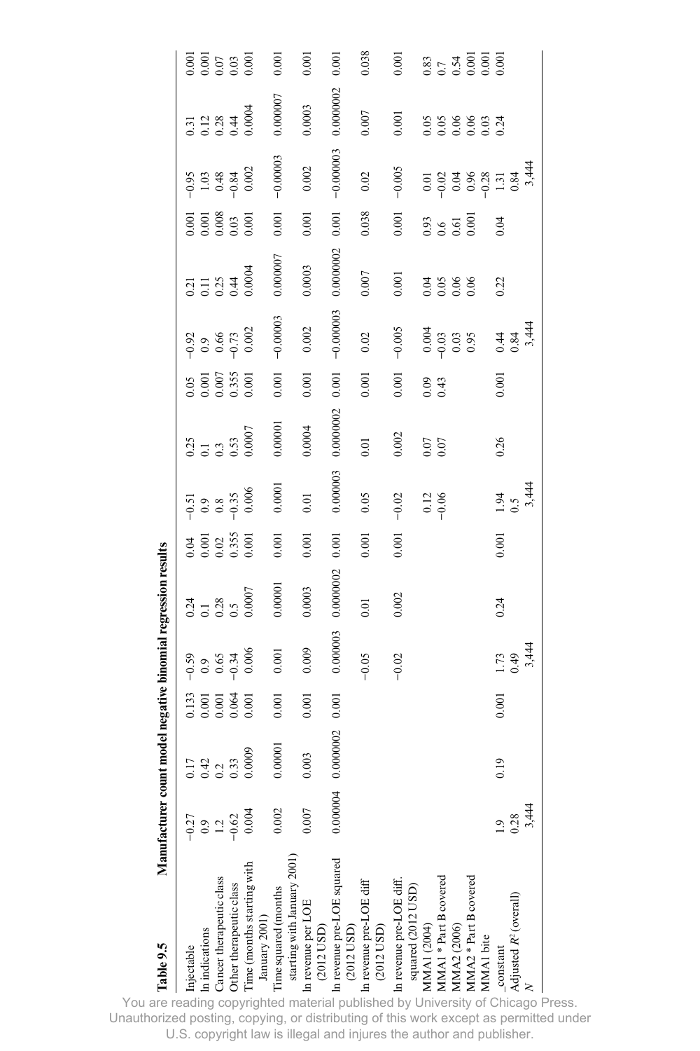**Table 9.5** Manufacturer count model negative binomial regression results

| | | | | | | | | | | | | | | | |
|---|---|---|---|---|---|---|---|---|---|---|---|---|---|---|---|
| Injectable | −0.27 | 0.17 | 0.133 | −0.59 | 0.24 | 0.04 | −0.51 | 0.25 | 0.05 | −0.92 | 0.21 | 0.001 | −0.95 | 0.31 | 0.001 |
| ln indications | 0.9 | 0.42 | 0.001 | 0.9 | 0.1 | 0.001 | 0.9 | 0.1 | 0.001 | 0.9 | 0.11 | 0.001 | 1.03 | 0.12 | 0.001 |
| Cancer therapeutic class | 1.2 | 0.2 | 0.001 | 0.65 | 0.28 | 0.02 | 0.8 | 0.3 | 0.007 | 0.66 | 0.25 | 0.008 | 0.48 | 0.28 | 0.07 |
| Other therapeutic class | −0.62 | 0.33 | 0.064 | −0.34 | 0.5 | 0.355 | −0.35 | 0.53 | 0.355 | −0.73 | 0.44 | 0.03 | −0.84 | 0.44 | 0.03 |
| Time (months starting with January 2001) | 0.004 | 0.0009 | 0.001 | 0.006 | 0.0007 | 0.001 | 0.006 | 0.0007 | 0.001 | 0.002 | 0.0004 | 0.001 | 0.002 | 0.0004 | 0.001 |
| Time squared (months starting with January 2001) | 0.002 | 0.00001 | 0.001 | 0.001 | 0.00001 | 0.001 | 0.0001 | 0.00001 | 0.001 | −0.00003 | 0.000007 | 0.001 | −0.00003 | 0.000007 | 0.001 |
| ln revenue per LOE (2012 USD) | 0.007 | 0.003 | 0.001 | 0.009 | 0.0003 | 0.001 | 0.01 | 0.0004 | 0.001 | 0.002 | 0.0003 | 0.001 | 0.002 | 0.0003 | 0.001 |
| ln revenue pre-LOE squared (2012 USD) | 0.000004 | 0.0000002 | 0.001 | 0.000003 | 0.0000002 | 0.001 | 0.000003 | 0.0000002 | 0.001 | −0.000003 | 0.0000002 | 0.001 | −0.000003 | 0.0000002 | 0.001 |
| ln revenue pre-LOE diff (2012 USD) | | | | −0.05 | 0.01 | 0.001 | 0.05 | 0.01 | 0.001 | 0.02 | 0.007 | 0.038 | 0.02 | 0.007 | 0.038 |
| ln revenue pre-LOE diff. squared (2012 USD) | | | | −0.02 | 0.002 | 0.001 | −0.02 | 0.002 | 0.001 | −0.005 | 0.001 | 0.001 | −0.005 | 0.001 | 0.001 |
| MMA1 (2004) | | | | | | | 0.12 | 0.07 | 0.09 | 0.004 | 0.04 | 0.93 | 0.01 | 0.05 | 0.83 |
| MMA1 * Part B covered | | | | | | | −0.06 | 0.07 | 0.43 | −0.03 | 0.05 | 0.6 | −0.02 | 0.05 | 0.7 |
| MMA2 (2006) | | | | | | | | | | 0.03 | 0.06 | 0.61 | 0.04 | 0.06 | 0.54 |
| MMA2 * Part B covered | | | | | | | | | | 0.95 | 0.06 | 0.001 | 0.96 | 0.06 | 0.001 |
| MMA1 bite | | | | | | | | | | | | | −0.28 | 0.03 | 0.001 |
| _constant | 1.9 | 0.19 | 0.001 | 1.73 | 0.24 | 0.001 | 1.94 | 0.26 | 0.001 | 0.44 | 0.22 | 0.04 | 1.31 | 0.24 | 0.001 |
| Adjusted $R^2$ (overall) | 0.28 | | | 0.49 | | | 0.5 | | | 0.84 | | | 0.84 | | |
| $N$ | 3,444 | | | 3,444 | | | 3,444 | | | 3,444 | | | 3,444 | | |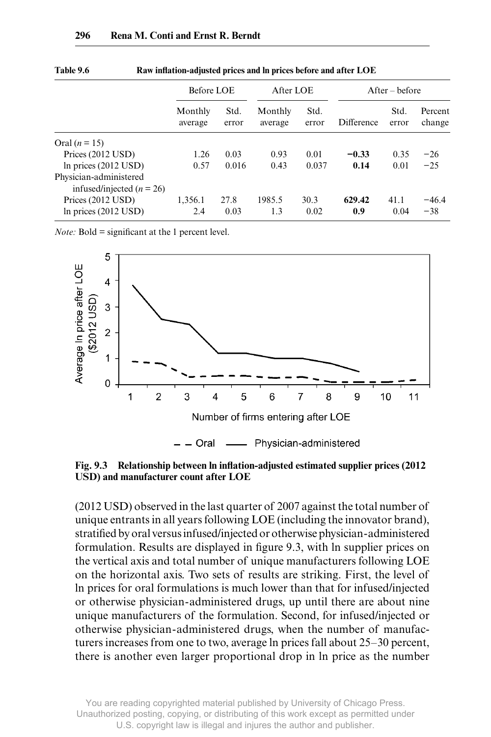**Table 9.6 Raw inflation-adjusted prices and ln prices before and after LOE**

| | Before LOE | | After LOE | | After – before | | |
|---|---|---|---|---|---|---|---|
| | Monthly average | Std. error | Monthly average | Std. error | Difference | Std. error | Percent change |
| Oral ($n$ = 15) | | | | | | | |
| Prices (2012 USD) | 1.26 | 0.03 | 0.93 | 0.01 | **−0.33** | 0.35 | −26 |
| ln prices (2012 USD) | 0.57 | 0.016 | 0.43 | 0.037 | **0.14** | 0.01 | −25 |
| Physician-administered infused/injected ($n$ = 26) | | | | | | | |
| Prices (2012 USD) | 1,356.1 | 27.8 | 1985.5 | 30.3 | **629.42** | 41.1 | −46.4 |
| ln prices (2012 USD) | 2.4 | 0.03 | 1.3 | 0.02 | **0.9** | 0.04 | −38 |

*Note:* Bold = significant at the 1 percent level.

**Fig. 9.3 Relationship between ln inflation-adjusted estimated supplier prices (2012 USD) and manufacturer count after LOE**

(2012 USD) observed in the last quarter of 2007 against the total number of unique entrants in all years following LOE (including the innovator brand), stratified by oral versus infused/injected or otherwise physician-administered formulation. Results are displayed in figure 9.3, with ln supplier prices on the vertical axis and total number of unique manufacturers following LOE on the horizontal axis. Two sets of results are striking. First, the level of ln prices for oral formulations is much lower than that for infused/injected or otherwise physician-administered drugs, up until there are about nine unique manufacturers of the formulation. Second, for infused/injected or otherwise physician-administered drugs, when the number of manufacturers increases from one to two, average ln prices fall about 25–30 percent, there is another even larger proportional drop in ln price as the number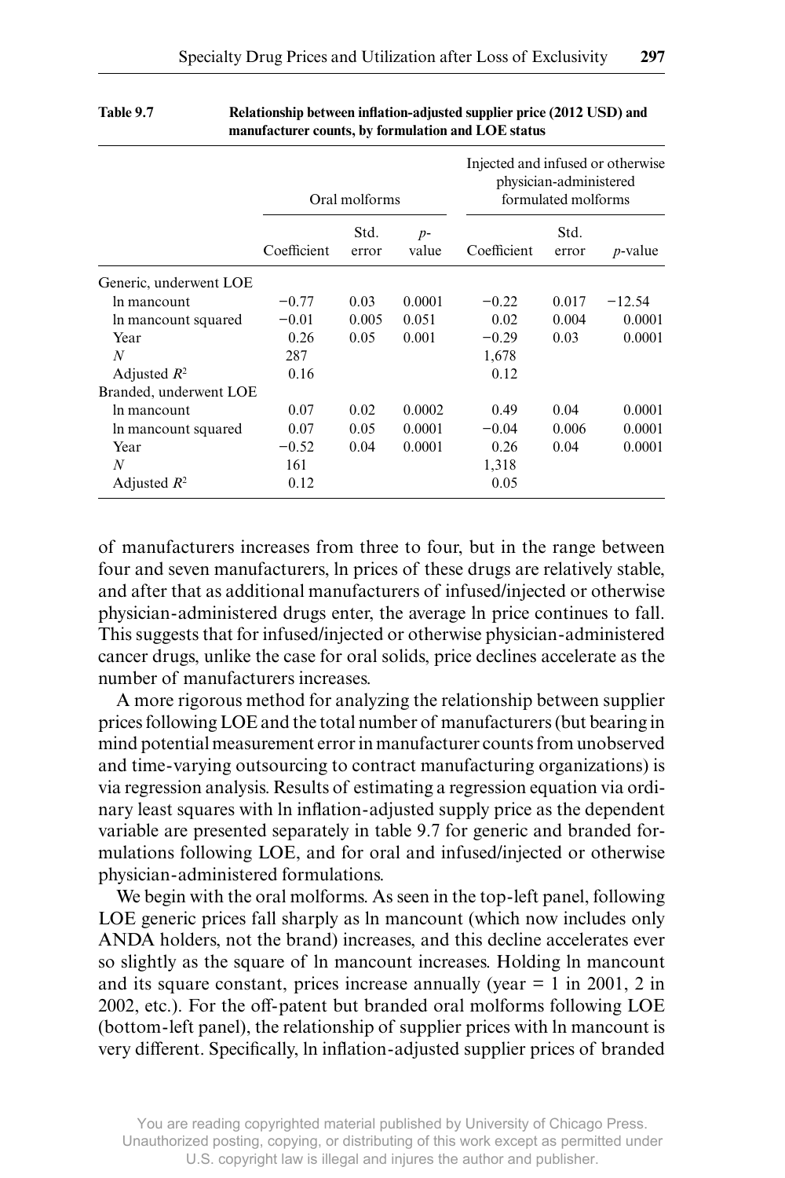**Table 9.7 Relationship between inflation-adjusted supplier price (2012 USD) and manufacturer counts, by formulation and LOE status**

| | Oral molforms | | | Injected and infused or otherwise physician-administered formulated molforms | | |
|---|---|---|---|---|---|---|
| | Coefficient | Std. error | *p*-value | Coefficient | Std. error | *p*-value |
| Generic, underwent LOE | | | | | | |
| ln mancount | −0.77 | 0.03 | 0.0001 | −0.22 | 0.017 | −12.54 |
| ln mancount squared | −0.01 | 0.005 | 0.051 | 0.02 | 0.004 | 0.0001 |
| Year | 0.26 | 0.05 | 0.001 | −0.29 | 0.03 | 0.0001 |
| $N$ | 287 | | | 1,678 | | |
| Adjusted $R^2$ | 0.16 | | | 0.12 | | |
| Branded, underwent LOE | | | | | | |
| ln mancount | 0.07 | 0.02 | 0.0002 | 0.49 | 0.04 | 0.0001 |
| ln mancount squared | 0.07 | 0.05 | 0.0001 | −0.04 | 0.006 | 0.0001 |
| Year | −0.52 | 0.04 | 0.0001 | 0.26 | 0.04 | 0.0001 |
| $N$ | 161 | | | 1,318 | | |
| Adjusted $R^2$ | 0.12 | | | 0.05 | | |

of manufacturers increases from three to four, but in the range between four and seven manufacturers, ln prices of these drugs are relatively stable, and after that as additional manufacturers of infused/injected or otherwise physician-administered drugs enter, the average ln price continues to fall. This suggests that for infused/injected or otherwise physician-administered cancer drugs, unlike the case for oral solids, price declines accelerate as the number of manufacturers increases.

A more rigorous method for analyzing the relationship between supplier prices following LOE and the total number of manufacturers (but bearing in mind potential measurement error in manufacturer counts from unobserved and time-varying outsourcing to contract manufacturing organizations) is via regression analysis. Results of estimating a regression equation via ordinary least squares with ln inflation-adjusted supply price as the dependent variable are presented separately in table 9.7 for generic and branded formulations following LOE, and for oral and infused/injected or otherwise physician-administered formulations.

We begin with the oral molforms. As seen in the top-left panel, following LOE generic prices fall sharply as ln mancount (which now includes only ANDA holders, not the brand) increases, and this decline accelerates ever so slightly as the square of ln mancount increases. Holding ln mancount and its square constant, prices increase annually (year = 1 in 2001, 2 in 2002, etc.). For the off-patent but branded oral molforms following LOE (bottom-left panel), the relationship of supplier prices with ln mancount is very different. Specifically, ln inflation-adjusted supplier prices of branded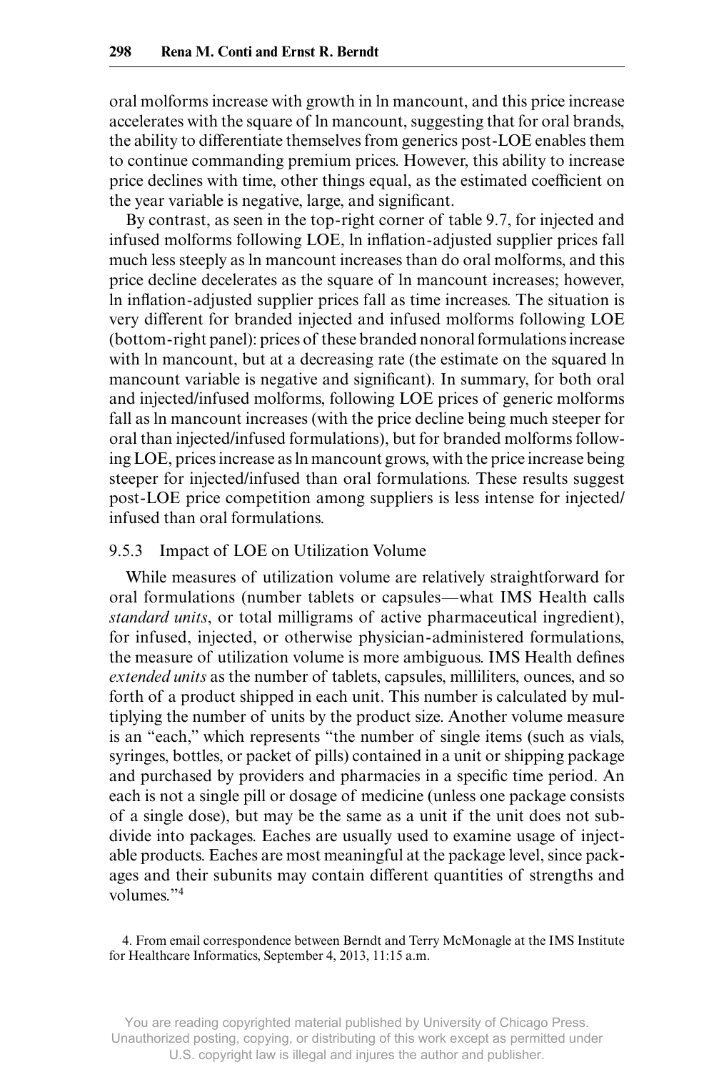oral molforms increase with growth in ln mancount, and this price increase accelerates with the square of ln mancount, suggesting that for oral brands, the ability to differentiate themselves from generics post-LOE enables them to continue commanding premium prices. However, this ability to increase price declines with time, other things equal, as the estimated coefficient on the year variable is negative, large, and significant.

By contrast, as seen in the top-right corner of table 9.7, for injected and infused molforms following LOE, ln inflation-adjusted supplier prices fall much less steeply as ln mancount increases than do oral molforms, and this price decline decelerates as the square of ln mancount increases; however, ln inflation-adjusted supplier prices fall as time increases. The situation is very different for branded injected and infused molforms following LOE (bottom-right panel): prices of these branded nonoral formulations increase with ln mancount, but at a decreasing rate (the estimate on the squared ln mancount variable is negative and significant). In summary, for both oral and injected/infused molforms, following LOE prices of generic molforms fall as ln mancount increases (with the price decline being much steeper for oral than injected/infused formulations), but for branded molforms following LOE, prices increase as ln mancount grows, with the price increase being steeper for injected/infused than oral formulations. These results suggest post-LOE price competition among suppliers is less intense for injected/infused than oral formulations.

### 9.5.3 Impact of LOE on Utilization Volume

While measures of utilization volume are relatively straightforward for oral formulations (number tablets or capsules—what IMS Health calls *standard units*, or total milligrams of active pharmaceutical ingredient), for infused, injected, or otherwise physician-administered formulations, the measure of utilization volume is more ambiguous. IMS Health defines *extended units* as the number of tablets, capsules, milliliters, ounces, and so forth of a product shipped in each unit. This number is calculated by multiplying the number of units by the product size. Another volume measure is an "each," which represents "the number of single items (such as vials, syringes, bottles, or packet of pills) contained in a unit or shipping package and purchased by providers and pharmacies in a specific time period. An each is not a single pill or dosage of medicine (unless one package consists of a single dose), but may be the same as a unit if the unit does not subdivide into packages. Eaches are usually used to examine usage of injectable products. Eaches are most meaningful at the package level, since packages and their subunits may contain different quantities of strengths and volumes."[4]

4. From email correspondence between Berndt and Terry McMonagle at the IMS Institute for Healthcare Informatics, September 4, 2013, 11:15 a.m.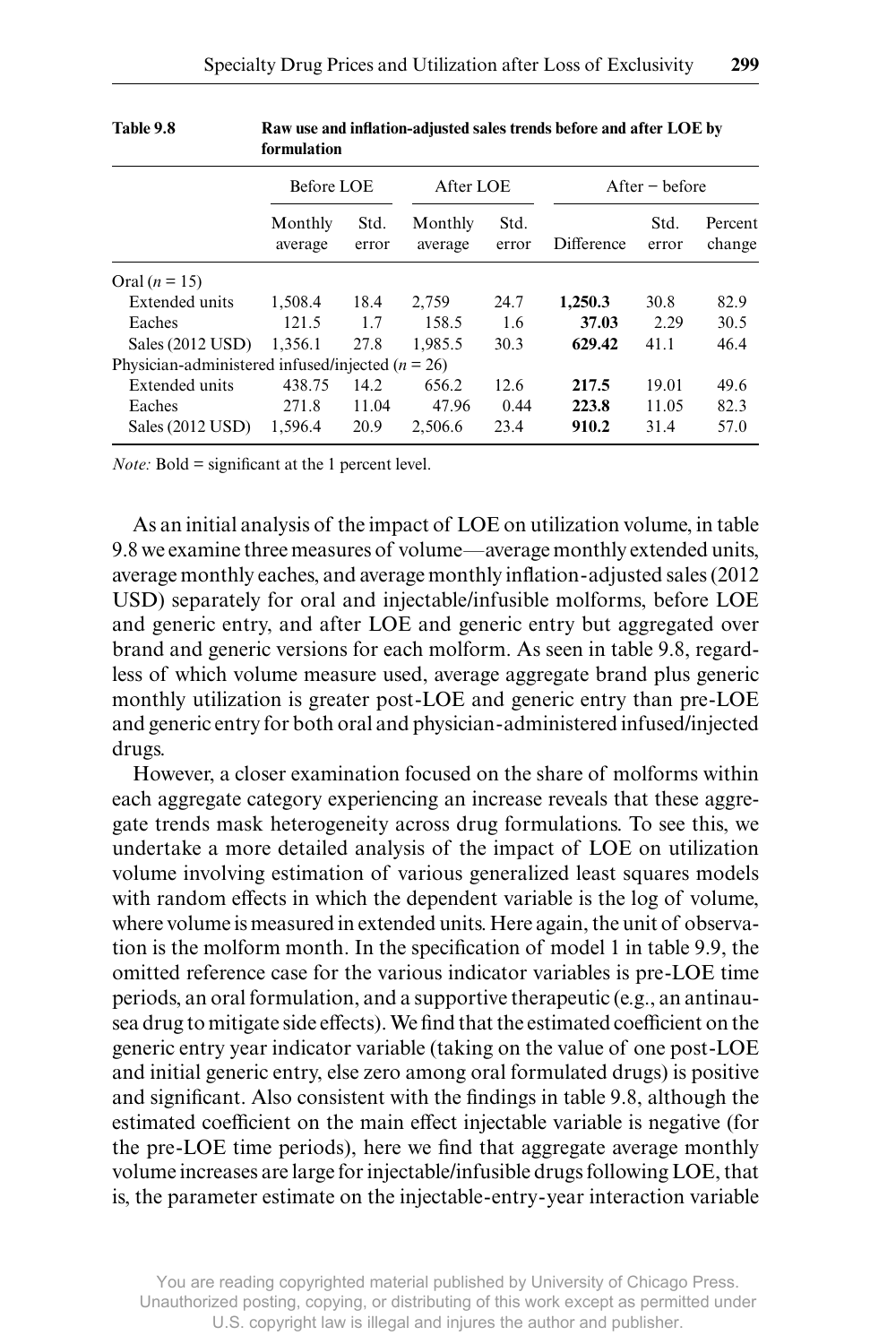**Table 9.8 Raw use and inflation-adjusted sales trends before and after LOE by formulation**

| | Before LOE | | After LOE | | After − before | | |
|---|---|---|---|---|---|---|---|
| | Monthly average | Std. error | Monthly average | Std. error | Difference | Std. error | Percent change |
| Oral ($n$ = 15) | | | | | | | |
| Extended units | 1,508.4 | 18.4 | 2,759 | 24.7 | **1,250.3** | 30.8 | 82.9 |
| Eaches | 121.5 | 1.7 | 158.5 | 1.6 | **37.03** | 2.29 | 30.5 |
| Sales (2012 USD) | 1,356.1 | 27.8 | 1,985.5 | 30.3 | **629.42** | 41.1 | 46.4 |
| Physician-administered infused/injected ($n$ = 26) | | | | | | | |
| Extended units | 438.75 | 14.2 | 656.2 | 12.6 | **217.5** | 19.01 | 49.6 |
| Eaches | 271.8 | 11.04 | 47.96 | 0.44 | **223.8** | 11.05 | 82.3 |
| Sales (2012 USD) | 1,596.4 | 20.9 | 2,506.6 | 23.4 | **910.2** | 31.4 | 57.0 |

*Note:* Bold = significant at the 1 percent level.

As an initial analysis of the impact of LOE on utilization volume, in table 9.8 we examine three measures of volume—average monthly extended units, average monthly eaches, and average monthly inflation-adjusted sales (2012 USD) separately for oral and injectable/infusible molforms, before LOE and generic entry, and after LOE and generic entry but aggregated over brand and generic versions for each molform. As seen in table 9.8, regardless of which volume measure used, average aggregate brand plus generic monthly utilization is greater post-LOE and generic entry than pre-LOE and generic entry for both oral and physician-administered infused/injected drugs.

However, a closer examination focused on the share of molforms within each aggregate category experiencing an increase reveals that these aggregate trends mask heterogeneity across drug formulations. To see this, we undertake a more detailed analysis of the impact of LOE on utilization volume involving estimation of various generalized least squares models with random effects in which the dependent variable is the log of volume, where volume is measured in extended units. Here again, the unit of observation is the molform month. In the specification of model 1 in table 9.9, the omitted reference case for the various indicator variables is pre-LOE time periods, an oral formulation, and a supportive therapeutic (e.g., an antinausea drug to mitigate side effects). We find that the estimated coefficient on the generic entry year indicator variable (taking on the value of one post-LOE and initial generic entry, else zero among oral formulated drugs) is positive and significant. Also consistent with the findings in table 9.8, although the estimated coefficient on the main effect injectable variable is negative (for the pre-LOE time periods), here we find that aggregate average monthly volume increases are large for injectable/infusible drugs following LOE, that is, the parameter estimate on the injectable-entry-year interaction variable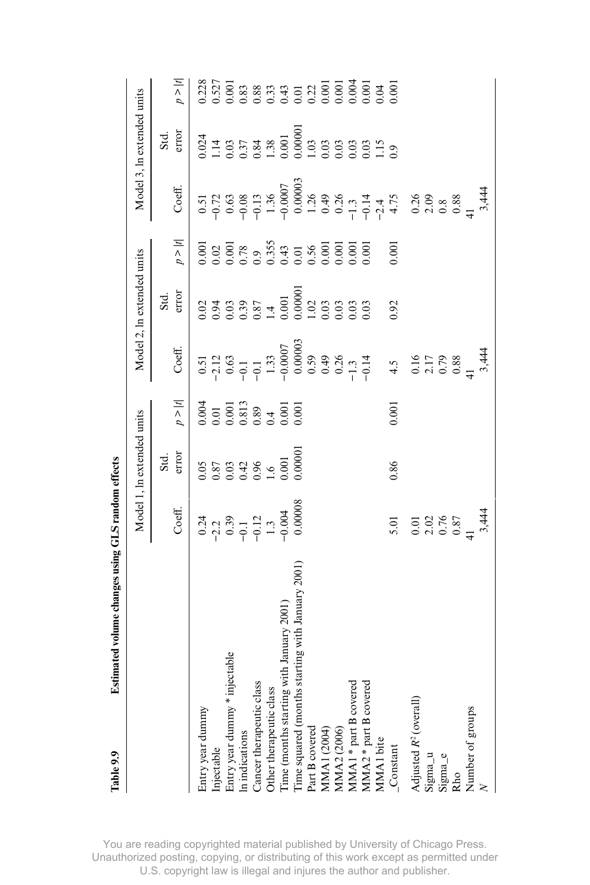**Table 9.9 Estimated volume changes using GLS random effects**

| | Model 1, ln extended units | | | Model 2, ln extended units | | | Model 3, ln extended units | | |
|---|---|---|---|---|---|---|---|---|---|
| | Coeff. | Std. error | $p > \|t\|$ | Coeff. | Std. error | $p > \|t\|$ | Coeff. | Std. error | $p > \|t\|$ |
| Entry year dummy | 0.24 | 0.05 | 0.004 | 0.51 | 0.02 | 0.001 | 0.51 | 0.024 | 0.228 |
| Injectable | −2.2 | 0.87 | 0.01 | −2.12 | 0.94 | 0.02 | −0.72 | 1.14 | 0.527 |
| Entry year dummy * injectable | 0.39 | 0.03 | 0.001 | 0.63 | 0.03 | 0.001 | 0.63 | 0.03 | 0.001 |
| ln indications | −0.1 | 0.42 | 0.813 | −0.1 | 0.39 | 0.78 | −0.08 | 0.37 | 0.83 |
| Cancer therapeutic class | −0.12 | 0.96 | 0.89 | −0.1 | 0.87 | 0.9 | −0.13 | 0.84 | 0.88 |
| Other therapeutic class | 1.3 | 1.6 | 0.4 | 1.33 | 1.4 | 0.355 | 1.36 | 1.38 | 0.33 |
| Time (months starting with January 2001) | −0.004 | 0.001 | 0.001 | −0.0007 | 0.001 | 0.43 | −0.0007 | 0.001 | 0.43 |
| Time squared (months starting with January 2001) | 0.00008 | 0.00001 | 0.001 | 0.00003 | 0.00001 | 0.01 | 0.00003 | 0.00001 | 0.01 |
| Part B covered | | | | 0.59 | 1.02 | 0.56 | 1.26 | 1.03 | 0.22 |
| MMA1 (2004) | | | | 0.49 | 0.03 | 0.001 | 0.49 | 0.03 | 0.001 |
| MMA2 (2006) | | | | 0.26 | 0.03 | 0.001 | 0.26 | 0.03 | 0.001 |
| MMA1 * part B covered | | | | −1.3 | 0.03 | 0.001 | −1.3 | 0.03 | 0.004 |
| MMA2 * part B covered | | | | −0.14 | 0.03 | 0.001 | −0.14 | 0.03 | 0.001 |
| MMA1 bite | | | | | | | −2.4 | 1.15 | 0.04 |
| _Constant | 5.01 | 0.86 | 0.001 | 4.5 | 0.92 | 0.001 | 4.75 | 0.9 | 0.001 |
| Adjusted $R^2$ (overall) | 0.01 | | | 0.16 | | | 0.26 | | |
| Sigma_u | 2.02 | | | 2.17 | | | 2.09 | | |
| Sigma_e | 0.76 | | | 0.79 | | | 0.8 | | |
| Rho | 0.87 | | | 0.88 | | | 0.88 | | |
| Number of groups | 41 | | | 41 | | | 41 | | |
| *N* | 3,444 | | | 3,444 | | | 3,444 | | |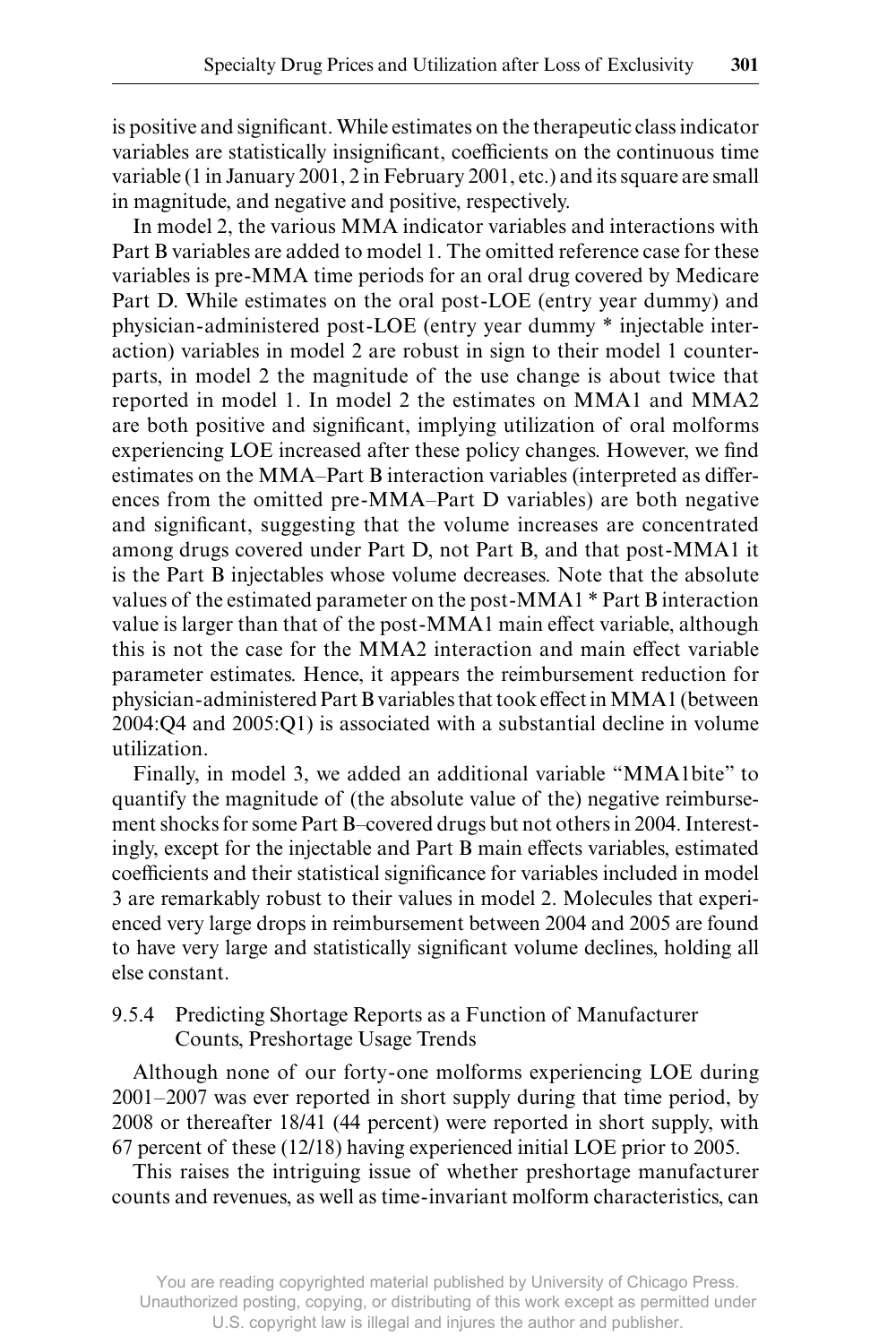is positive and significant. While estimates on the therapeutic class indicator variables are statistically insignificant, coefficients on the continuous time variable (1 in January 2001, 2 in February 2001, etc.) and its square are small in magnitude, and negative and positive, respectively.

In model 2, the various MMA indicator variables and interactions with Part B variables are added to model 1. The omitted reference case for these variables is pre-MMA time periods for an oral drug covered by Medicare Part D. While estimates on the oral post-LOE (entry year dummy) and physician-administered post-LOE (entry year dummy * injectable interaction) variables in model 2 are robust in sign to their model 1 counterparts, in model 2 the magnitude of the use change is about twice that reported in model 1. In model 2 the estimates on MMA1 and MMA2 are both positive and significant, implying utilization of oral molforms experiencing LOE increased after these policy changes. However, we find estimates on the MMA–Part B interaction variables (interpreted as differences from the omitted pre-MMA–Part D variables) are both negative and significant, suggesting that the volume increases are concentrated among drugs covered under Part D, not Part B, and that post-MMA1 it is the Part B injectables whose volume decreases. Note that the absolute values of the estimated parameter on the post-MMA1 * Part B interaction value is larger than that of the post-MMA1 main effect variable, although this is not the case for the MMA2 interaction and main effect variable parameter estimates. Hence, it appears the reimbursement reduction for physician-administered Part B variables that took effect in MMA1 (between 2004:Q4 and 2005:Q1) is associated with a substantial decline in volume utilization.

Finally, in model 3, we added an additional variable "MMA1bite" to quantify the magnitude of (the absolute value of the) negative reimbursement shocks for some Part B–covered drugs but not others in 2004. Interestingly, except for the injectable and Part B main effects variables, estimated coefficients and their statistical significance for variables included in model 3 are remarkably robust to their values in model 2. Molecules that experienced very large drops in reimbursement between 2004 and 2005 are found to have very large and statistically significant volume declines, holding all else constant.

### 9.5.4 Predicting Shortage Reports as a Function of Manufacturer Counts, Preshortage Usage Trends

Although none of our forty-one molforms experiencing LOE during 2001–2007 was ever reported in short supply during that time period, by 2008 or thereafter 18/41 (44 percent) were reported in short supply, with 67 percent of these (12/18) having experienced initial LOE prior to 2005.

This raises the intriguing issue of whether preshortage manufacturer counts and revenues, as well as time-invariant molform characteristics, can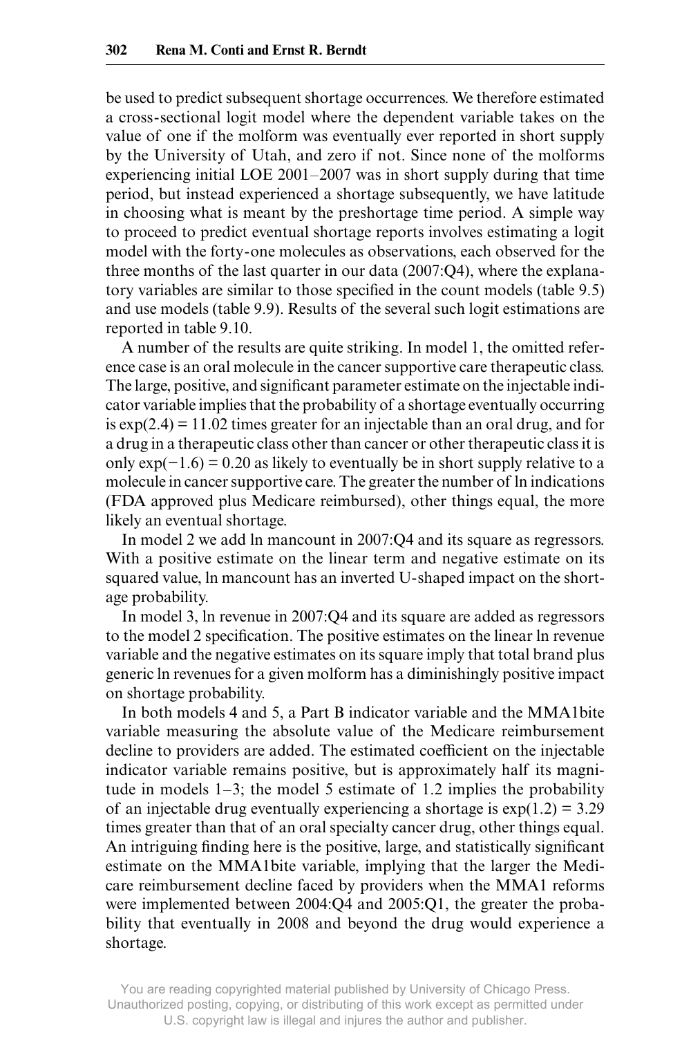be used to predict subsequent shortage occurrences. We therefore estimated a cross-sectional logit model where the dependent variable takes on the value of one if the molform was eventually ever reported in short supply by the University of Utah, and zero if not. Since none of the molforms experiencing initial LOE 2001–2007 was in short supply during that time period, but instead experienced a shortage subsequently, we have latitude in choosing what is meant by the preshortage time period. A simple way to proceed to predict eventual shortage reports involves estimating a logit model with the forty-one molecules as observations, each observed for the three months of the last quarter in our data (2007:Q4), where the explanatory variables are similar to those specified in the count models (table 9.5) and use models (table 9.9). Results of the several such logit estimations are reported in table 9.10.

A number of the results are quite striking. In model 1, the omitted reference case is an oral molecule in the cancer supportive care therapeutic class. The large, positive, and significant parameter estimate on the injectable indicator variable implies that the probability of a shortage eventually occurring is $\exp(2.4) = 11.02$ times greater for an injectable than an oral drug, and for a drug in a therapeutic class other than cancer or other therapeutic class it is only $\exp(-1.6) = 0.20$ as likely to eventually be in short supply relative to a molecule in cancer supportive care. The greater the number of ln indications (FDA approved plus Medicare reimbursed), other things equal, the more likely an eventual shortage.

In model 2 we add ln mancount in 2007:Q4 and its square as regressors. With a positive estimate on the linear term and negative estimate on its squared value, ln mancount has an inverted U-shaped impact on the shortage probability.

In model 3, ln revenue in 2007:Q4 and its square are added as regressors to the model 2 specification. The positive estimates on the linear ln revenue variable and the negative estimates on its square imply that total brand plus generic ln revenues for a given molform has a diminishingly positive impact on shortage probability.

In both models 4 and 5, a Part B indicator variable and the MMA1bite variable measuring the absolute value of the Medicare reimbursement decline to providers are added. The estimated coefficient on the injectable indicator variable remains positive, but is approximately half its magnitude in models 1–3; the model 5 estimate of 1.2 implies the probability of an injectable drug eventually experiencing a shortage is $\exp(1.2) = 3.29$ times greater than that of an oral specialty cancer drug, other things equal. An intriguing finding here is the positive, large, and statistically significant estimate on the MMA1bite variable, implying that the larger the Medicare reimbursement decline faced by providers when the MMA1 reforms were implemented between 2004:Q4 and 2005:Q1, the greater the probability that eventually in 2008 and beyond the drug would experience a shortage.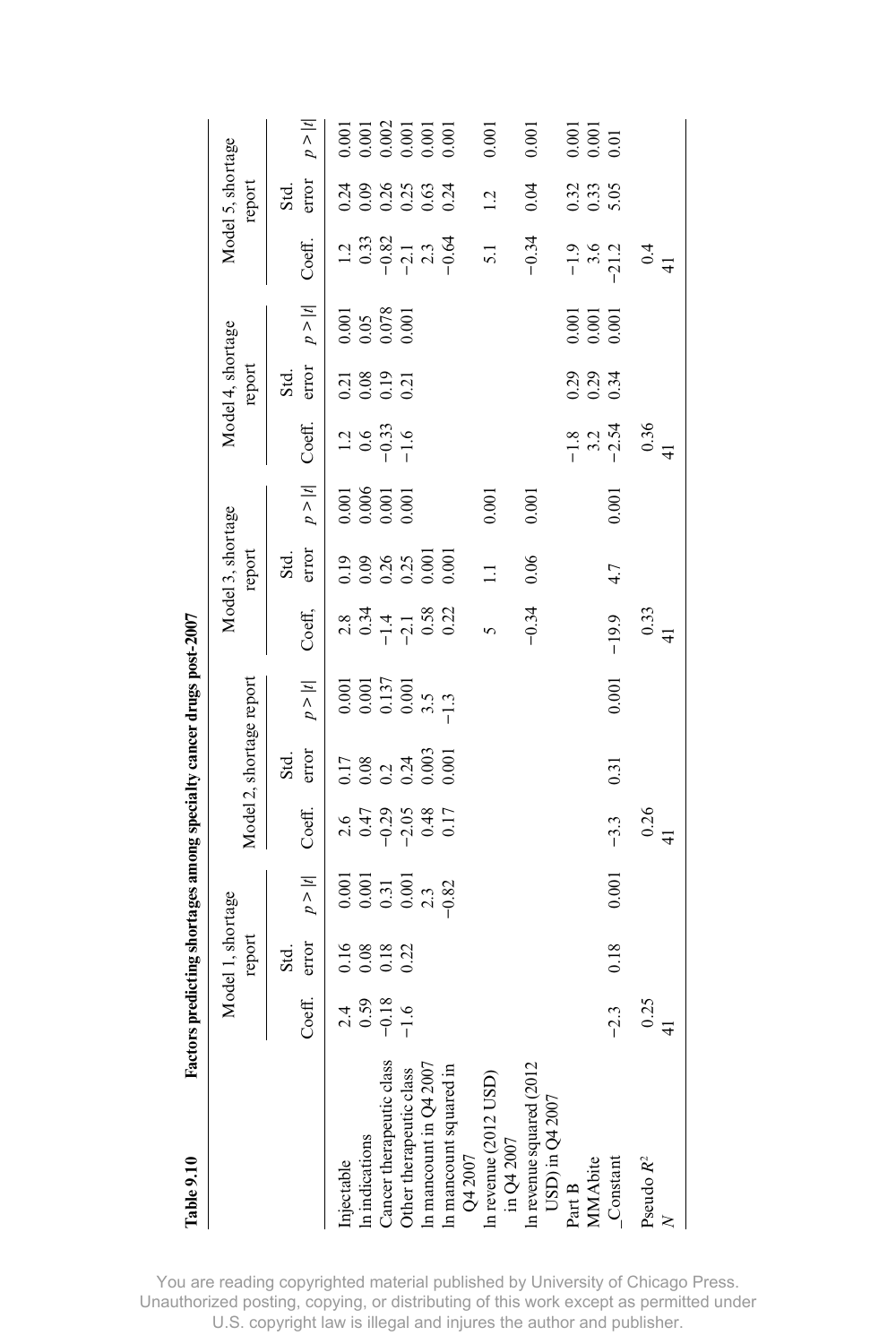**Table 9.10 Factors predicting shortages among specialty cancer drugs post-2007**

| | Model 1, shortage report | | | Model 2, shortage report | | | Model 3, shortage report | | | Model 4, shortage report | | | Model 5, shortage report | | |
|---|---|---|---|---|---|---|---|---|---|---|---|---|---|---|---|
| | Coeff. | Std. error | $p > \|t\|$ | Coeff. | Std. error | $p > \|t\|$ | Coeff, | Std. error | $p > \|t\|$ | Coeff. | Std. error | $p > \|t\|$ | Coeff. | Std. error | $p > \|t\|$ |
| Injectable | 2.4 | 0.16 | 0.001 | 2.6 | 0.17 | 0.001 | 2.8 | 0.19 | 0.001 | 1.2 | 0.21 | 0.001 | 1.2 | 0.24 | 0.001 |
| ln indications | 0.59 | 0.08 | 0.001 | 0.47 | 0.08 | 0.001 | 0.34 | 0.09 | 0.006 | 0.6 | 0.08 | 0.05 | 0.33 | 0.09 | 0.001 |
| Cancer therapeutic class | −0.18 | 0.18 | 0.31 | −0.29 | 0.2 | 0.137 | −1.4 | 0.26 | 0.001 | −0.33 | 0.19 | 0.078 | −0.82 | 0.26 | 0.002 |
| Other therapeutic class | −1.6 | 0.22 | 0.001 | −2.05 | 0.24 | 0.001 | −2.1 | 0.25 | 0.001 | −1.6 | 0.21 | 0.001 | −2.1 | 0.25 | 0.001 |
| ln mancount in Q4 2007 | | | 2.3 | 0.48 | 0.003 | 3.5 | 0.58 | 0.001 | | | | | 2.3 | 0.63 | 0.001 |
| ln mancount squared in Q4 2007 | | | −0.82 | 0.17 | 0.001 | −1.3 | 0.22 | 0.001 | | | | | −0.64 | 0.24 | 0.001 |
| ln revenue (2012 USD) in Q4 2007 | | | | | | | 5 | 1.1 | 0.001 | | | | 5.1 | 1.2 | 0.001 |
| ln revenue squared (2012 USD) in Q4 2007 | | | | | | | −0.34 | 0.06 | 0.001 | | | | −0.34 | 0.04 | 0.001 |
| Part B | | | | | | | | | | −1.8 | 0.29 | 0.001 | −1.9 | 0.32 | 0.001 |
| MMAbite | | | | | | | | | | 3.2 | 0.29 | 0.001 | 3.6 | 0.33 | 0.001 |
| _Constant | −2.3 | 0.18 | 0.001 | −3.3 | 0.31 | 0.001 | −19.9 | 4.7 | 0.001 | −2.54 | 0.34 | 0.001 | −21.2 | 5.05 | 0.01 |
| Pseudo $R^2$ | 0.25 | | | 0.26 | | | 0.33 | | | 0.36 | | | 0.4 | | |
| $N$ | 41 | | | 41 | | | 41 | | | 41 | | | 41 | | |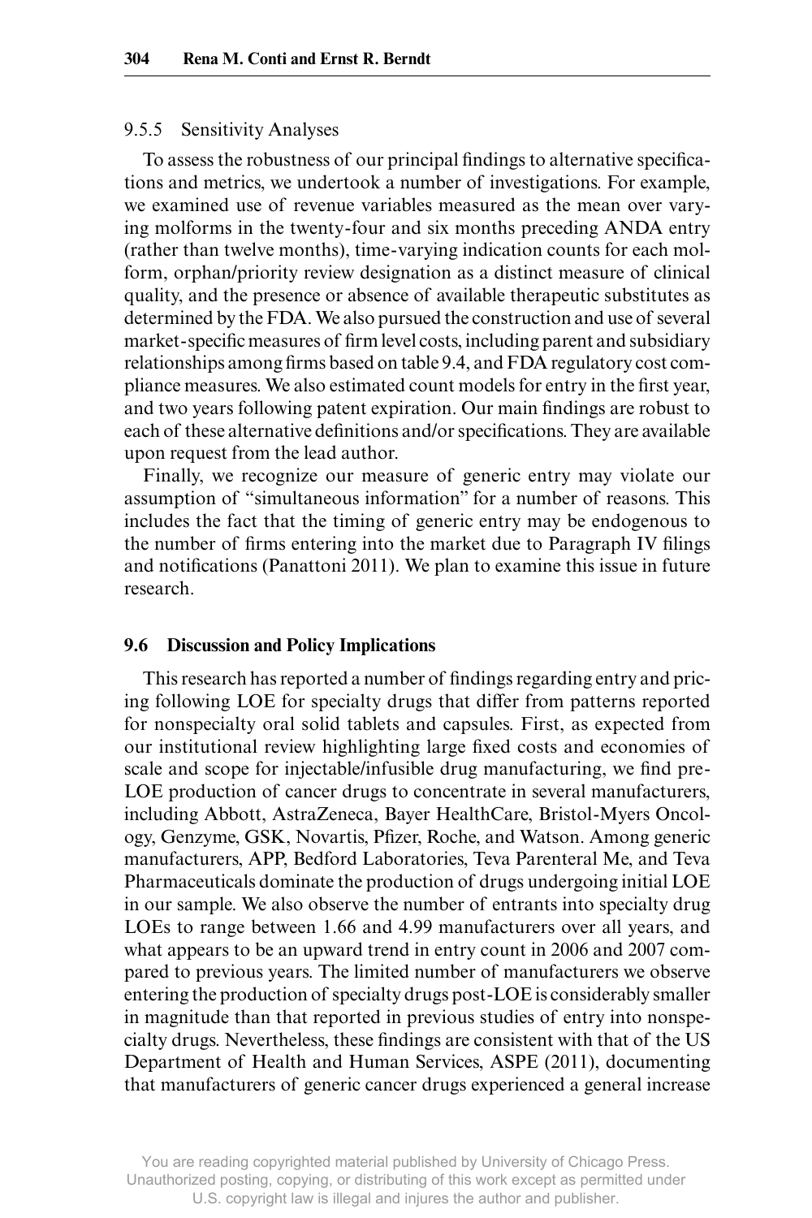### 9.5.5 Sensitivity Analyses

To assess the robustness of our principal findings to alternative specifications and metrics, we undertook a number of investigations. For example, we examined use of revenue variables measured as the mean over varying molforms in the twenty-four and six months preceding ANDA entry (rather than twelve months), time-varying indication counts for each molform, orphan/priority review designation as a distinct measure of clinical quality, and the presence or absence of available therapeutic substitutes as determined by the FDA. We also pursued the construction and use of several market-specific measures of firm level costs, including parent and subsidiary relationships among firms based on table 9.4, and FDA regulatory cost compliance measures. We also estimated count models for entry in the first year, and two years following patent expiration. Our main findings are robust to each of these alternative definitions and/or specifications. They are available upon request from the lead author.

Finally, we recognize our measure of generic entry may violate our assumption of "simultaneous information" for a number of reasons. This includes the fact that the timing of generic entry may be endogenous to the number of firms entering into the market due to Paragraph IV filings and notifications (Panattoni 2011). We plan to examine this issue in future research.

## 9.6 Discussion and Policy Implications

This research has reported a number of findings regarding entry and pricing following LOE for specialty drugs that differ from patterns reported for nonspecialty oral solid tablets and capsules. First, as expected from our institutional review highlighting large fixed costs and economies of scale and scope for injectable/infusible drug manufacturing, we find pre-LOE production of cancer drugs to concentrate in several manufacturers, including Abbott, AstraZeneca, Bayer HealthCare, Bristol-Myers Oncology, Genzyme, GSK, Novartis, Pfizer, Roche, and Watson. Among generic manufacturers, APP, Bedford Laboratories, Teva Parenteral Me, and Teva Pharmaceuticals dominate the production of drugs undergoing initial LOE in our sample. We also observe the number of entrants into specialty drug LOEs to range between 1.66 and 4.99 manufacturers over all years, and what appears to be an upward trend in entry count in 2006 and 2007 compared to previous years. The limited number of manufacturers we observe entering the production of specialty drugs post-LOE is considerably smaller in magnitude than that reported in previous studies of entry into nonspecialty drugs. Nevertheless, these findings are consistent with that of the US Department of Health and Human Services, ASPE (2011), documenting that manufacturers of generic cancer drugs experienced a general increase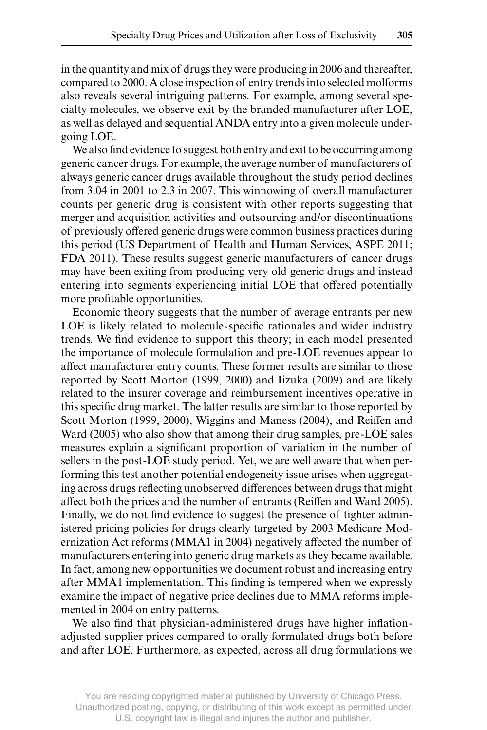in the quantity and mix of drugs they were producing in 2006 and thereafter, compared to 2000. A close inspection of entry trends into selected molforms also reveals several intriguing patterns. For example, among several specialty molecules, we observe exit by the branded manufacturer after LOE, as well as delayed and sequential ANDA entry into a given molecule undergoing LOE.

We also find evidence to suggest both entry and exit to be occurring among generic cancer drugs. For example, the average number of manufacturers of always generic cancer drugs available throughout the study period declines from 3.04 in 2001 to 2.3 in 2007. This winnowing of overall manufacturer counts per generic drug is consistent with other reports suggesting that merger and acquisition activities and outsourcing and/or discontinuations of previously offered generic drugs were common business practices during this period (US Department of Health and Human Services, ASPE 2011; FDA 2011). These results suggest generic manufacturers of cancer drugs may have been exiting from producing very old generic drugs and instead entering into segments experiencing initial LOE that offered potentially more profitable opportunities.

Economic theory suggests that the number of average entrants per new LOE is likely related to molecule-specific rationales and wider industry trends. We find evidence to support this theory; in each model presented the importance of molecule formulation and pre-LOE revenues appear to affect manufacturer entry counts. These former results are similar to those reported by Scott Morton (1999, 2000) and Iizuka (2009) and are likely related to the insurer coverage and reimbursement incentives operative in this specific drug market. The latter results are similar to those reported by Scott Morton (1999, 2000), Wiggins and Maness (2004), and Reiffen and Ward (2005) who also show that among their drug samples, pre-LOE sales measures explain a significant proportion of variation in the number of sellers in the post-LOE study period. Yet, we are well aware that when performing this test another potential endogeneity issue arises when aggregating across drugs reflecting unobserved differences between drugs that might affect both the prices and the number of entrants (Reiffen and Ward 2005). Finally, we do not find evidence to suggest the presence of tighter administered pricing policies for drugs clearly targeted by 2003 Medicare Modernization Act reforms (MMA1 in 2004) negatively affected the number of manufacturers entering into generic drug markets as they became available. In fact, among new opportunities we document robust and increasing entry after MMA1 implementation. This finding is tempered when we expressly examine the impact of negative price declines due to MMA reforms implemented in 2004 on entry patterns.

We also find that physician-administered drugs have higher inflation-adjusted supplier prices compared to orally formulated drugs both before and after LOE. Furthermore, as expected, across all drug formulations we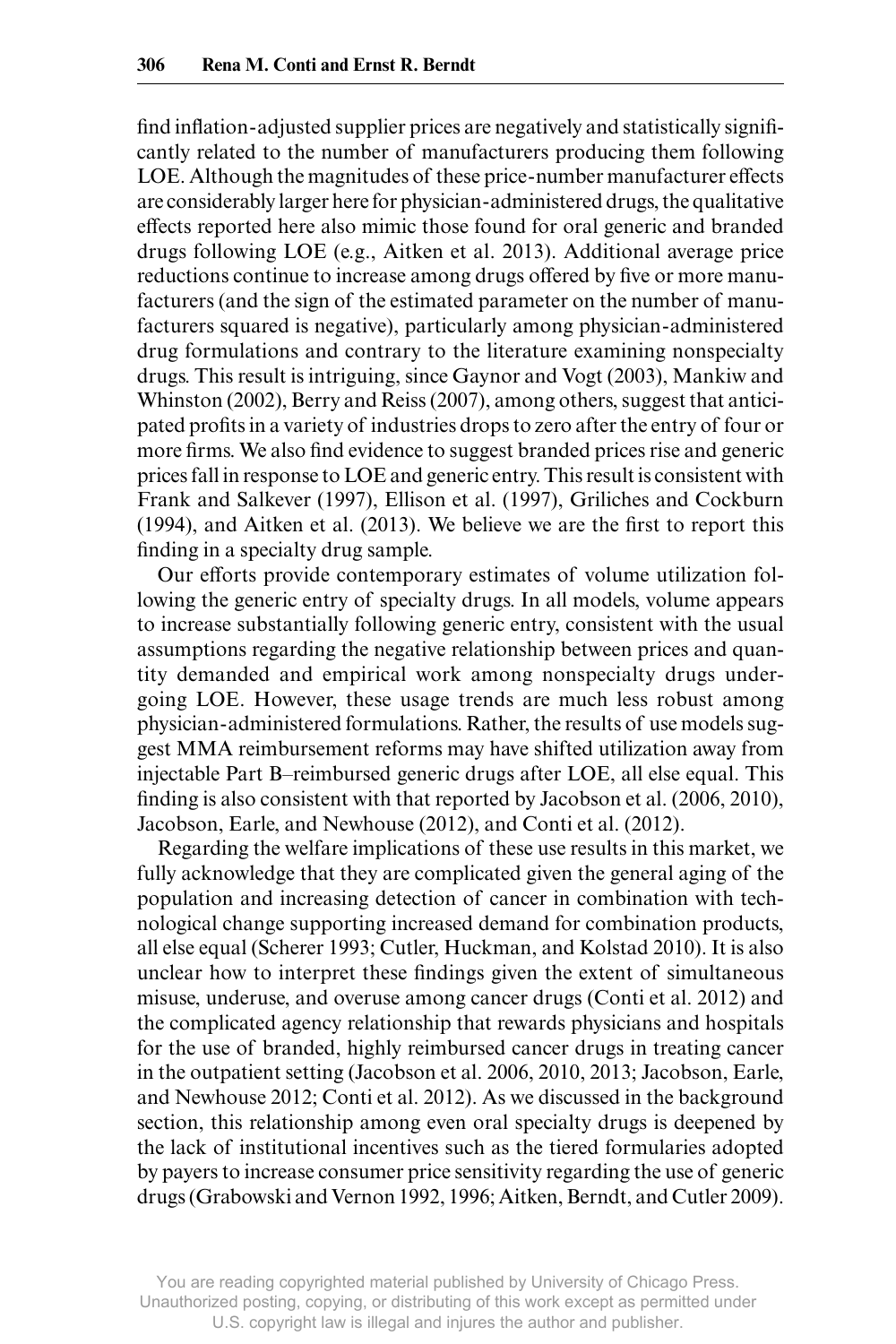find inflation-adjusted supplier prices are negatively and statistically significantly related to the number of manufacturers producing them following LOE. Although the magnitudes of these price-number manufacturer effects are considerably larger here for physician-administered drugs, the qualitative effects reported here also mimic those found for oral generic and branded drugs following LOE (e.g., Aitken et al. 2013). Additional average price reductions continue to increase among drugs offered by five or more manufacturers (and the sign of the estimated parameter on the number of manufacturers squared is negative), particularly among physician-administered drug formulations and contrary to the literature examining nonspecialty drugs. This result is intriguing, since Gaynor and Vogt (2003), Mankiw and Whinston (2002), Berry and Reiss (2007), among others, suggest that anticipated profits in a variety of industries drops to zero after the entry of four or more firms. We also find evidence to suggest branded prices rise and generic prices fall in response to LOE and generic entry. This result is consistent with Frank and Salkever (1997), Ellison et al. (1997), Griliches and Cockburn (1994), and Aitken et al. (2013). We believe we are the first to report this finding in a specialty drug sample.

Our efforts provide contemporary estimates of volume utilization following the generic entry of specialty drugs. In all models, volume appears to increase substantially following generic entry, consistent with the usual assumptions regarding the negative relationship between prices and quantity demanded and empirical work among nonspecialty drugs undergoing LOE. However, these usage trends are much less robust among physician-administered formulations. Rather, the results of use models suggest MMA reimbursement reforms may have shifted utilization away from injectable Part B–reimbursed generic drugs after LOE, all else equal. This finding is also consistent with that reported by Jacobson et al. (2006, 2010), Jacobson, Earle, and Newhouse (2012), and Conti et al. (2012).

Regarding the welfare implications of these use results in this market, we fully acknowledge that they are complicated given the general aging of the population and increasing detection of cancer in combination with technological change supporting increased demand for combination products, all else equal (Scherer 1993; Cutler, Huckman, and Kolstad 2010). It is also unclear how to interpret these findings given the extent of simultaneous misuse, underuse, and overuse among cancer drugs (Conti et al. 2012) and the complicated agency relationship that rewards physicians and hospitals for the use of branded, highly reimbursed cancer drugs in treating cancer in the outpatient setting (Jacobson et al. 2006, 2010, 2013; Jacobson, Earle, and Newhouse 2012; Conti et al. 2012). As we discussed in the background section, this relationship among even oral specialty drugs is deepened by the lack of institutional incentives such as the tiered formularies adopted by payers to increase consumer price sensitivity regarding the use of generic drugs (Grabowski and Vernon 1992, 1996; Aitken, Berndt, and Cutler 2009).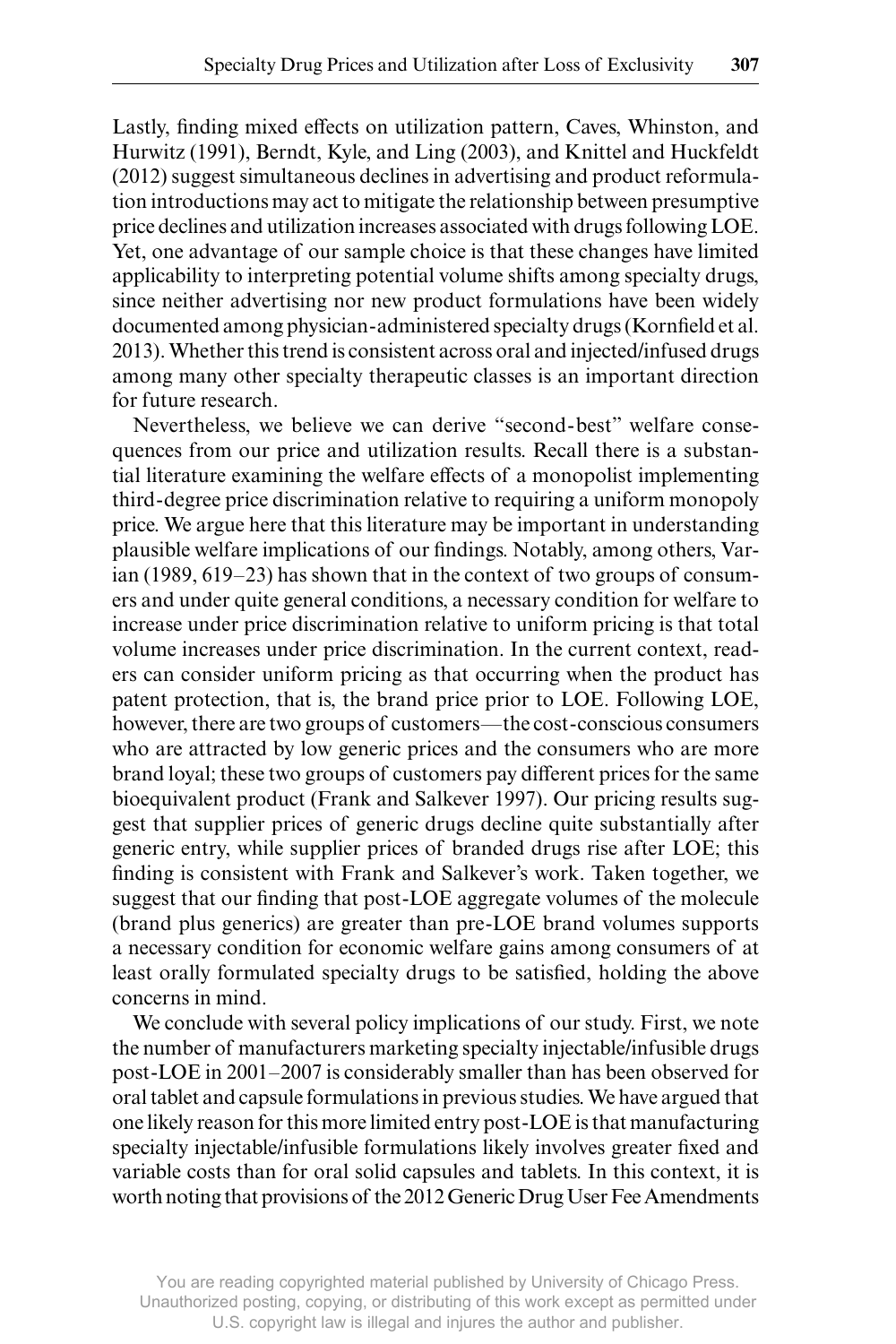Lastly, finding mixed effects on utilization pattern, Caves, Whinston, and Hurwitz (1991), Berndt, Kyle, and Ling (2003), and Knittel and Huckfeldt (2012) suggest simultaneous declines in advertising and product reformulation introductions may act to mitigate the relationship between presumptive price declines and utilization increases associated with drugs following LOE. Yet, one advantage of our sample choice is that these changes have limited applicability to interpreting potential volume shifts among specialty drugs, since neither advertising nor new product formulations have been widely documented among physician-administered specialty drugs (Kornfield et al. 2013). Whether this trend is consistent across oral and injected/infused drugs among many other specialty therapeutic classes is an important direction for future research.

Nevertheless, we believe we can derive "second-best" welfare consequences from our price and utilization results. Recall there is a substantial literature examining the welfare effects of a monopolist implementing third-degree price discrimination relative to requiring a uniform monopoly price. We argue here that this literature may be important in understanding plausible welfare implications of our findings. Notably, among others, Varian (1989, 619–23) has shown that in the context of two groups of consumers and under quite general conditions, a necessary condition for welfare to increase under price discrimination relative to uniform pricing is that total volume increases under price discrimination. In the current context, readers can consider uniform pricing as that occurring when the product has patent protection, that is, the brand price prior to LOE. Following LOE, however, there are two groups of customers—the cost-conscious consumers who are attracted by low generic prices and the consumers who are more brand loyal; these two groups of customers pay different prices for the same bioequivalent product (Frank and Salkever 1997). Our pricing results suggest that supplier prices of generic drugs decline quite substantially after generic entry, while supplier prices of branded drugs rise after LOE; this finding is consistent with Frank and Salkever's work. Taken together, we suggest that our finding that post-LOE aggregate volumes of the molecule (brand plus generics) are greater than pre-LOE brand volumes supports a necessary condition for economic welfare gains among consumers of at least orally formulated specialty drugs to be satisfied, holding the above concerns in mind.

We conclude with several policy implications of our study. First, we note the number of manufacturers marketing specialty injectable/infusible drugs post-LOE in 2001–2007 is considerably smaller than has been observed for oral tablet and capsule formulations in previous studies. We have argued that one likely reason for this more limited entry post-LOE is that manufacturing specialty injectable/infusible formulations likely involves greater fixed and variable costs than for oral solid capsules and tablets. In this context, it is worth noting that provisions of the 2012 Generic Drug User Fee Amendments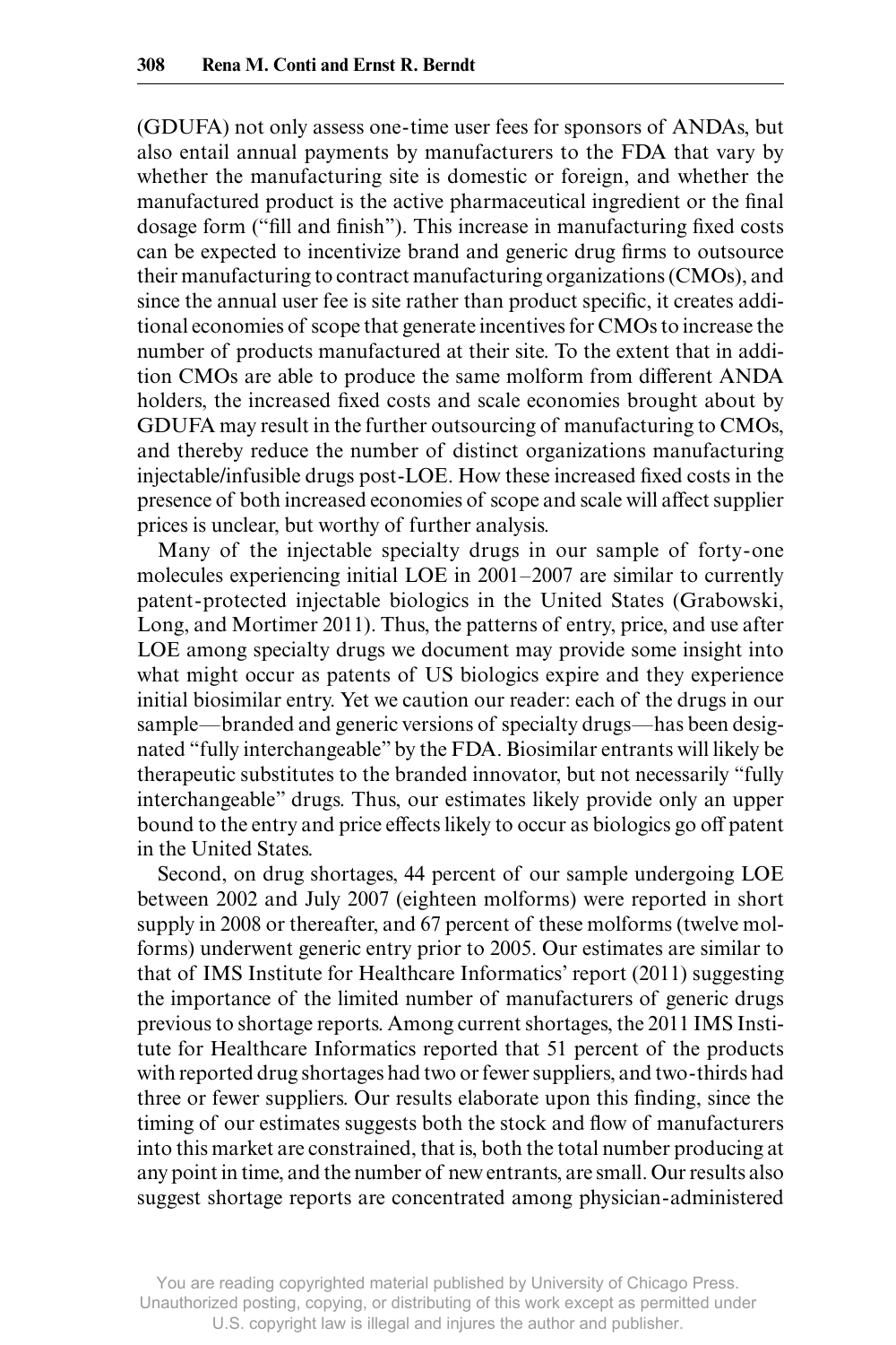(GDUFA) not only assess one-time user fees for sponsors of ANDAs, but also entail annual payments by manufacturers to the FDA that vary by whether the manufacturing site is domestic or foreign, and whether the manufactured product is the active pharmaceutical ingredient or the final dosage form ("fill and finish"). This increase in manufacturing fixed costs can be expected to incentivize brand and generic drug firms to outsource their manufacturing to contract manufacturing organizations (CMOs), and since the annual user fee is site rather than product specific, it creates additional economies of scope that generate incentives for CMOs to increase the number of products manufactured at their site. To the extent that in addition CMOs are able to produce the same molform from different ANDA holders, the increased fixed costs and scale economies brought about by GDUFA may result in the further outsourcing of manufacturing to CMOs, and thereby reduce the number of distinct organizations manufacturing injectable/infusible drugs post-LOE. How these increased fixed costs in the presence of both increased economies of scope and scale will affect supplier prices is unclear, but worthy of further analysis.

Many of the injectable specialty drugs in our sample of forty-one molecules experiencing initial LOE in 2001–2007 are similar to currently patent-protected injectable biologics in the United States (Grabowski, Long, and Mortimer 2011). Thus, the patterns of entry, price, and use after LOE among specialty drugs we document may provide some insight into what might occur as patents of US biologics expire and they experience initial biosimilar entry. Yet we caution our reader: each of the drugs in our sample—branded and generic versions of specialty drugs—has been designated "fully interchangeable" by the FDA. Biosimilar entrants will likely be therapeutic substitutes to the branded innovator, but not necessarily "fully interchangeable" drugs. Thus, our estimates likely provide only an upper bound to the entry and price effects likely to occur as biologics go off patent in the United States.

Second, on drug shortages, 44 percent of our sample undergoing LOE between 2002 and July 2007 (eighteen molforms) were reported in short supply in 2008 or thereafter, and 67 percent of these molforms (twelve molforms) underwent generic entry prior to 2005. Our estimates are similar to that of IMS Institute for Healthcare Informatics' report (2011) suggesting the importance of the limited number of manufacturers of generic drugs previous to shortage reports. Among current shortages, the 2011 IMS Institute for Healthcare Informatics reported that 51 percent of the products with reported drug shortages had two or fewer suppliers, and two-thirds had three or fewer suppliers. Our results elaborate upon this finding, since the timing of our estimates suggests both the stock and flow of manufacturers into this market are constrained, that is, both the total number producing at any point in time, and the number of new entrants, are small. Our results also suggest shortage reports are concentrated among physician-administered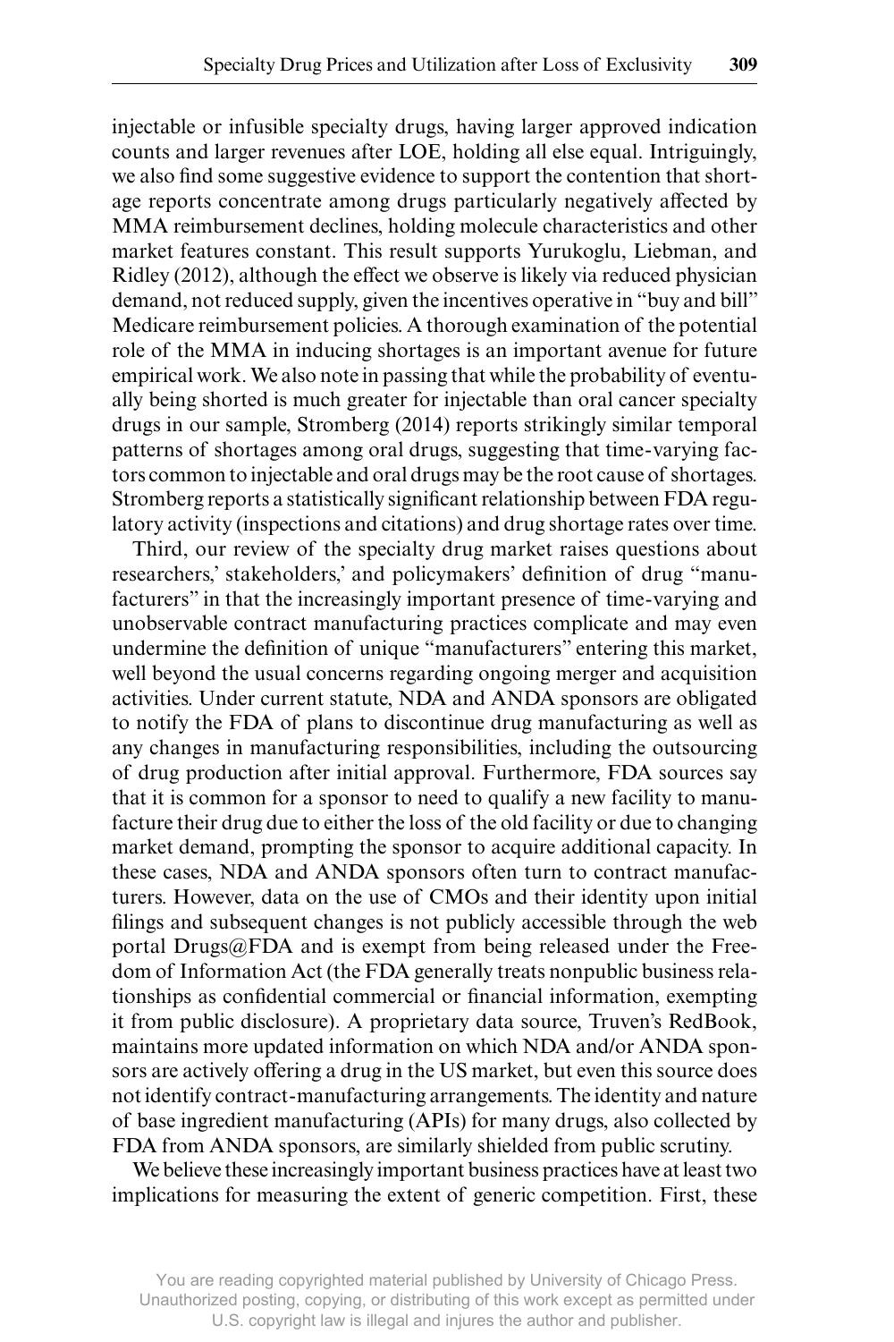injectable or infusible specialty drugs, having larger approved indication counts and larger revenues after LOE, holding all else equal. Intriguingly, we also find some suggestive evidence to support the contention that shortage reports concentrate among drugs particularly negatively affected by MMA reimbursement declines, holding molecule characteristics and other market features constant. This result supports Yurukoglu, Liebman, and Ridley (2012), although the effect we observe is likely via reduced physician demand, not reduced supply, given the incentives operative in "buy and bill" Medicare reimbursement policies. A thorough examination of the potential role of the MMA in inducing shortages is an important avenue for future empirical work. We also note in passing that while the probability of eventually being shorted is much greater for injectable than oral cancer specialty drugs in our sample, Stromberg (2014) reports strikingly similar temporal patterns of shortages among oral drugs, suggesting that time-varying factors common to injectable and oral drugs may be the root cause of shortages. Stromberg reports a statistically significant relationship between FDA regulatory activity (inspections and citations) and drug shortage rates over time.

Third, our review of the specialty drug market raises questions about researchers,' stakeholders,' and policymakers' definition of drug "manufacturers" in that the increasingly important presence of time-varying and unobservable contract manufacturing practices complicate and may even undermine the definition of unique "manufacturers" entering this market, well beyond the usual concerns regarding ongoing merger and acquisition activities. Under current statute, NDA and ANDA sponsors are obligated to notify the FDA of plans to discontinue drug manufacturing as well as any changes in manufacturing responsibilities, including the outsourcing of drug production after initial approval. Furthermore, FDA sources say that it is common for a sponsor to need to qualify a new facility to manufacture their drug due to either the loss of the old facility or due to changing market demand, prompting the sponsor to acquire additional capacity. In these cases, NDA and ANDA sponsors often turn to contract manufacturers. However, data on the use of CMOs and their identity upon initial filings and subsequent changes is not publicly accessible through the web portal Drugs@FDA and is exempt from being released under the Freedom of Information Act (the FDA generally treats nonpublic business relationships as confidential commercial or financial information, exempting it from public disclosure). A proprietary data source, Truven's RedBook, maintains more updated information on which NDA and/or ANDA sponsors are actively offering a drug in the US market, but even this source does not identify contract-manufacturing arrangements. The identity and nature of base ingredient manufacturing (APIs) for many drugs, also collected by FDA from ANDA sponsors, are similarly shielded from public scrutiny.

We believe these increasingly important business practices have at least two implications for measuring the extent of generic competition. First, these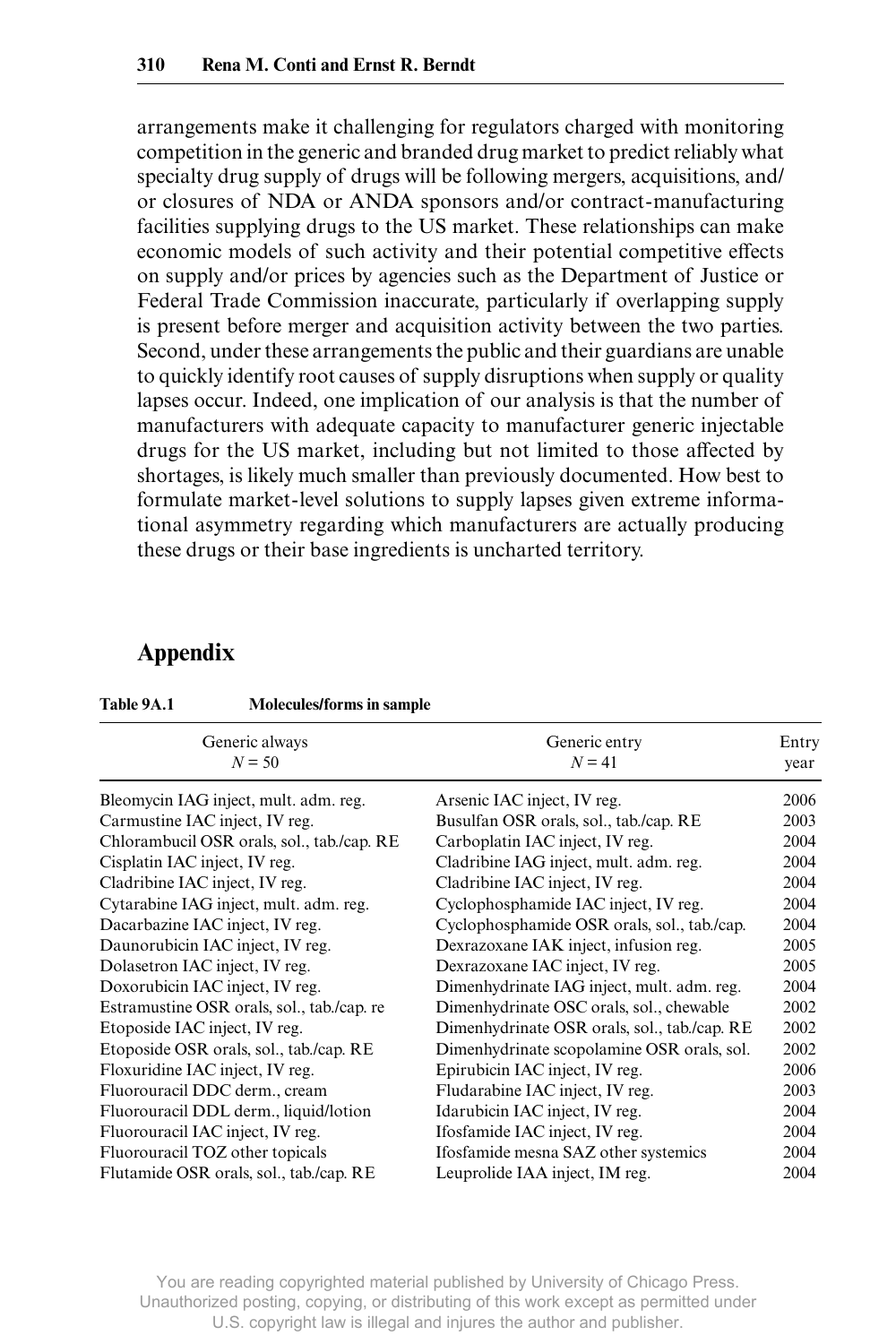arrangements make it challenging for regulators charged with monitoring competition in the generic and branded drug market to predict reliably what specialty drug supply of drugs will be following mergers, acquisitions, and/or closures of NDA or ANDA sponsors and/or contract-manufacturing facilities supplying drugs to the US market. These relationships can make economic models of such activity and their potential competitive effects on supply and/or prices by agencies such as the Department of Justice or Federal Trade Commission inaccurate, particularly if overlapping supply is present before merger and acquisition activity between the two parties. Second, under these arrangements the public and their guardians are unable to quickly identify root causes of supply disruptions when supply or quality lapses occur. Indeed, one implication of our analysis is that the number of manufacturers with adequate capacity to manufacturer generic injectable drugs for the US market, including but not limited to those affected by shortages, is likely much smaller than previously documented. How best to formulate market-level solutions to supply lapses given extreme informational asymmetry regarding which manufacturers are actually producing these drugs or their base ingredients is uncharted territory.

## Appendix

**Table 9A.1 Molecules/forms in sample**

| Generic always<br>$N = 50$ | Generic entry<br>$N = 41$ | Entry year |
|---|---|---|
| Bleomycin IAG inject, mult. adm. reg. | Arsenic IAC inject, IV reg. | 2006 |
| Carmustine IAC inject, IV reg. | Busulfan OSR orals, sol., tab./cap. RE | 2003 |
| Chlorambucil OSR orals, sol., tab./cap. RE | Carboplatin IAC inject, IV reg. | 2004 |
| Cisplatin IAC inject, IV reg. | Cladribine IAG inject, mult. adm. reg. | 2004 |
| Cladribine IAC inject, IV reg. | Cladribine IAC inject, IV reg. | 2004 |
| Cytarabine IAG inject, mult. adm. reg. | Cyclophosphamide IAC inject, IV reg. | 2004 |
| Dacarbazine IAC inject, IV reg. | Cyclophosphamide OSR orals, sol., tab./cap. | 2004 |
| Daunorubicin IAC inject, IV reg. | Dexrazoxane IAK inject, infusion reg. | 2005 |
| Dolasetron IAC inject, IV reg. | Dexrazoxane IAC inject, IV reg. | 2005 |
| Doxorubicin IAC inject, IV reg. | Dimenhydrinate IAG inject, mult. adm. reg. | 2004 |
| Estramustine OSR orals, sol., tab./cap. re | Dimenhydrinate OSC orals, sol., chewable | 2002 |
| Etoposide IAC inject, IV reg. | Dimenhydrinate OSR orals, sol., tab./cap. RE | 2002 |
| Etoposide OSR orals, sol., tab./cap. RE | Dimenhydrinate scopolamine OSR orals, sol. | 2002 |
| Floxuridine IAC inject, IV reg. | Epirubicin IAC inject, IV reg. | 2006 |
| Fluorouracil DDC derm., cream | Fludarabine IAC inject, IV reg. | 2003 |
| Fluorouracil DDL derm., liquid/lotion | Idarubicin IAC inject, IV reg. | 2004 |
| Fluorouracil IAC inject, IV reg. | Ifosfamide IAC inject, IV reg. | 2004 |
| Fluorouracil TOZ other topicals | Ifosfamide mesna SAZ other systemics | 2004 |
| Flutamide OSR orals, sol., tab./cap. RE | Leuprolide IAA inject, IM reg. | 2004 |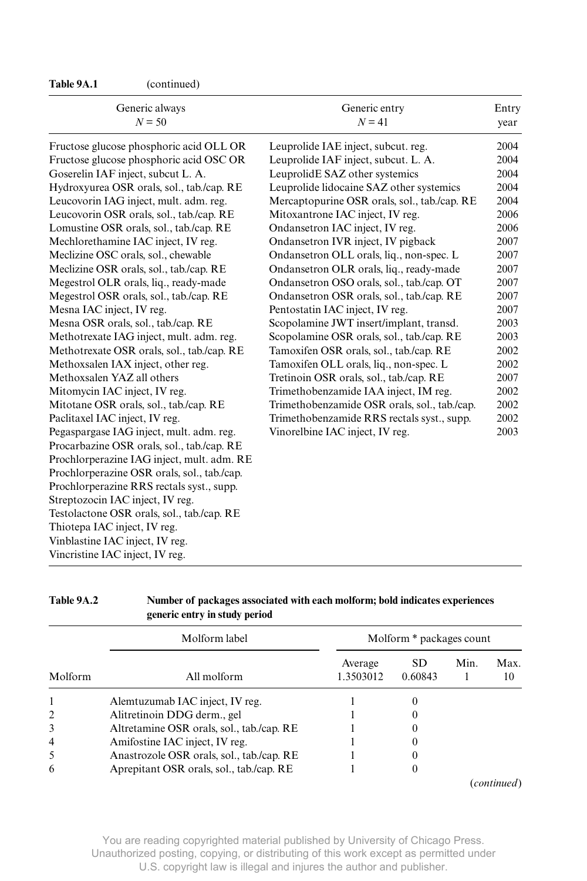**Table 9A.1** (continued)

| Generic always N = 50 | Generic entry N = 41 | Entry year |
|---|---|---|
| Fructose glucose phosphoric acid OLL OR | Leuprolide IAE inject, subcut. reg. | 2004 |
| Fructose glucose phosphoric acid OSC OR | Leuprolide IAF inject, subcut. L. A. | 2004 |
| Goserelin IAF inject, subcut L. A. | LeuprolidE SAZ other systemics | 2004 |
| Hydroxyurea OSR orals, sol., tab./cap. RE | Leuprolide lidocaine SAZ other systemics | 2004 |
| Leucovorin IAG inject, mult. adm. reg. | Mercaptopurine OSR orals, sol., tab./cap. RE | 2004 |
| Leucovorin OSR orals, sol., tab./cap. RE | Mitoxantrone IAC inject, IV reg. | 2006 |
| Lomustine OSR orals, sol., tab./cap. RE | Ondansetron IAC inject, IV reg. | 2006 |
| Mechlorethamine IAC inject, IV reg. | Ondansetron IVR inject, IV pigback | 2007 |
| Meclizine OSC orals, sol., chewable | Ondansetron OLL orals, liq., non-spec. L | 2007 |
| Meclizine OSR orals, sol., tab./cap. RE | Ondansetron OLR orals, liq., ready-made | 2007 |
| Megestrol OLR orals, liq., ready-made | Ondansetron OSO orals, sol., tab./cap. OT | 2007 |
| Megestrol OSR orals, sol., tab./cap. RE | Ondansetron OSR orals, sol., tab./cap. RE | 2007 |
| Mesna IAC inject, IV reg. | Pentostatin IAC inject, IV reg. | 2007 |
| Mesna OSR orals, sol., tab./cap. RE | Scopolamine JWT insert/implant, transd. | 2003 |
| Methotrexate IAG inject, mult. adm. reg. | Scopolamine OSR orals, sol., tab./cap. RE | 2003 |
| Methotrexate OSR orals, sol., tab./cap. RE | Tamoxifen OSR orals, sol., tab./cap. RE | 2002 |
| Methoxsalen IAX inject, other reg. | Tamoxifen OLL orals, liq., non-spec. L | 2002 |
| Methoxsalen YAZ all others | Tretinoin OSR orals, sol., tab./cap. RE | 2007 |
| Mitomycin IAC inject, IV reg. | Trimethobenzamide IAA inject, IM reg. | 2002 |
| Mitotane OSR orals, sol., tab./cap. RE | Trimethobenzamide OSR orals, sol., tab./cap. | 2002 |
| Paclitaxel IAC inject, IV reg. | Trimethobenzamide RRS rectals syst., supp. | 2002 |
| Pegaspargase IAG inject, mult. adm. reg. | Vinorelbine IAC inject, IV reg. | 2003 |
| Procarbazine OSR orals, sol., tab./cap. RE | | |
| Prochlorperazine IAG inject, mult. adm. RE | | |
| Prochlorperazine OSR orals, sol., tab./cap. | | |
| Prochlorperazine RRS rectals syst., supp. | | |
| Streptozocin IAC inject, IV reg. | | |
| Testolactone OSR orals, sol., tab./cap. RE | | |
| Thiotepa IAC inject, IV reg. | | |
| Vinblastine IAC inject, IV reg. | | |
| Vincristine IAC inject, IV reg. | | |

**Table 9A.2** **Number of packages associated with each molform; bold indicates experiences generic entry in study period**

| | Molform label | Molform * packages count | | | |
|---|---|---|---|---|---|
| Molform | All molform | Average 1.3503012 | SD 0.60843 | Min. 1 | Max. 10 |
| 1 | Alemtuzumab IAC inject, IV reg. | 1 | 0 | | |
| 2 | Alitretinoin DDG derm., gel | 1 | 0 | | |
| 3 | Altretamine OSR orals, sol., tab./cap. RE | 1 | 0 | | |
| 4 | Amifostine IAC inject, IV reg. | 1 | 0 | | |
| 5 | Anastrozole OSR orals, sol., tab./cap. RE | 1 | 0 | | |
| 6 | Aprepitant OSR orals, sol., tab./cap. RE | 1 | 0 | | |

(*continued*)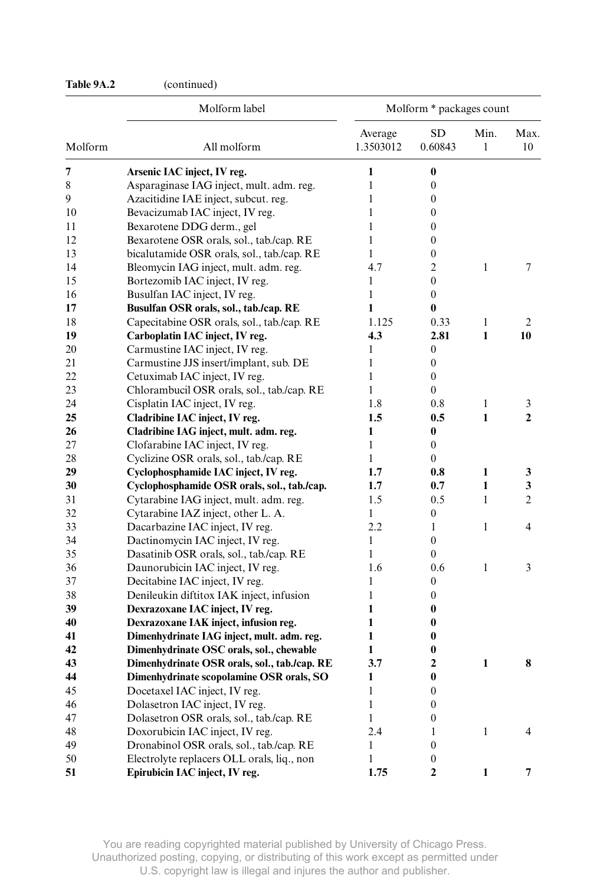**Table 9A.2** (continued)

| | Molform label | Molform * packages count | | | |
|---|---|---|---|---|---|
| Molform | All molform | Average 1.3503012 | SD 0.60843 | Min. 1 | Max. 10 |
| **7** | **Arsenic IAC inject, IV reg.** | **1** | **0** | | |
| 8 | Asparaginase IAG inject, mult. adm. reg. | 1 | 0 | | |
| 9 | Azacitidine IAE inject, subcut. reg. | 1 | 0 | | |
| 10 | Bevacizumab IAC inject, IV reg. | 1 | 0 | | |
| 11 | Bexarotene DDG derm., gel | 1 | 0 | | |
| 12 | Bexarotene OSR orals, sol., tab./cap. RE | 1 | 0 | | |
| 13 | bicalutamide OSR orals, sol., tab./cap. RE | 1 | 0 | | |
| 14 | Bleomycin IAG inject, mult. adm. reg. | 4.7 | 2 | 1 | 7 |
| 15 | Bortezomib IAC inject, IV reg. | 1 | 0 | | |
| 16 | Busulfan IAC inject, IV reg. | 1 | 0 | | |
| **17** | **Busulfan OSR orals, sol., tab./cap. RE** | **1** | **0** | | |
| 18 | Capecitabine OSR orals, sol., tab./cap. RE | 1.125 | 0.33 | 1 | 2 |
| **19** | **Carboplatin IAC inject, IV reg.** | **4.3** | **2.81** | **1** | **10** |
| 20 | Carmustine IAC inject, IV reg. | 1 | 0 | | |
| 21 | Carmustine JJS insert/implant, sub. DE | 1 | 0 | | |
| 22 | Cetuximab IAC inject, IV reg. | 1 | 0 | | |
| 23 | Chlorambucil OSR orals, sol., tab./cap. RE | 1 | 0 | | |
| 24 | Cisplatin IAC inject, IV reg. | 1.8 | 0.8 | 1 | 3 |
| **25** | **Cladribine IAC inject, IV reg.** | **1.5** | **0.5** | **1** | **2** |
| **26** | **Cladribine IAG inject, mult. adm. reg.** | **1** | **0** | | |
| 27 | Clofarabine IAC inject, IV reg. | 1 | 0 | | |
| 28 | Cyclizine OSR orals, sol., tab./cap. RE | 1 | 0 | | |
| **29** | **Cyclophosphamide IAC inject, IV reg.** | **1.7** | **0.8** | **1** | **3** |
| **30** | **Cyclophosphamide OSR orals, sol., tab./cap.** | **1.7** | **0.7** | **1** | **3** |
| 31 | Cytarabine IAG inject, mult. adm. reg. | 1.5 | 0.5 | 1 | 2 |
| 32 | Cytarabine IAZ inject, other L. A. | 1 | 0 | | |
| 33 | Dacarbazine IAC inject, IV reg. | 2.2 | 1 | 1 | 4 |
| 34 | Dactinomycin IAC inject, IV reg. | 1 | 0 | | |
| 35 | Dasatinib OSR orals, sol., tab./cap. RE | 1 | 0 | | |
| 36 | Daunorubicin IAC inject, IV reg. | 1.6 | 0.6 | 1 | 3 |
| 37 | Decitabine IAC inject, IV reg. | 1 | 0 | | |
| 38 | Denileukin diftitox IAK inject, infusion | 1 | 0 | | |
| **39** | **Dexrazoxane IAC inject, IV reg.** | **1** | **0** | | |
| **40** | **Dexrazoxane IAK inject, infusion reg.** | **1** | **0** | | |
| **41** | **Dimenhydrinate IAG inject, mult. adm. reg.** | **1** | **0** | | |
| **42** | **Dimenhydrinate OSC orals, sol., chewable** | **1** | **0** | | |
| **43** | **Dimenhydrinate OSR orals, sol., tab./cap. RE** | **3.7** | **2** | **1** | **8** |
| **44** | **Dimenhydrinate scopolamine OSR orals, SO** | **1** | **0** | | |
| 45 | Docetaxel IAC inject, IV reg. | 1 | 0 | | |
| 46 | Dolasetron IAC inject, IV reg. | 1 | 0 | | |
| 47 | Dolasetron OSR orals, sol., tab./cap. RE | 1 | 0 | | |
| 48 | Doxorubicin IAC inject, IV reg. | 2.4 | 1 | 1 | 4 |
| 49 | Dronabinol OSR orals, sol., tab./cap. RE | 1 | 0 | | |
| 50 | Electrolyte replacers OLL orals, liq., non | 1 | 0 | | |
| **51** | **Epirubicin IAC inject, IV reg.** | **1.75** | **2** | **1** | **7** |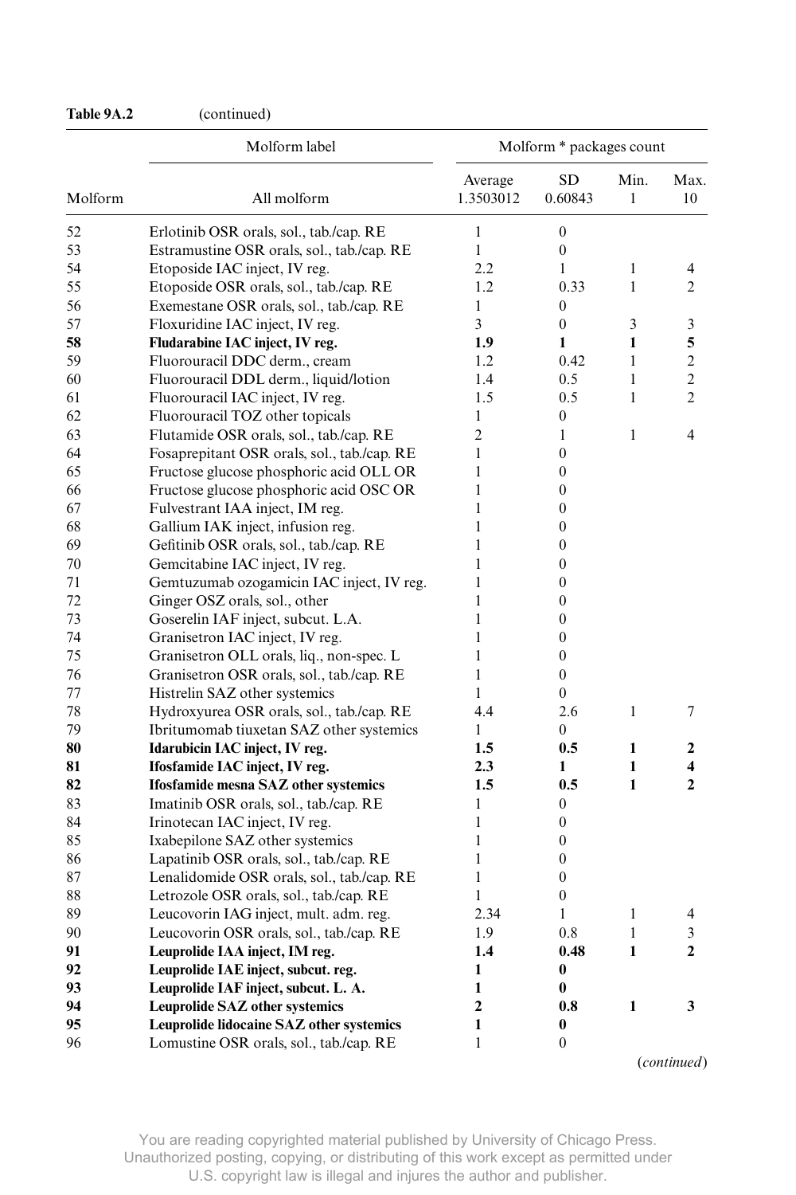**Table 9A.2** (continued)

| | Molform label | Molform * packages count | | | |
|---|---|---|---|---|---|
| Molform | All molform | Average 1.3503012 | SD 0.60843 | Min. 1 | Max. 10 |
| 52 | Erlotinib OSR orals, sol., tab./cap. RE | 1 | 0 | | |
| 53 | Estramustine OSR orals, sol., tab./cap. RE | 1 | 0 | | |
| 54 | Etoposide IAC inject, IV reg. | 2.2 | 1 | 1 | 4 |
| 55 | Etoposide OSR orals, sol., tab./cap. RE | 1.2 | 0.33 | 1 | 2 |
| 56 | Exemestane OSR orals, sol., tab./cap. RE | 1 | 0 | | |
| 57 | Floxuridine IAC inject, IV reg. | 3 | 0 | 3 | 3 |
| **58** | **Fludarabine IAC inject, IV reg.** | **1.9** | **1** | **1** | **5** |
| 59 | Fluorouracil DDC derm., cream | 1.2 | 0.42 | 1 | 2 |
| 60 | Fluorouracil DDL derm., liquid/lotion | 1.4 | 0.5 | 1 | 2 |
| 61 | Fluorouracil IAC inject, IV reg. | 1.5 | 0.5 | 1 | 2 |
| 62 | Fluorouracil TOZ other topicals | 1 | 0 | | |
| 63 | Flutamide OSR orals, sol., tab./cap. RE | 2 | 1 | 1 | 4 |
| 64 | Fosaprepitant OSR orals, sol., tab./cap. RE | 1 | 0 | | |
| 65 | Fructose glucose phosphoric acid OLL OR | 1 | 0 | | |
| 66 | Fructose glucose phosphoric acid OSC OR | 1 | 0 | | |
| 67 | Fulvestrant IAA inject, IM reg. | 1 | 0 | | |
| 68 | Gallium IAK inject, infusion reg. | 1 | 0 | | |
| 69 | Gefitinib OSR orals, sol., tab./cap. RE | 1 | 0 | | |
| 70 | Gemcitabine IAC inject, IV reg. | 1 | 0 | | |
| 71 | Gemtuzumab ozogamicin IAC inject, IV reg. | 1 | 0 | | |
| 72 | Ginger OSZ orals, sol., other | 1 | 0 | | |
| 73 | Goserelin IAF inject, subcut. L.A. | 1 | 0 | | |
| 74 | Granisetron IAC inject, IV reg. | 1 | 0 | | |
| 75 | Granisetron OLL orals, liq., non-spec. L | 1 | 0 | | |
| 76 | Granisetron OSR orals, sol., tab./cap. RE | 1 | 0 | | |
| 77 | Histrelin SAZ other systemics | 1 | 0 | | |
| 78 | Hydroxyurea OSR orals, sol., tab./cap. RE | 4.4 | 2.6 | 1 | 7 |
| 79 | Ibritumomab tiuxetan SAZ other systemics | 1 | 0 | | |
| **80** | **Idarubicin IAC inject, IV reg.** | **1.5** | **0.5** | **1** | **2** |
| **81** | **Ifosfamide IAC inject, IV reg.** | **2.3** | **1** | **1** | **4** |
| **82** | **Ifosfamide mesna SAZ other systemics** | **1.5** | **0.5** | **1** | **2** |
| 83 | Imatinib OSR orals, sol., tab./cap. RE | 1 | 0 | | |
| 84 | Irinotecan IAC inject, IV reg. | 1 | 0 | | |
| 85 | Ixabepilone SAZ other systemics | 1 | 0 | | |
| 86 | Lapatinib OSR orals, sol., tab./cap. RE | 1 | 0 | | |
| 87 | Lenalidomide OSR orals, sol., tab./cap. RE | 1 | 0 | | |
| 88 | Letrozole OSR orals, sol., tab./cap. RE | 1 | 0 | | |
| 89 | Leucovorin IAG inject, mult. adm. reg. | 2.34 | 1 | 1 | 4 |
| 90 | Leucovorin OSR orals, sol., tab./cap. RE | 1.9 | 0.8 | 1 | 3 |
| **91** | **Leuprolide IAA inject, IM reg.** | **1.4** | **0.48** | **1** | **2** |
| **92** | **Leuprolide IAE inject, subcut. reg.** | **1** | **0** | | |
| **93** | **Leuprolide IAF inject, subcut. L. A.** | **1** | **0** | | |
| **94** | **Leuprolide SAZ other systemics** | **2** | **0.8** | **1** | **3** |
| **95** | **Leuprolide lidocaine SAZ other systemics** | **1** | **0** | | |
| 96 | Lomustine OSR orals, sol., tab./cap. RE | 1 | 0 | | |

(*continued*)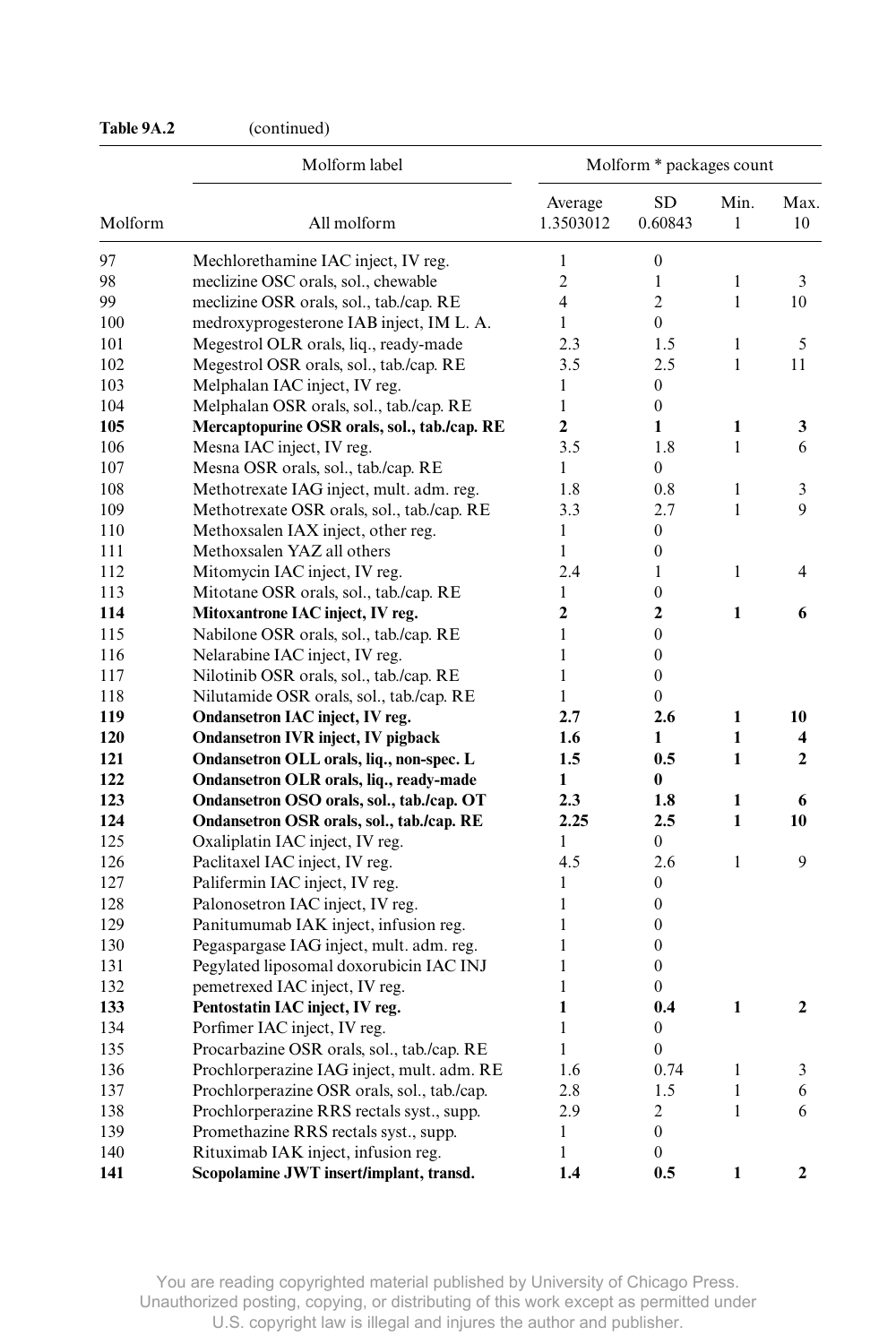**Table 9A.2** (continued)

| | Molform label | Molform * packages count | | | |
|---|---|---|---|---|---|
| Molform | All molform | Average 1.3503012 | SD 0.60843 | Min. 1 | Max. 10 |
| 97 | Mechlorethamine IAC inject, IV reg. | 1 | 0 | | |
| 98 | meclizine OSC orals, sol., chewable | 2 | 1 | 1 | 3 |
| 99 | meclizine OSR orals, sol., tab./cap. RE | 4 | 2 | 1 | 10 |
| 100 | medroxyprogesterone IAB inject, IM L. A. | 1 | 0 | | |
| 101 | Megestrol OLR orals, liq., ready-made | 2.3 | 1.5 | 1 | 5 |
| 102 | Megestrol OSR orals, sol., tab./cap. RE | 3.5 | 2.5 | 1 | 11 |
| 103 | Melphalan IAC inject, IV reg. | 1 | 0 | | |
| 104 | Melphalan OSR orals, sol., tab./cap. RE | 1 | 0 | | |
| **105** | **Mercaptopurine OSR orals, sol., tab./cap. RE** | **2** | **1** | **1** | **3** |
| 106 | Mesna IAC inject, IV reg. | 3.5 | 1.8 | 1 | 6 |
| 107 | Mesna OSR orals, sol., tab./cap. RE | 1 | 0 | | |
| 108 | Methotrexate IAG inject, mult. adm. reg. | 1.8 | 0.8 | 1 | 3 |
| 109 | Methotrexate OSR orals, sol., tab./cap. RE | 3.3 | 2.7 | 1 | 9 |
| 110 | Methoxsalen IAX inject, other reg. | 1 | 0 | | |
| 111 | Methoxsalen YAZ all others | 1 | 0 | | |
| 112 | Mitomycin IAC inject, IV reg. | 2.4 | 1 | 1 | 4 |
| 113 | Mitotane OSR orals, sol., tab./cap. RE | 1 | 0 | | |
| **114** | **Mitoxantrone IAC inject, IV reg.** | **2** | **2** | **1** | **6** |
| 115 | Nabilone OSR orals, sol., tab./cap. RE | 1 | 0 | | |
| 116 | Nelarabine IAC inject, IV reg. | 1 | 0 | | |
| 117 | Nilotinib OSR orals, sol., tab./cap. RE | 1 | 0 | | |
| 118 | Nilutamide OSR orals, sol., tab./cap. RE | 1 | 0 | | |
| **119** | **Ondansetron IAC inject, IV reg.** | **2.7** | **2.6** | **1** | **10** |
| **120** | **Ondansetron IVR inject, IV pigback** | **1.6** | **1** | **1** | **4** |
| **121** | **Ondansetron OLL orals, liq., non-spec. L** | **1.5** | **0.5** | **1** | **2** |
| **122** | **Ondansetron OLR orals, liq., ready-made** | **1** | **0** | | |
| **123** | **Ondansetron OSO orals, sol., tab./cap. OT** | **2.3** | **1.8** | **1** | **6** |
| **124** | **Ondansetron OSR orals, sol., tab./cap. RE** | **2.25** | **2.5** | **1** | **10** |
| 125 | Oxaliplatin IAC inject, IV reg. | 1 | 0 | | |
| 126 | Paclitaxel IAC inject, IV reg. | 4.5 | 2.6 | 1 | 9 |
| 127 | Palifermin IAC inject, IV reg. | 1 | 0 | | |
| 128 | Palonosetron IAC inject, IV reg. | 1 | 0 | | |
| 129 | Panitumumab IAK inject, infusion reg. | 1 | 0 | | |
| 130 | Pegaspargase IAG inject, mult. adm. reg. | 1 | 0 | | |
| 131 | Pegylated liposomal doxorubicin IAC INJ | 1 | 0 | | |
| 132 | pemetrexed IAC inject, IV reg. | 1 | 0 | | |
| **133** | **Pentostatin IAC inject, IV reg.** | **1** | **0.4** | **1** | **2** |
| 134 | Porfimer IAC inject, IV reg. | 1 | 0 | | |
| 135 | Procarbazine OSR orals, sol., tab./cap. RE | 1 | 0 | | |
| 136 | Prochlorperazine IAG inject, mult. adm. RE | 1.6 | 0.74 | 1 | 3 |
| 137 | Prochlorperazine OSR orals, sol., tab./cap. | 2.8 | 1.5 | 1 | 6 |
| 138 | Prochlorperazine RRS rectals syst., supp. | 2.9 | 2 | 1 | 6 |
| 139 | Promethazine RRS rectals syst., supp. | 1 | 0 | | |
| 140 | Rituximab IAK inject, infusion reg. | 1 | 0 | | |
| **141** | **Scopolamine JWT insert/implant, transd.** | **1.4** | **0.5** | **1** | **2** |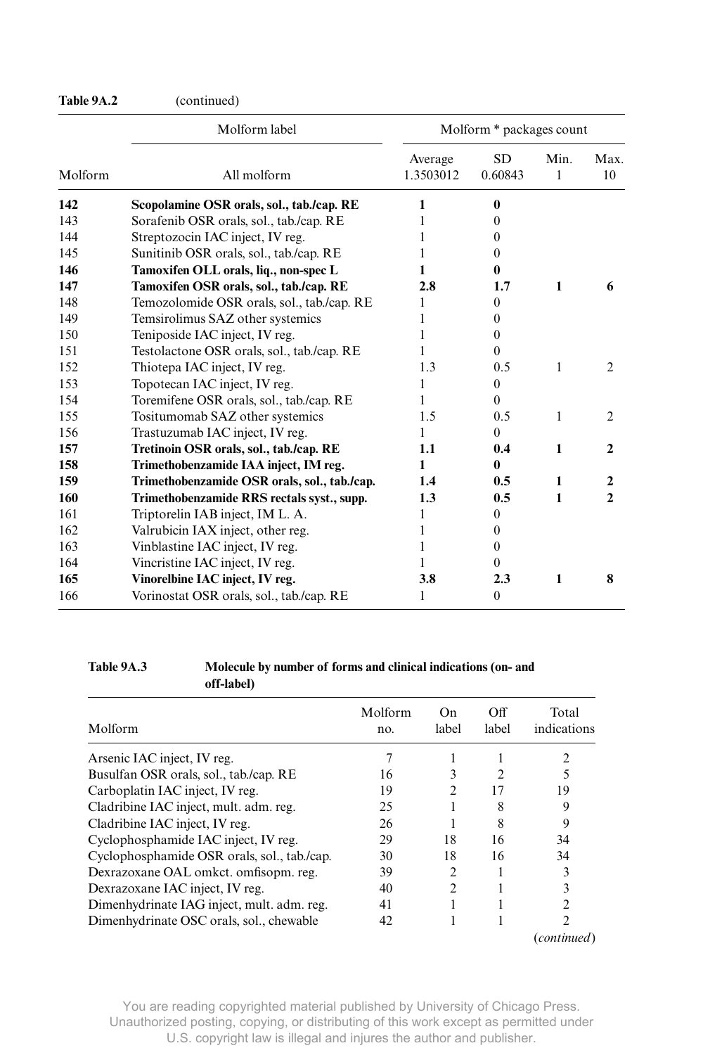**Table 9A.2** (continued)

| Molform | Molform label | Molform * packages count | | | |
|---|---|---|---|---|---|
| | All molform | Average 1.3503012 | SD 0.60843 | Min. 1 | Max. 10 |
| **142** | **Scopolamine OSR orals, sol., tab./cap. RE** | **1** | **0** | | |
| 143 | Sorafenib OSR orals, sol., tab./cap. RE | 1 | 0 | | |
| 144 | Streptozocin IAC inject, IV reg. | 1 | 0 | | |
| 145 | Sunitinib OSR orals, sol., tab./cap. RE | 1 | 0 | | |
| **146** | **Tamoxifen OLL orals, liq., non-spec L** | **1** | **0** | | |
| **147** | **Tamoxifen OSR orals, sol., tab./cap. RE** | **2.8** | **1.7** | **1** | **6** |
| 148 | Temozolomide OSR orals, sol., tab./cap. RE | 1 | 0 | | |
| 149 | Temsirolimus SAZ other systemics | 1 | 0 | | |
| 150 | Teniposide IAC inject, IV reg. | 1 | 0 | | |
| 151 | Testolactone OSR orals, sol., tab./cap. RE | 1 | 0 | | |
| 152 | Thiotepa IAC inject, IV reg. | 1.3 | 0.5 | 1 | 2 |
| 153 | Topotecan IAC inject, IV reg. | 1 | 0 | | |
| 154 | Toremifene OSR orals, sol., tab./cap. RE | 1 | 0 | | |
| 155 | Tositumomab SAZ other systemics | 1.5 | 0.5 | 1 | 2 |
| 156 | Trastuzumab IAC inject, IV reg. | 1 | 0 | | |
| **157** | **Tretinoin OSR orals, sol., tab./cap. RE** | **1.1** | **0.4** | **1** | **2** |
| **158** | **Trimethobenzamide IAA inject, IM reg.** | **1** | **0** | | |
| **159** | **Trimethobenzamide OSR orals, sol., tab./cap.** | **1.4** | **0.5** | **1** | **2** |
| **160** | **Trimethobenzamide RRS rectals syst., supp.** | **1.3** | **0.5** | **1** | **2** |
| 161 | Triptorelin IAB inject, IM L. A. | 1 | 0 | | |
| 162 | Valrubicin IAX inject, other reg. | 1 | 0 | | |
| 163 | Vinblastine IAC inject, IV reg. | 1 | 0 | | |
| 164 | Vincristine IAC inject, IV reg. | 1 | 0 | | |
| **165** | **Vinorelbine IAC inject, IV reg.** | **3.8** | **2.3** | **1** | **8** |
| 166 | Vorinostat OSR orals, sol., tab./cap. RE | 1 | 0 | | |

**Table 9A.3** **Molecule by number of forms and clinical indications (on- and off-label)**

| Molform | Molform no. | On label | Off label | Total indications |
|---|---|---|---|---|
| Arsenic IAC inject, IV reg. | 7 | 1 | 1 | 2 |
| Busulfan OSR orals, sol., tab./cap. RE | 16 | 3 | 2 | 5 |
| Carboplatin IAC inject, IV reg. | 19 | 2 | 17 | 19 |
| Cladribine IAC inject, mult. adm. reg. | 25 | 1 | 8 | 9 |
| Cladribine IAC inject, IV reg. | 26 | 1 | 8 | 9 |
| Cyclophosphamide IAC inject, IV reg. | 29 | 18 | 16 | 34 |
| Cyclophosphamide OSR orals, sol., tab./cap. | 30 | 18 | 16 | 34 |
| Dexrazoxane OAL omkct. omfisopm. reg. | 39 | 2 | 1 | 3 |
| Dexrazoxane IAC inject, IV reg. | 40 | 2 | 1 | 3 |
| Dimenhydrinate IAG inject, mult. adm. reg. | 41 | 1 | 1 | 2 |
| Dimenhydrinate OSC orals, sol., chewable | 42 | 1 | 1 | 2 |

(*continued*)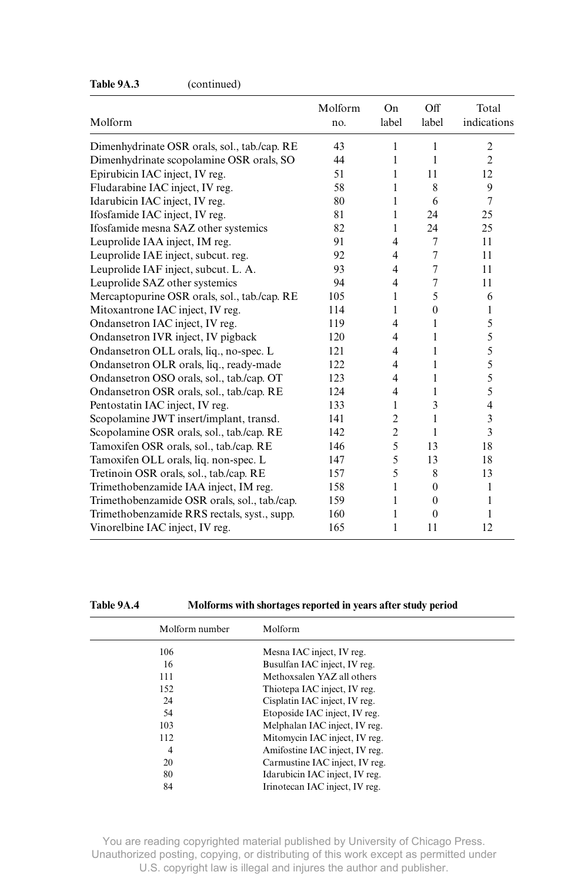**Table 9A.3** (continued)

| Molform | Molform no. | On label | Off label | Total indications |
|---|---|---|---|---|
| Dimenhydrinate OSR orals, sol., tab./cap. RE | 43 | 1 | 1 | 2 |
| Dimenhydrinate scopolamine OSR orals, SO | 44 | 1 | 1 | 2 |
| Epirubicin IAC inject, IV reg. | 51 | 1 | 11 | 12 |
| Fludarabine IAC inject, IV reg. | 58 | 1 | 8 | 9 |
| Idarubicin IAC inject, IV reg. | 80 | 1 | 6 | 7 |
| Ifosfamide IAC inject, IV reg. | 81 | 1 | 24 | 25 |
| Ifosfamide mesna SAZ other systemics | 82 | 1 | 24 | 25 |
| Leuprolide IAA inject, IM reg. | 91 | 4 | 7 | 11 |
| Leuprolide IAE inject, subcut. reg. | 92 | 4 | 7 | 11 |
| Leuprolide IAF inject, subcut. L. A. | 93 | 4 | 7 | 11 |
| Leuprolide SAZ other systemics | 94 | 4 | 7 | 11 |
| Mercaptopurine OSR orals, sol., tab./cap. RE | 105 | 1 | 5 | 6 |
| Mitoxantrone IAC inject, IV reg. | 114 | 1 | 0 | 1 |
| Ondansetron IAC inject, IV reg. | 119 | 4 | 1 | 5 |
| Ondansetron IVR inject, IV pigback | 120 | 4 | 1 | 5 |
| Ondansetron OLL orals, liq., no-spec. L | 121 | 4 | 1 | 5 |
| Ondansetron OLR orals, liq., ready-made | 122 | 4 | 1 | 5 |
| Ondansetron OSO orals, sol., tab./cap. OT | 123 | 4 | 1 | 5 |
| Ondansetron OSR orals, sol., tab./cap. RE | 124 | 4 | 1 | 5 |
| Pentostatin IAC inject, IV reg. | 133 | 1 | 3 | 4 |
| Scopolamine JWT insert/implant, transd. | 141 | 2 | 1 | 3 |
| Scopolamine OSR orals, sol., tab./cap. RE | 142 | 2 | 1 | 3 |
| Tamoxifen OSR orals, sol., tab./cap. RE | 146 | 5 | 13 | 18 |
| Tamoxifen OLL orals, liq. non-spec. L | 147 | 5 | 13 | 18 |
| Tretinoin OSR orals, sol., tab./cap. RE | 157 | 5 | 8 | 13 |
| Trimethobenzamide IAA inject, IM reg. | 158 | 1 | 0 | 1 |
| Trimethobenzamide OSR orals, sol., tab./cap. | 159 | 1 | 0 | 1 |
| Trimethobenzamide RRS rectals, syst., supp. | 160 | 1 | 0 | 1 |
| Vinorelbine IAC inject, IV reg. | 165 | 1 | 11 | 12 |

**Table 9A.4** **Molforms with shortages reported in years after study period**

| Molform number | Molform |
|---|---|
| 106 | Mesna IAC inject, IV reg. |
| 16 | Busulfan IAC inject, IV reg. |
| 111 | Methoxsalen YAZ all others |
| 152 | Thiotepa IAC inject, IV reg. |
| 24 | Cisplatin IAC inject, IV reg. |
| 54 | Etoposide IAC inject, IV reg. |
| 103 | Melphalan IAC inject, IV reg. |
| 112 | Mitomycin IAC inject, IV reg. |
| 4 | Amifostine IAC inject, IV reg. |
| 20 | Carmustine IAC inject, IV reg. |
| 80 | Idarubicin IAC inject, IV reg. |
| 84 | Irinotecan IAC inject, IV reg. |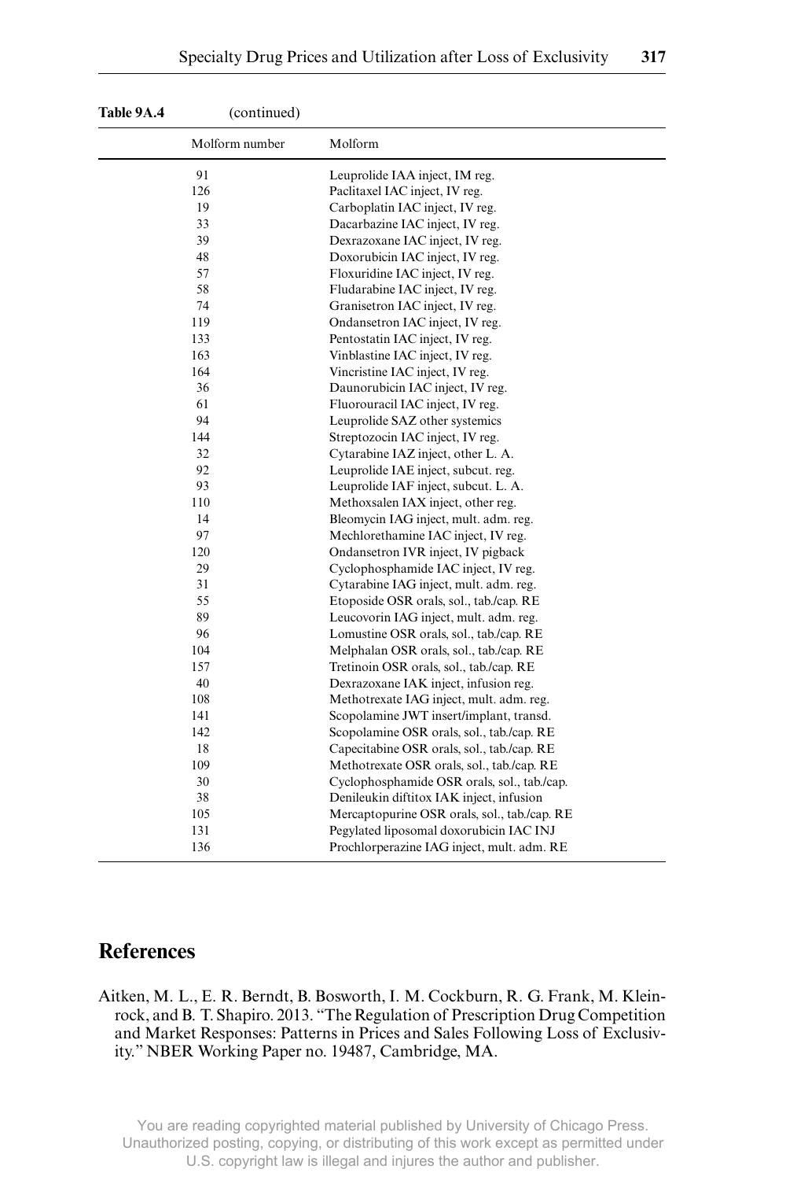**Table 9A.4** (continued)

| Molform number | Molform |
|---|---|
| 91 | Leuprolide IAA inject, IM reg. |
| 126 | Paclitaxel IAC inject, IV reg. |
| 19 | Carboplatin IAC inject, IV reg. |
| 33 | Dacarbazine IAC inject, IV reg. |
| 39 | Dexrazoxane IAC inject, IV reg. |
| 48 | Doxorubicin IAC inject, IV reg. |
| 57 | Floxuridine IAC inject, IV reg. |
| 58 | Fludarabine IAC inject, IV reg. |
| 74 | Granisetron IAC inject, IV reg. |
| 119 | Ondansetron IAC inject, IV reg. |
| 133 | Pentostatin IAC inject, IV reg. |
| 163 | Vinblastine IAC inject, IV reg. |
| 164 | Vincristine IAC inject, IV reg. |
| 36 | Daunorubicin IAC inject, IV reg. |
| 61 | Fluorouracil IAC inject, IV reg. |
| 94 | Leuprolide SAZ other systemics |
| 144 | Streptozocin IAC inject, IV reg. |
| 32 | Cytarabine IAZ inject, other L. A. |
| 92 | Leuprolide IAE inject, subcut. reg. |
| 93 | Leuprolide IAF inject, subcut. L. A. |
| 110 | Methoxsalen IAX inject, other reg. |
| 14 | Bleomycin IAG inject, mult. adm. reg. |
| 97 | Mechlorethamine IAC inject, IV reg. |
| 120 | Ondansetron IVR inject, IV pigback |
| 29 | Cyclophosphamide IAC inject, IV reg. |
| 31 | Cytarabine IAG inject, mult. adm. reg. |
| 55 | Etoposide OSR orals, sol., tab./cap. RE |
| 89 | Leucovorin IAG inject, mult. adm. reg. |
| 96 | Lomustine OSR orals, sol., tab./cap. RE |
| 104 | Melphalan OSR orals, sol., tab./cap. RE |
| 157 | Tretinoin OSR orals, sol., tab./cap. RE |
| 40 | Dexrazoxane IAK inject, infusion reg. |
| 108 | Methotrexate IAG inject, mult. adm. reg. |
| 141 | Scopolamine JWT insert/implant, transd. |
| 142 | Scopolamine OSR orals, sol., tab./cap. RE |
| 18 | Capecitabine OSR orals, sol., tab./cap. RE |
| 109 | Methotrexate OSR orals, sol., tab./cap. RE |
| 30 | Cyclophosphamide OSR orals, sol., tab./cap. |
| 38 | Denileukin diftitox IAK inject, infusion |
| 105 | Mercaptopurine OSR orals, sol., tab./cap. RE |
| 131 | Pegylated liposomal doxorubicin IAC INJ |
| 136 | Prochlorperazine IAG inject, mult. adm. RE |

## References

Aitken, M. L., E. R. Berndt, B. Bosworth, I. M. Cockburn, R. G. Frank, M. Kleinrock, and B. T. Shapiro. 2013. "The Regulation of Prescription Drug Competition and Market Responses: Patterns in Prices and Sales Following Loss of Exclusivity." NBER Working Paper no. 19487, Cambridge, MA.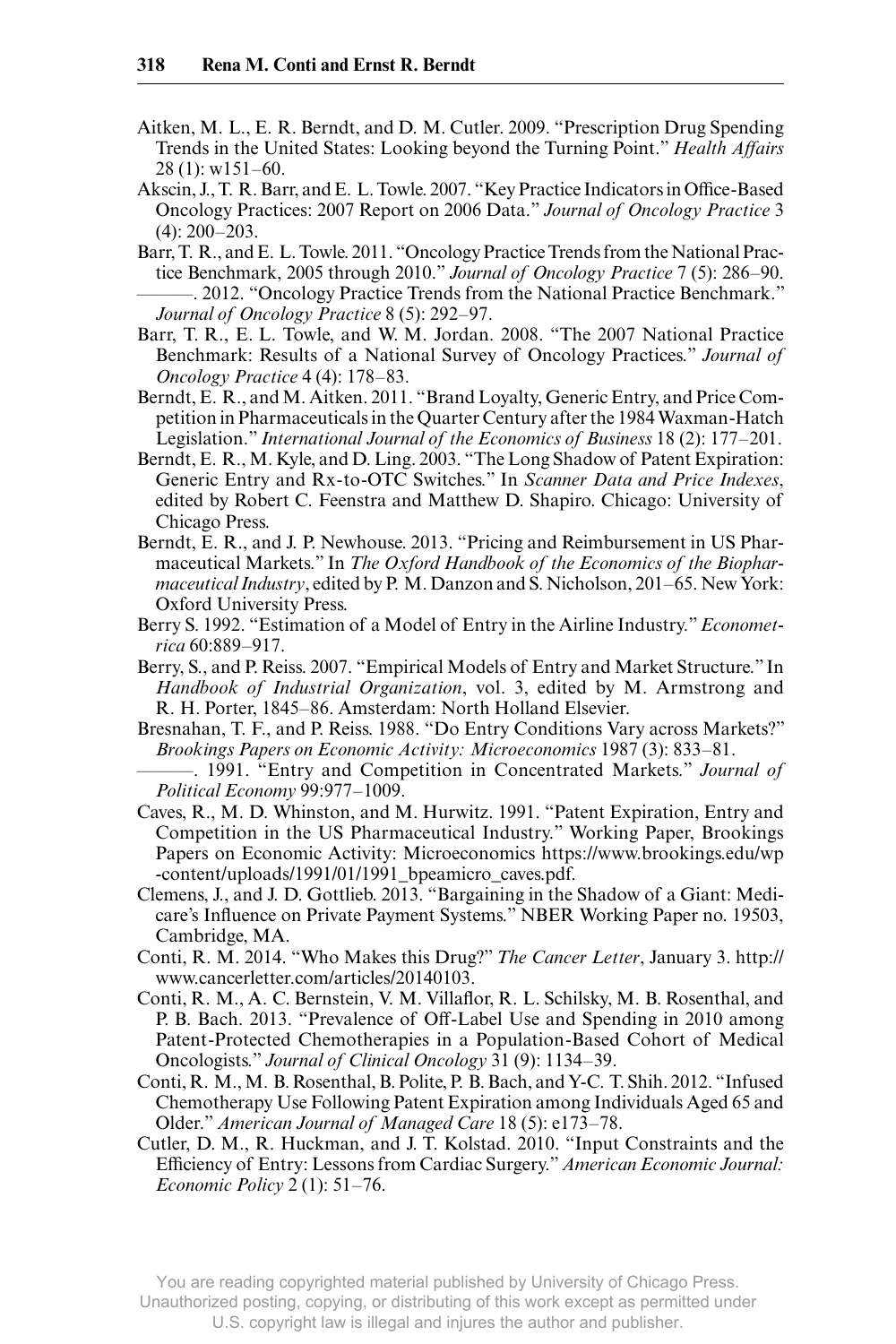Aitken, M. L., E. R. Berndt, and D. M. Cutler. 2009. "Prescription Drug Spending Trends in the United States: Looking beyond the Turning Point." *Health Affairs* 28 (1): w151–60.

Akscin, J., T. R. Barr, and E. L. Towle. 2007. "Key Practice Indicators in Office-Based Oncology Practices: 2007 Report on 2006 Data." *Journal of Oncology Practice* 3 (4): 200–203.

Barr, T. R., and E. L. Towle. 2011. "Oncology Practice Trends from the National Practice Benchmark, 2005 through 2010." *Journal of Oncology Practice* 7 (5): 286–90.

———. 2012. "Oncology Practice Trends from the National Practice Benchmark." *Journal of Oncology Practice* 8 (5): 292–97.

Barr, T. R., E. L. Towle, and W. M. Jordan. 2008. "The 2007 National Practice Benchmark: Results of a National Survey of Oncology Practices." *Journal of Oncology Practice* 4 (4): 178–83.

Berndt, E. R., and M. Aitken. 2011. "Brand Loyalty, Generic Entry, and Price Competition in Pharmaceuticals in the Quarter Century after the 1984 Waxman-Hatch Legislation." *International Journal of the Economics of Business* 18 (2): 177–201.

Berndt, E. R., M. Kyle, and D. Ling. 2003. "The Long Shadow of Patent Expiration: Generic Entry and Rx-to-OTC Switches." In *Scanner Data and Price Indexes*, edited by Robert C. Feenstra and Matthew D. Shapiro. Chicago: University of Chicago Press.

Berndt, E. R., and J. P. Newhouse. 2013. "Pricing and Reimbursement in US Pharmaceutical Markets." In *The Oxford Handbook of the Economics of the Biopharmaceutical Industry*, edited by P. M. Danzon and S. Nicholson, 201–65. New York: Oxford University Press.

Berry S. 1992. "Estimation of a Model of Entry in the Airline Industry." *Econometrica* 60:889–917.

Berry, S., and P. Reiss. 2007. "Empirical Models of Entry and Market Structure." In *Handbook of Industrial Organization*, vol. 3, edited by M. Armstrong and R. H. Porter, 1845–86. Amsterdam: North Holland Elsevier.

Bresnahan, T. F., and P. Reiss. 1988. "Do Entry Conditions Vary across Markets?" *Brookings Papers on Economic Activity: Microeconomics* 1987 (3): 833–81.

———. 1991. "Entry and Competition in Concentrated Markets." *Journal of Political Economy* 99:977–1009.

Caves, R., M. D. Whinston, and M. Hurwitz. 1991. "Patent Expiration, Entry and Competition in the US Pharmaceutical Industry." Working Paper, Brookings Papers on Economic Activity: Microeconomics https://www.brookings.edu/wp-content/uploads/1991/01/1991_bpeamicro_caves.pdf.

Clemens, J., and J. D. Gottlieb. 2013. "Bargaining in the Shadow of a Giant: Medicare's Influence on Private Payment Systems." NBER Working Paper no. 19503, Cambridge, MA.

Conti, R. M. 2014. "Who Makes this Drug?" *The Cancer Letter*, January 3. http://www.cancerletter.com/articles/20140103.

Conti, R. M., A. C. Bernstein, V. M. Villaflor, R. L. Schilsky, M. B. Rosenthal, and P. B. Bach. 2013. "Prevalence of Off-Label Use and Spending in 2010 among Patent-Protected Chemotherapies in a Population-Based Cohort of Medical Oncologists." *Journal of Clinical Oncology* 31 (9): 1134–39.

Conti, R. M., M. B. Rosenthal, B. Polite, P. B. Bach, and Y-C. T. Shih. 2012. "Infused Chemotherapy Use Following Patent Expiration among Individuals Aged 65 and Older." *American Journal of Managed Care* 18 (5): e173–78.

Cutler, D. M., R. Huckman, and J. T. Kolstad. 2010. "Input Constraints and the Efficiency of Entry: Lessons from Cardiac Surgery." *American Economic Journal: Economic Policy* 2 (1): 51–76.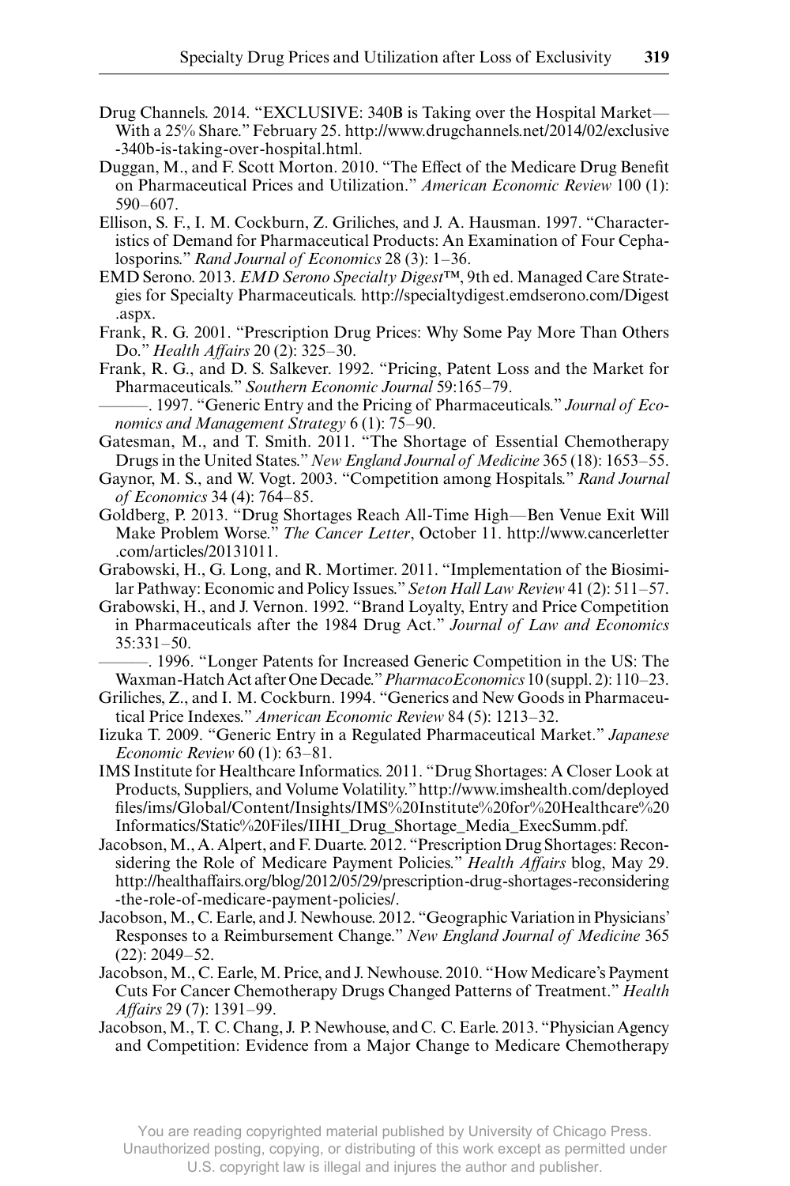Drug Channels. 2014. "EXCLUSIVE: 340B is Taking over the Hospital Market—With a 25% Share." February 25. http://www.drugchannels.net/2014/02/exclusive-340b-is-taking-over-hospital.html.

Duggan, M., and F. Scott Morton. 2010. "The Effect of the Medicare Drug Benefit on Pharmaceutical Prices and Utilization." *American Economic Review* 100 (1): 590–607.

Ellison, S. F., I. M. Cockburn, Z. Griliches, and J. A. Hausman. 1997. "Characteristics of Demand for Pharmaceutical Products: An Examination of Four Cephalosporins." *Rand Journal of Economics* 28 (3): 1–36.

EMD Serono. 2013. *EMD Serono Specialty Digest*™, 9th ed. Managed Care Strategies for Specialty Pharmaceuticals. http://specialtydigest.emdserono.com/Digest.aspx.

Frank, R. G. 2001. "Prescription Drug Prices: Why Some Pay More Than Others Do." *Health Affairs* 20 (2): 325–30.

Frank, R. G., and D. S. Salkever. 1992. "Pricing, Patent Loss and the Market for Pharmaceuticals." *Southern Economic Journal* 59:165–79.

———. 1997. "Generic Entry and the Pricing of Pharmaceuticals." *Journal of Economics and Management Strategy* 6 (1): 75–90.

Gatesman, M., and T. Smith. 2011. "The Shortage of Essential Chemotherapy Drugs in the United States." *New England Journal of Medicine* 365 (18): 1653–55.

Gaynor, M. S., and W. Vogt. 2003. "Competition among Hospitals." *Rand Journal of Economics* 34 (4): 764–85.

Goldberg, P. 2013. "Drug Shortages Reach All-Time High—Ben Venue Exit Will Make Problem Worse." *The Cancer Letter*, October 11. http://www.cancerletter.com/articles/20131011.

Grabowski, H., G. Long, and R. Mortimer. 2011. "Implementation of the Biosimilar Pathway: Economic and Policy Issues." *Seton Hall Law Review* 41 (2): 511–57.

Grabowski, H., and J. Vernon. 1992. "Brand Loyalty, Entry and Price Competition in Pharmaceuticals after the 1984 Drug Act." *Journal of Law and Economics* 35:331–50.

———. 1996. "Longer Patents for Increased Generic Competition in the US: The Waxman-Hatch Act after One Decade." *PharmacoEconomics* 10 (suppl. 2): 110–23.

Griliches, Z., and I. M. Cockburn. 1994. "Generics and New Goods in Pharmaceutical Price Indexes." *American Economic Review* 84 (5): 1213–32.

Iizuka T. 2009. "Generic Entry in a Regulated Pharmaceutical Market." *Japanese Economic Review* 60 (1): 63–81.

IMS Institute for Healthcare Informatics. 2011. "Drug Shortages: A Closer Look at Products, Suppliers, and Volume Volatility." http://www.imshealth.com/deployedfiles/ims/Global/Content/Insights/IMS%20Institute%20for%20Healthcare%20Informatics/Static%20Files/IIHI_Drug_Shortage_Media_ExecSumm.pdf.

Jacobson, M., A. Alpert, and F. Duarte. 2012. "Prescription Drug Shortages: Reconsidering the Role of Medicare Payment Policies." *Health Affairs* blog, May 29. http://healthaffairs.org/blog/2012/05/29/prescription-drug-shortages-reconsidering-the-role-of-medicare-payment-policies/.

Jacobson, M., C. Earle, and J. Newhouse. 2012. "Geographic Variation in Physicians' Responses to a Reimbursement Change." *New England Journal of Medicine* 365 (22): 2049–52.

Jacobson, M., C. Earle, M. Price, and J. Newhouse. 2010. "How Medicare's Payment Cuts For Cancer Chemotherapy Drugs Changed Patterns of Treatment." *Health Affairs* 29 (7): 1391–99.

Jacobson, M., T. C. Chang, J. P. Newhouse, and C. C. Earle. 2013. "Physician Agency and Competition: Evidence from a Major Change to Medicare Chemotherapy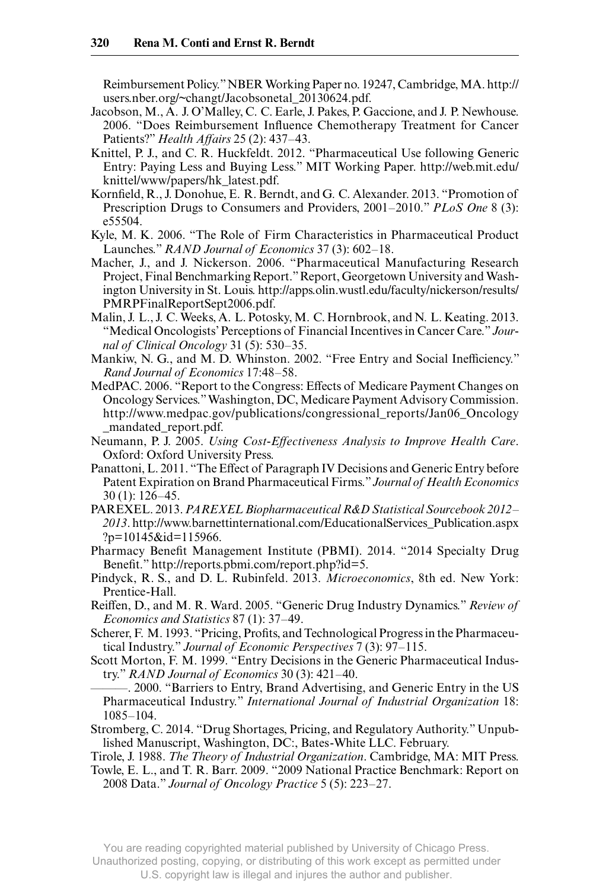Reimbursement Policy." NBER Working Paper no. 19247, Cambridge, MA. http://users.nber.org/~changt/Jacobsonetal_20130624.pdf.

Jacobson, M., A. J. O'Malley, C. C. Earle, J. Pakes, P. Gaccione, and J. P. Newhouse. 2006. "Does Reimbursement Influence Chemotherapy Treatment for Cancer Patients?" *Health Affairs* 25 (2): 437–43.

Knittel, P. J., and C. R. Huckfeldt. 2012. "Pharmaceutical Use following Generic Entry: Paying Less and Buying Less." MIT Working Paper. http://web.mit.edu/knittel/www/papers/hk_latest.pdf.

Kornfield, R., J. Donohue, E. R. Berndt, and G. C. Alexander. 2013. "Promotion of Prescription Drugs to Consumers and Providers, 2001–2010." *PLoS One* 8 (3): e55504.

Kyle, M. K. 2006. "The Role of Firm Characteristics in Pharmaceutical Product Launches." *RAND Journal of Economics* 37 (3): 602–18.

Macher, J., and J. Nickerson. 2006. "Pharmaceutical Manufacturing Research Project, Final Benchmarking Report." Report, Georgetown University and Washington University in St. Louis. http://apps.olin.wustl.edu/faculty/nickerson/results/PMRPFinalReportSept2006.pdf.

Malin, J. L., J. C. Weeks, A. L. Potosky, M. C. Hornbrook, and N. L. Keating. 2013. "Medical Oncologists' Perceptions of Financial Incentives in Cancer Care." *Journal of Clinical Oncology* 31 (5): 530–35.

Mankiw, N. G., and M. D. Whinston. 2002. "Free Entry and Social Inefficiency." *Rand Journal of Economics* 17:48–58.

MedPAC. 2006. "Report to the Congress: Effects of Medicare Payment Changes on Oncology Services." Washington, DC, Medicare Payment Advisory Commission. http://www.medpac.gov/publications/congressional_reports/Jan06_Oncology_mandated_report.pdf.

Neumann, P. J. 2005. *Using Cost-Effectiveness Analysis to Improve Health Care*. Oxford: Oxford University Press.

Panattoni, L. 2011. "The Effect of Paragraph IV Decisions and Generic Entry before Patent Expiration on Brand Pharmaceutical Firms." *Journal of Health Economics* 30 (1): 126–45.

PAREXEL. 2013. *PAREXEL Biopharmaceutical R&D Statistical Sourcebook 2012–2013*. http://www.barnettinternational.com/EducationalServices_Publication.aspx?p=10145&id=115966.

Pharmacy Benefit Management Institute (PBMI). 2014. "2014 Specialty Drug Benefit." http://reports.pbmi.com/report.php?id=5.

Pindyck, R. S., and D. L. Rubinfeld. 2013. *Microeconomics*, 8th ed. New York: Prentice-Hall.

Reiffen, D., and M. R. Ward. 2005. "Generic Drug Industry Dynamics." *Review of Economics and Statistics* 87 (1): 37–49.

Scherer, F. M. 1993. "Pricing, Profits, and Technological Progress in the Pharmaceutical Industry." *Journal of Economic Perspectives* 7 (3): 97–115.

Scott Morton, F. M. 1999. "Entry Decisions in the Generic Pharmaceutical Industry." *RAND Journal of Economics* 30 (3): 421–40.

———. 2000. "Barriers to Entry, Brand Advertising, and Generic Entry in the US Pharmaceutical Industry." *International Journal of Industrial Organization* 18: 1085–104.

Stromberg, C. 2014. "Drug Shortages, Pricing, and Regulatory Authority." Unpublished Manuscript, Washington, DC:, Bates-White LLC. February.

Tirole, J. 1988. *The Theory of Industrial Organization*. Cambridge, MA: MIT Press.

Towle, E. L., and T. R. Barr. 2009. "2009 National Practice Benchmark: Report on 2008 Data." *Journal of Oncology Practice* 5 (5): 223–27.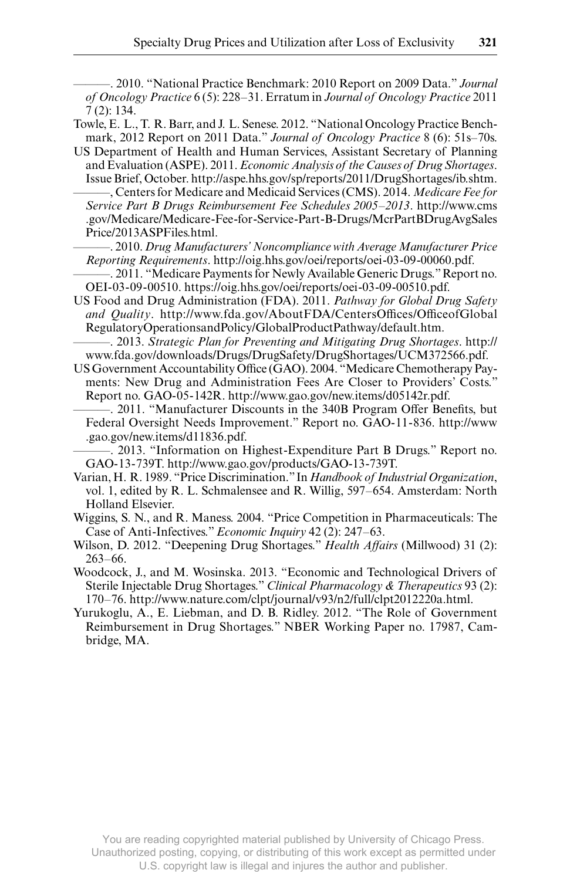———. 2010. "National Practice Benchmark: 2010 Report on 2009 Data." *Journal of Oncology Practice* 6 (5): 228–31. Erratum in *Journal of Oncology Practice* 2011 7 (2): 134.

Towle, E. L., T. R. Barr, and J. L. Senese. 2012. "National Oncology Practice Benchmark, 2012 Report on 2011 Data." *Journal of Oncology Practice* 8 (6): 51s–70s.

US Department of Health and Human Services, Assistant Secretary of Planning and Evaluation (ASPE). 2011. *Economic Analysis of the Causes of Drug Shortages*. Issue Brief, October. http://aspe.hhs.gov/sp/reports/2011/DrugShortages/ib.shtm.

———, Centers for Medicare and Medicaid Services (CMS). 2014. *Medicare Fee for Service Part B Drugs Reimbursement Fee Schedules 2005–2013*. http://www.cms.gov/Medicare/Medicare-Fee-for-Service-Part-B-Drugs/McrPartBDrugAvgSalesPrice/2013ASPFiles.html.

———. 2010. *Drug Manufacturers' Noncompliance with Average Manufacturer Price Reporting Requirements*. http://oig.hhs.gov/oei/reports/oei-03-09-00060.pdf.

———. 2011. "Medicare Payments for Newly Available Generic Drugs." Report no. OEI-03-09-00510. https://oig.hhs.gov/oei/reports/oei-03-09-00510.pdf.

US Food and Drug Administration (FDA). 2011. *Pathway for Global Drug Safety and Quality*. http://www.fda.gov/AboutFDA/CentersOffices/OfficeofGlobalRegulatoryOperationsandPolicy/GlobalProductPathway/default.htm.

———. 2013. *Strategic Plan for Preventing and Mitigating Drug Shortages*. http://www.fda.gov/downloads/Drugs/DrugSafety/DrugShortages/UCM372566.pdf.

US Government Accountability Office (GAO). 2004. "Medicare Chemotherapy Payments: New Drug and Administration Fees Are Closer to Providers' Costs." Report no. GAO-05-142R. http://www.gao.gov/new.items/d05142r.pdf.

———. 2011. "Manufacturer Discounts in the 340B Program Offer Benefits, but Federal Oversight Needs Improvement." Report no. GAO-11-836. http://www.gao.gov/new.items/d11836.pdf.

———. 2013. "Information on Highest-Expenditure Part B Drugs." Report no. GAO-13-739T. http://www.gao.gov/products/GAO-13-739T.

Varian, H. R. 1989. "Price Discrimination." In *Handbook of Industrial Organization*, vol. 1, edited by R. L. Schmalensee and R. Willig, 597–654. Amsterdam: North Holland Elsevier.

Wiggins, S. N., and R. Maness. 2004. "Price Competition in Pharmaceuticals: The Case of Anti-Infectives." *Economic Inquiry* 42 (2): 247–63.

Wilson, D. 2012. "Deepening Drug Shortages." *Health Affairs* (Millwood) 31 (2): 263–66.

Woodcock, J., and M. Wosinska. 2013. "Economic and Technological Drivers of Sterile Injectable Drug Shortages." *Clinical Pharmacology & Therapeutics* 93 (2): 170–76. http://www.nature.com/clpt/journal/v93/n2/full/clpt2012220a.html.

Yurukoglu, A., E. Liebman, and D. B. Ridley. 2012. "The Role of Government Reimbursement in Drug Shortages." NBER Working Paper no. 17987, Cambridge, MA.